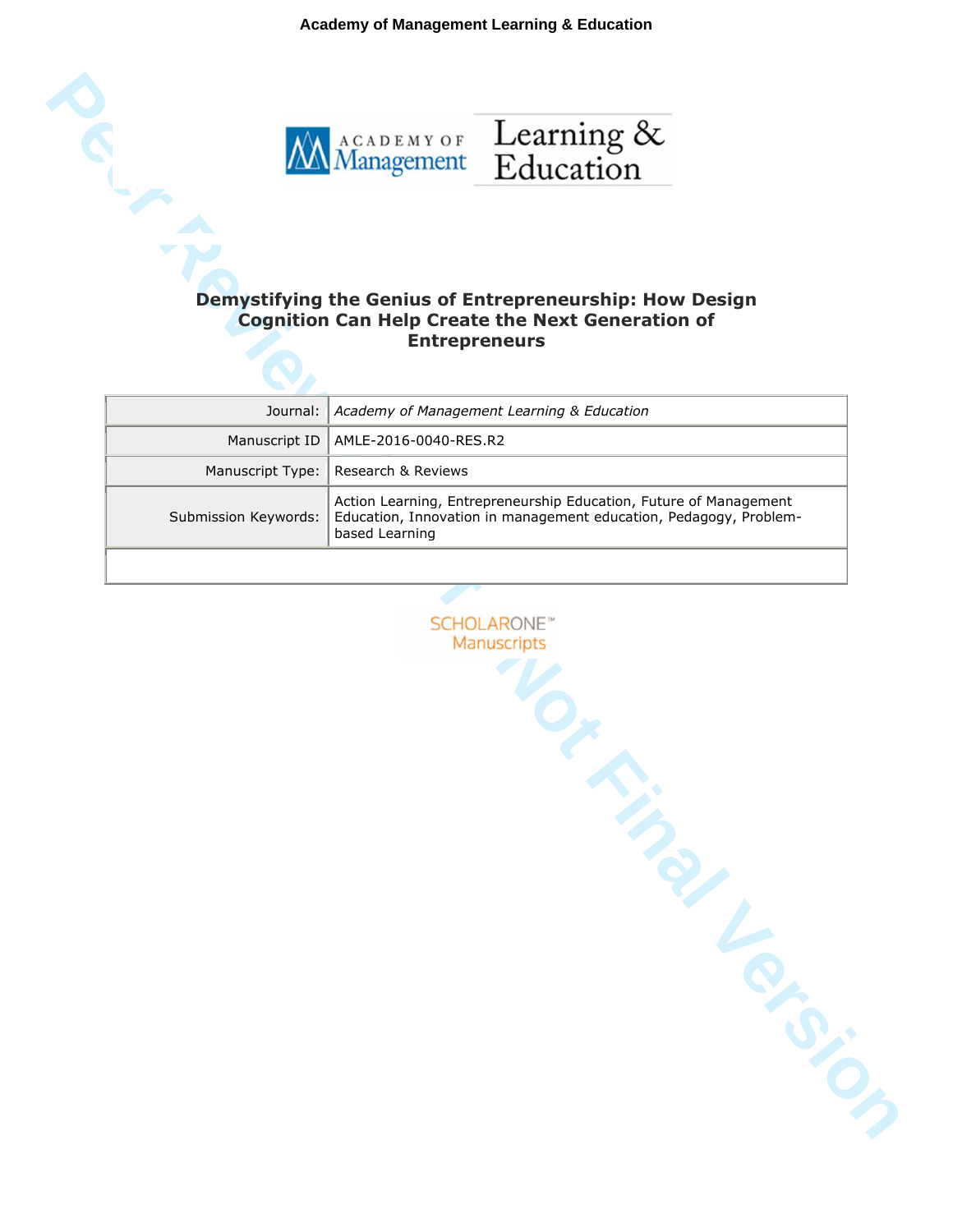# Demystifying the Genius of Entrepreneurship: How Design Cognition Can Help Create the Next Generation of Entrepreneurs

| | |
|---|---|
| Journal: | *Academy of Management Learning & Education* |
| Manuscript ID | AMLE-2016-0040-RES.R2 |
| Manuscript Type: | Research & Reviews |
| Submission Keywords: | Action Learning, Entrepreneurship Education, Future of Management Education, Innovation in management education, Pedagogy, Problem-based Learning |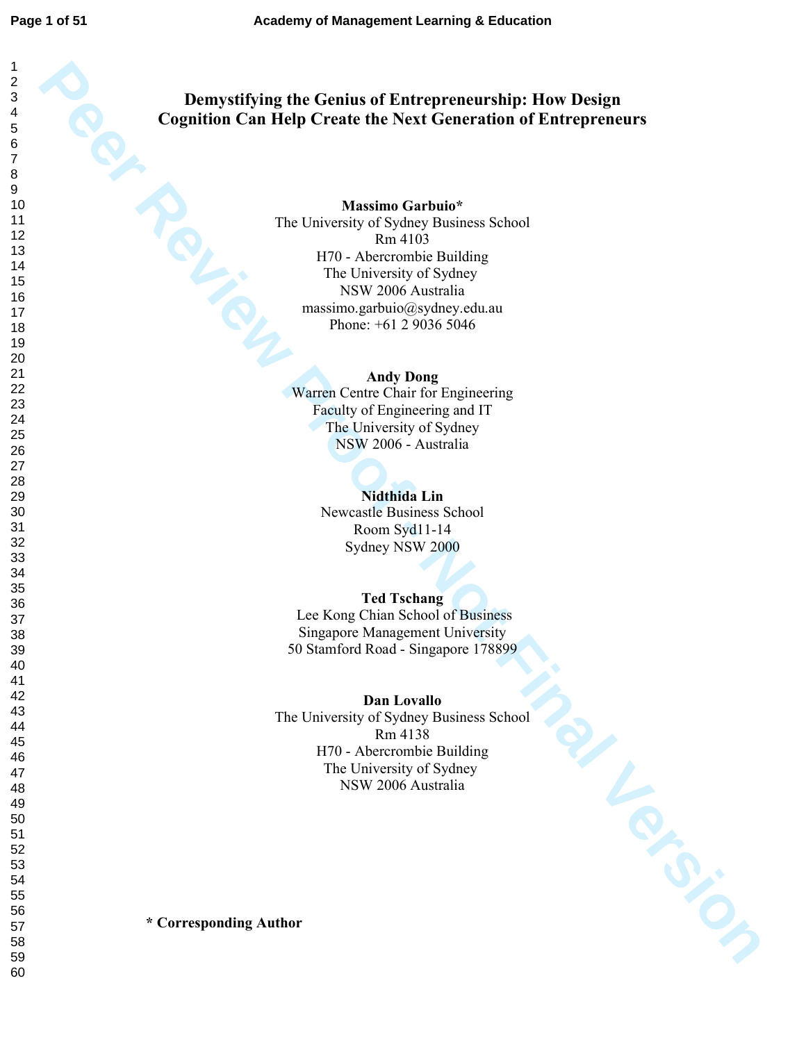# Demystifying the Genius of Entrepreneurship: How Design Cognition Can Help Create the Next Generation of Entrepreneurs

**Massimo Garbuio***
The University of Sydney Business School
Rm 4103
H70 - Abercrombie Building
The University of Sydney
NSW 2006 Australia
massimo.garbuio@sydney.edu.au
Phone: +61 2 9036 5046

**Andy Dong**
Warren Centre Chair for Engineering
Faculty of Engineering and IT
The University of Sydney
NSW 2006 - Australia

**Nidthida Lin**
Newcastle Business School
Room Syd11-14
Sydney NSW 2000

**Ted Tschang**
Lee Kong Chian School of Business
Singapore Management University
50 Stamford Road - Singapore 178899

**Dan Lovallo**
The University of Sydney Business School
Rm 4138
H70 - Abercrombie Building
The University of Sydney
NSW 2006 Australia

**\* Corresponding Author**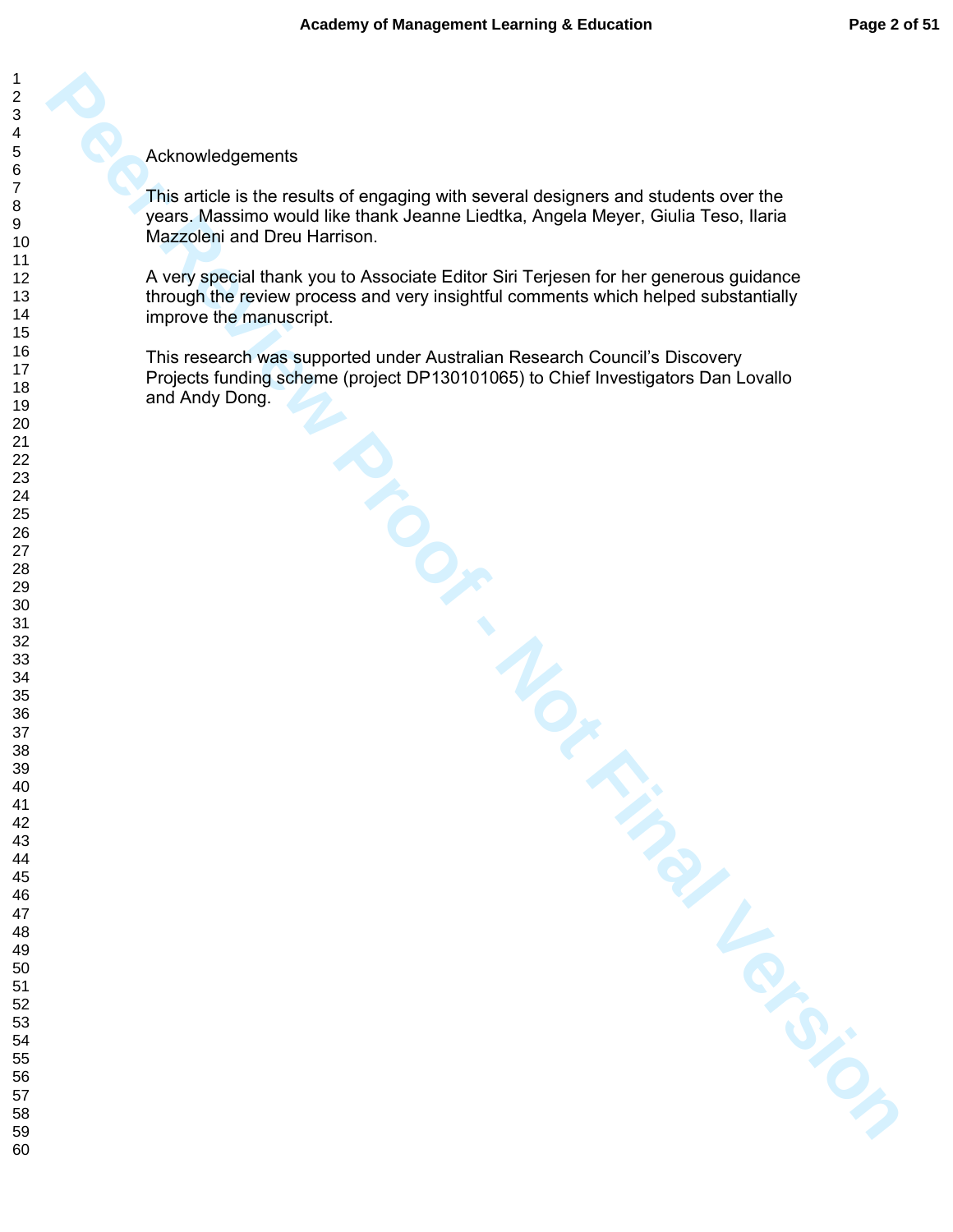Acknowledgements

This article is the results of engaging with several designers and students over the years. Massimo would like thank Jeanne Liedtka, Angela Meyer, Giulia Teso, Ilaria Mazzoleni and Dreu Harrison.

A very special thank you to Associate Editor Siri Terjesen for her generous guidance through the review process and very insightful comments which helped substantially improve the manuscript.

This research was supported under Australian Research Council's Discovery Projects funding scheme (project DP130101065) to Chief Investigators Dan Lovallo and Andy Dong.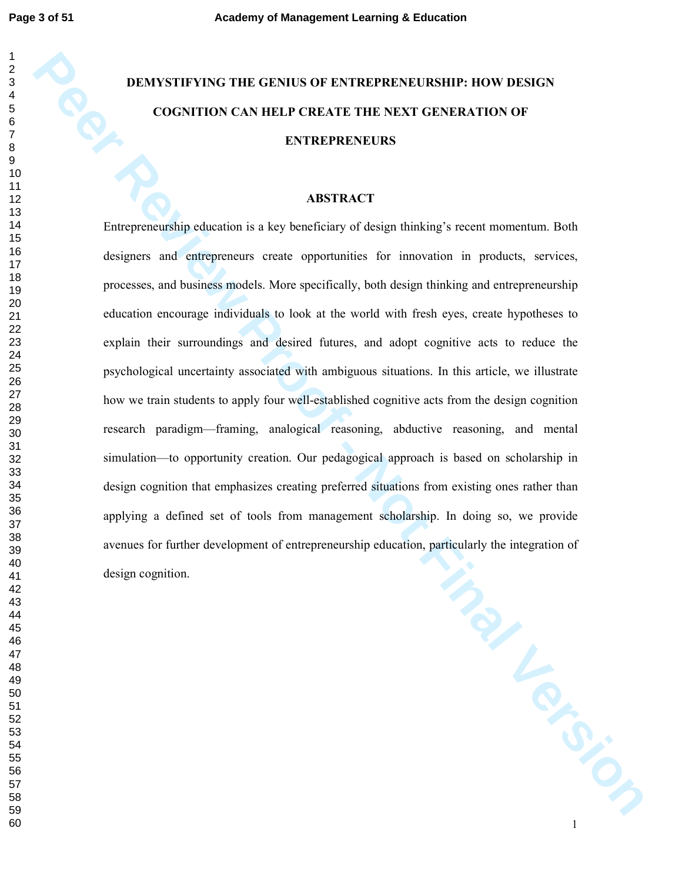# DEMYSTIFYING THE GENIUS OF ENTREPRENEURSHIP: HOW DESIGN COGNITION CAN HELP CREATE THE NEXT GENERATION OF ENTREPRENEURS

## ABSTRACT

Entrepreneurship education is a key beneficiary of design thinking's recent momentum. Both designers and entrepreneurs create opportunities for innovation in products, services, processes, and business models. More specifically, both design thinking and entrepreneurship education encourage individuals to look at the world with fresh eyes, create hypotheses to explain their surroundings and desired futures, and adopt cognitive acts to reduce the psychological uncertainty associated with ambiguous situations. In this article, we illustrate how we train students to apply four well-established cognitive acts from the design cognition research paradigm—framing, analogical reasoning, abductive reasoning, and mental simulation—to opportunity creation. Our pedagogical approach is based on scholarship in design cognition that emphasizes creating preferred situations from existing ones rather than applying a defined set of tools from management scholarship. In doing so, we provide avenues for further development of entrepreneurship education, particularly the integration of design cognition.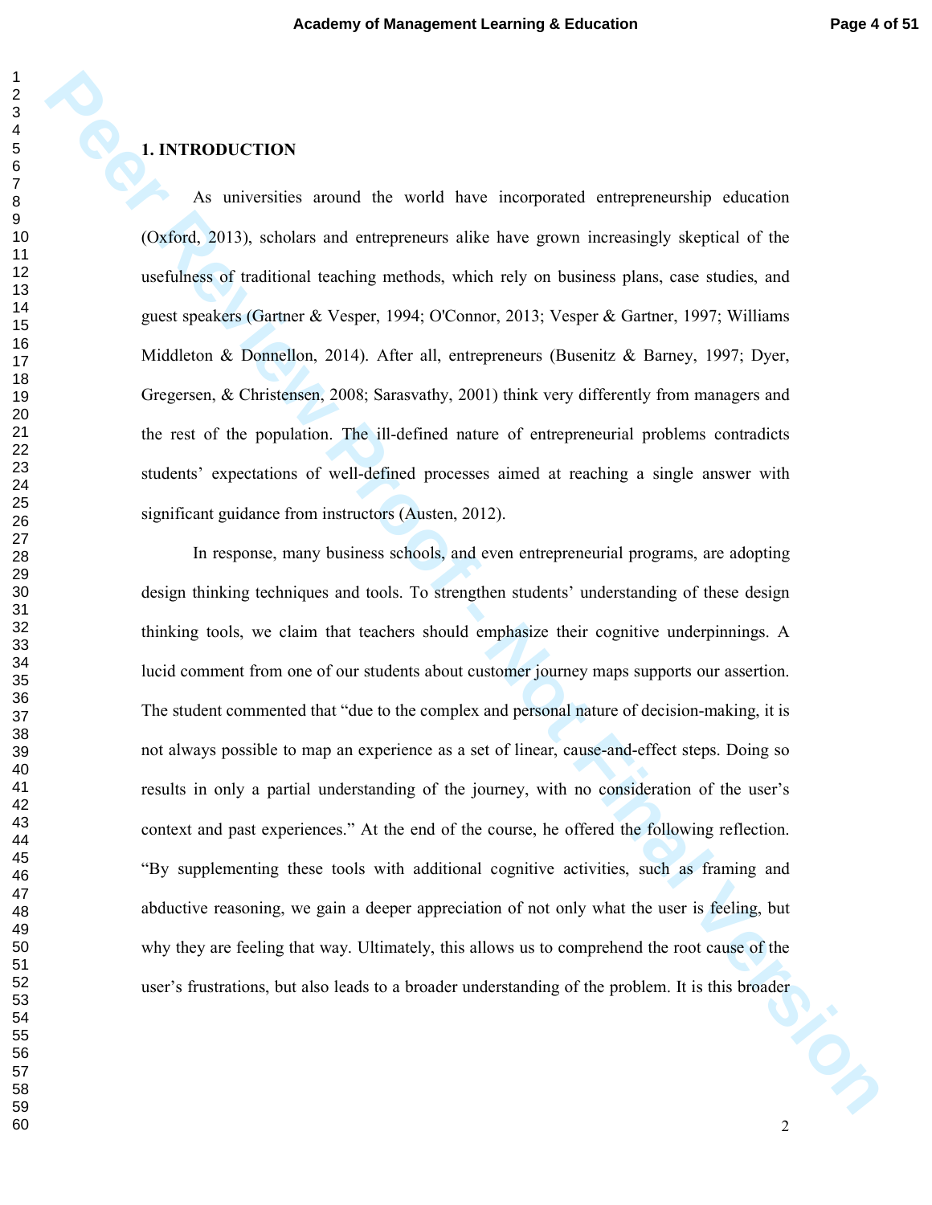# 1. INTRODUCTION

As universities around the world have incorporated entrepreneurship education (Oxford, 2013), scholars and entrepreneurs alike have grown increasingly skeptical of the usefulness of traditional teaching methods, which rely on business plans, case studies, and guest speakers (Gartner & Vesper, 1994; O'Connor, 2013; Vesper & Gartner, 1997; Williams Middleton & Donnellon, 2014). After all, entrepreneurs (Busenitz & Barney, 1997; Dyer, Gregersen, & Christensen, 2008; Sarasvathy, 2001) think very differently from managers and the rest of the population. The ill-defined nature of entrepreneurial problems contradicts students' expectations of well-defined processes aimed at reaching a single answer with significant guidance from instructors (Austen, 2012).

In response, many business schools, and even entrepreneurial programs, are adopting design thinking techniques and tools. To strengthen students' understanding of these design thinking tools, we claim that teachers should emphasize their cognitive underpinnings. A lucid comment from one of our students about customer journey maps supports our assertion. The student commented that "due to the complex and personal nature of decision-making, it is not always possible to map an experience as a set of linear, cause-and-effect steps. Doing so results in only a partial understanding of the journey, with no consideration of the user's context and past experiences." At the end of the course, he offered the following reflection. "By supplementing these tools with additional cognitive activities, such as framing and abductive reasoning, we gain a deeper appreciation of not only what the user is feeling, but why they are feeling that way. Ultimately, this allows us to comprehend the root cause of the user's frustrations, but also leads to a broader understanding of the problem. It is this broader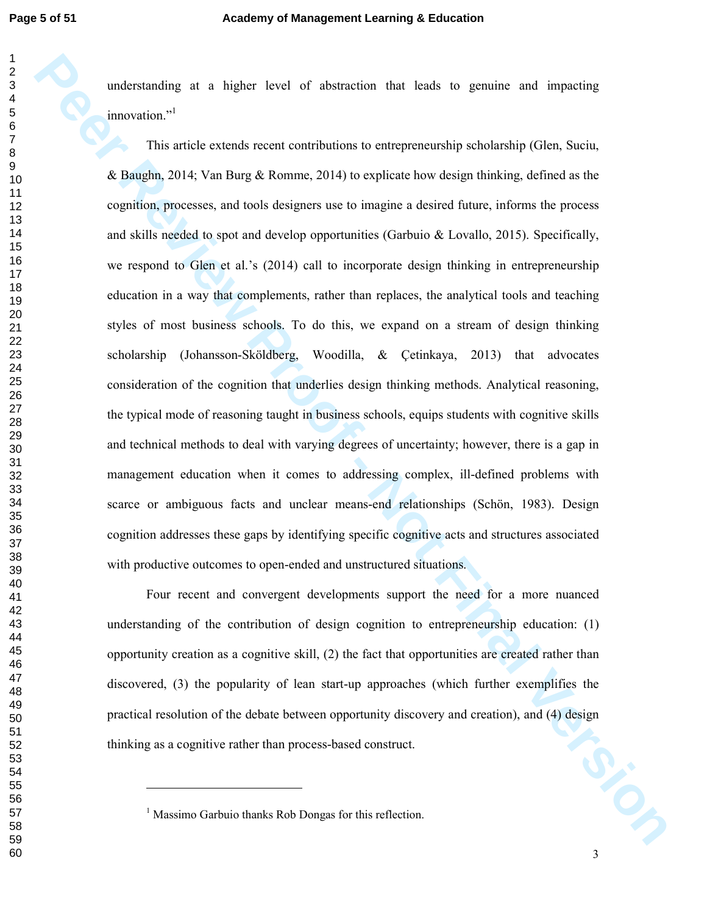understanding at a higher level of abstraction that leads to genuine and impacting innovation."[1]

This article extends recent contributions to entrepreneurship scholarship (Glen, Suciu, & Baughn, 2014; Van Burg & Romme, 2014) to explicate how design thinking, defined as the cognition, processes, and tools designers use to imagine a desired future, informs the process and skills needed to spot and develop opportunities (Garbuio & Lovallo, 2015). Specifically, we respond to Glen et al.'s (2014) call to incorporate design thinking in entrepreneurship education in a way that complements, rather than replaces, the analytical tools and teaching styles of most business schools. To do this, we expand on a stream of design thinking scholarship (Johansson-Sköldberg, Woodilla, & Çetinkaya, 2013) that advocates consideration of the cognition that underlies design thinking methods. Analytical reasoning, the typical mode of reasoning taught in business schools, equips students with cognitive skills and technical methods to deal with varying degrees of uncertainty; however, there is a gap in management education when it comes to addressing complex, ill-defined problems with scarce or ambiguous facts and unclear means-end relationships (Schön, 1983). Design cognition addresses these gaps by identifying specific cognitive acts and structures associated with productive outcomes to open-ended and unstructured situations.

Four recent and convergent developments support the need for a more nuanced understanding of the contribution of design cognition to entrepreneurship education: (1) opportunity creation as a cognitive skill, (2) the fact that opportunities are created rather than discovered, (3) the popularity of lean start-up approaches (which further exemplifies the practical resolution of the debate between opportunity discovery and creation), and (4) design thinking as a cognitive rather than process-based construct.

---

[1] Massimo Garbuio thanks Rob Dongas for this reflection.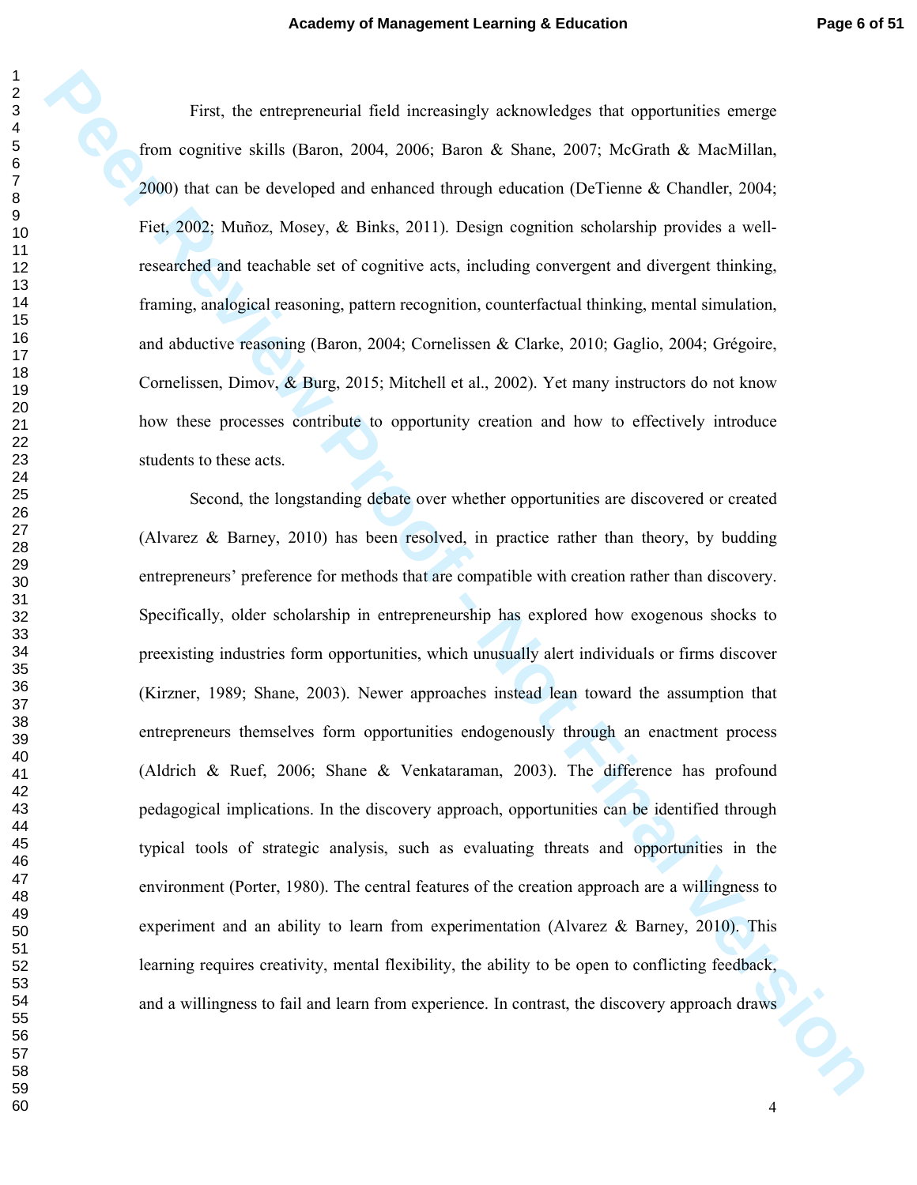First, the entrepreneurial field increasingly acknowledges that opportunities emerge from cognitive skills (Baron, 2004, 2006; Baron & Shane, 2007; McGrath & MacMillan, 2000) that can be developed and enhanced through education (DeTienne & Chandler, 2004; Fiet, 2002; Muñoz, Mosey, & Binks, 2011). Design cognition scholarship provides a well-researched and teachable set of cognitive acts, including convergent and divergent thinking, framing, analogical reasoning, pattern recognition, counterfactual thinking, mental simulation, and abductive reasoning (Baron, 2004; Cornelissen & Clarke, 2010; Gaglio, 2004; Grégoire, Cornelissen, Dimov, & Burg, 2015; Mitchell et al., 2002). Yet many instructors do not know how these processes contribute to opportunity creation and how to effectively introduce students to these acts.

Second, the longstanding debate over whether opportunities are discovered or created (Alvarez & Barney, 2010) has been resolved, in practice rather than theory, by budding entrepreneurs' preference for methods that are compatible with creation rather than discovery. Specifically, older scholarship in entrepreneurship has explored how exogenous shocks to preexisting industries form opportunities, which unusually alert individuals or firms discover (Kirzner, 1989; Shane, 2003). Newer approaches instead lean toward the assumption that entrepreneurs themselves form opportunities endogenously through an enactment process (Aldrich & Ruef, 2006; Shane & Venkataraman, 2003). The difference has profound pedagogical implications. In the discovery approach, opportunities can be identified through typical tools of strategic analysis, such as evaluating threats and opportunities in the environment (Porter, 1980). The central features of the creation approach are a willingness to experiment and an ability to learn from experimentation (Alvarez & Barney, 2010). This learning requires creativity, mental flexibility, the ability to be open to conflicting feedback, and a willingness to fail and learn from experience. In contrast, the discovery approach draws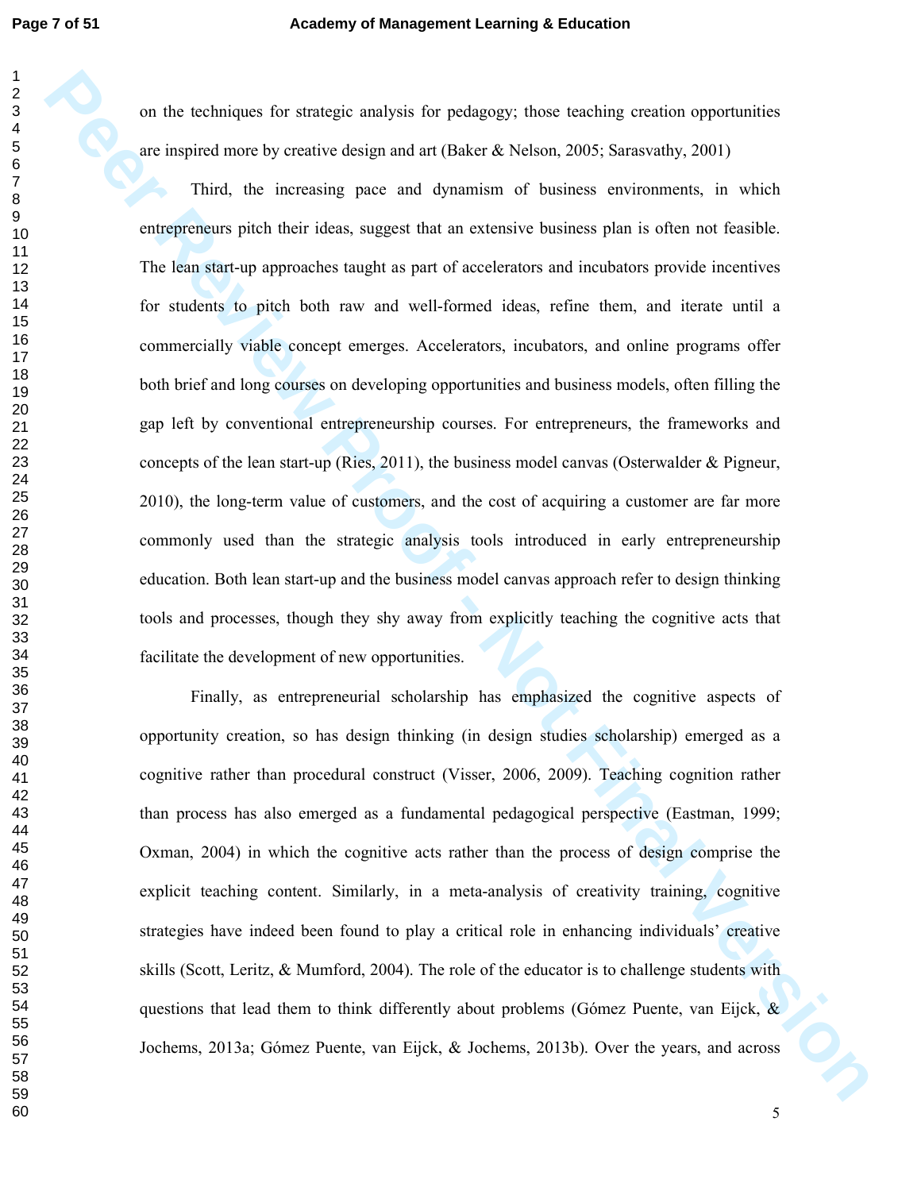on the techniques for strategic analysis for pedagogy; those teaching creation opportunities are inspired more by creative design and art (Baker & Nelson, 2005; Sarasvathy, 2001)

Third, the increasing pace and dynamism of business environments, in which entrepreneurs pitch their ideas, suggest that an extensive business plan is often not feasible. The lean start-up approaches taught as part of accelerators and incubators provide incentives for students to pitch both raw and well-formed ideas, refine them, and iterate until a commercially viable concept emerges. Accelerators, incubators, and online programs offer both brief and long courses on developing opportunities and business models, often filling the gap left by conventional entrepreneurship courses. For entrepreneurs, the frameworks and concepts of the lean start-up (Ries, 2011), the business model canvas (Osterwalder & Pigneur, 2010), the long-term value of customers, and the cost of acquiring a customer are far more commonly used than the strategic analysis tools introduced in early entrepreneurship education. Both lean start-up and the business model canvas approach refer to design thinking tools and processes, though they shy away from explicitly teaching the cognitive acts that facilitate the development of new opportunities.

Finally, as entrepreneurial scholarship has emphasized the cognitive aspects of opportunity creation, so has design thinking (in design studies scholarship) emerged as a cognitive rather than procedural construct (Visser, 2006, 2009). Teaching cognition rather than process has also emerged as a fundamental pedagogical perspective (Eastman, 1999; Oxman, 2004) in which the cognitive acts rather than the process of design comprise the explicit teaching content. Similarly, in a meta-analysis of creativity training, cognitive strategies have indeed been found to play a critical role in enhancing individuals' creative skills (Scott, Leritz, & Mumford, 2004). The role of the educator is to challenge students with questions that lead them to think differently about problems (Gómez Puente, van Eijck, & Jochems, 2013a; Gómez Puente, van Eijck, & Jochems, 2013b). Over the years, and across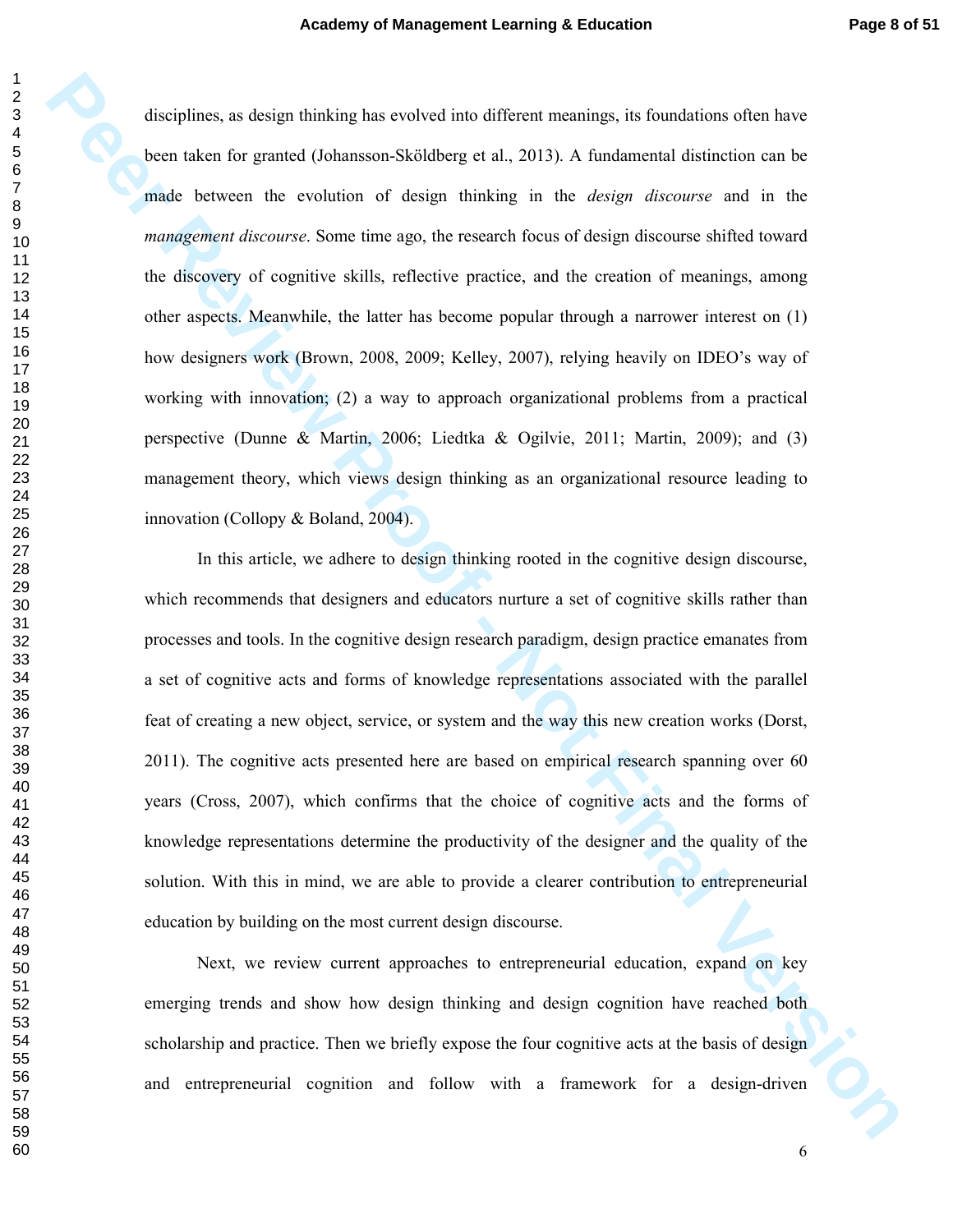disciplines, as design thinking has evolved into different meanings, its foundations often have been taken for granted (Johansson-Sköldberg et al., 2013). A fundamental distinction can be made between the evolution of design thinking in the *design discourse* and in the *management discourse*. Some time ago, the research focus of design discourse shifted toward the discovery of cognitive skills, reflective practice, and the creation of meanings, among other aspects. Meanwhile, the latter has become popular through a narrower interest on (1) how designers work (Brown, 2008, 2009; Kelley, 2007), relying heavily on IDEO's way of working with innovation; (2) a way to approach organizational problems from a practical perspective (Dunne & Martin, 2006; Liedtka & Ogilvie, 2011; Martin, 2009); and (3) management theory, which views design thinking as an organizational resource leading to innovation (Collopy & Boland, 2004).

In this article, we adhere to design thinking rooted in the cognitive design discourse, which recommends that designers and educators nurture a set of cognitive skills rather than processes and tools. In the cognitive design research paradigm, design practice emanates from a set of cognitive acts and forms of knowledge representations associated with the parallel feat of creating a new object, service, or system and the way this new creation works (Dorst, 2011). The cognitive acts presented here are based on empirical research spanning over 60 years (Cross, 2007), which confirms that the choice of cognitive acts and the forms of knowledge representations determine the productivity of the designer and the quality of the solution. With this in mind, we are able to provide a clearer contribution to entrepreneurial education by building on the most current design discourse.

Next, we review current approaches to entrepreneurial education, expand on key emerging trends and show how design thinking and design cognition have reached both scholarship and practice. Then we briefly expose the four cognitive acts at the basis of design and entrepreneurial cognition and follow with a framework for a design-driven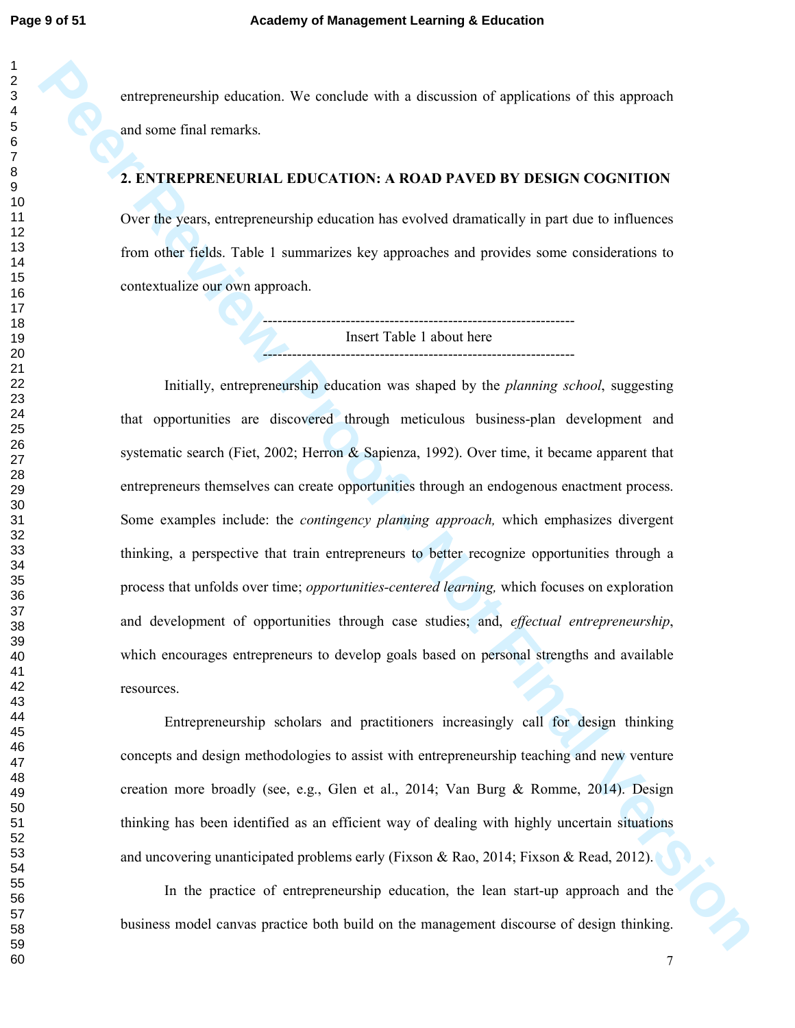entrepreneurship education. We conclude with a discussion of applications of this approach and some final remarks.

## 2. ENTREPRENEURIAL EDUCATION: A ROAD PAVED BY DESIGN COGNITION

Over the years, entrepreneurship education has evolved dramatically in part due to influences from other fields. Table 1 summarizes key approaches and provides some considerations to contextualize our own approach.

---

Insert Table 1 about here

---

Initially, entrepreneurship education was shaped by the *planning school*, suggesting that opportunities are discovered through meticulous business-plan development and systematic search (Fiet, 2002; Herron & Sapienza, 1992). Over time, it became apparent that entrepreneurs themselves can create opportunities through an endogenous enactment process. Some examples include: the *contingency planning approach,* which emphasizes divergent thinking, a perspective that train entrepreneurs to better recognize opportunities through a process that unfolds over time; *opportunities-centered learning,* which focuses on exploration and development of opportunities through case studies; and, *effectual entrepreneurship*, which encourages entrepreneurs to develop goals based on personal strengths and available resources.

Entrepreneurship scholars and practitioners increasingly call for design thinking concepts and design methodologies to assist with entrepreneurship teaching and new venture creation more broadly (see, e.g., Glen et al., 2014; Van Burg & Romme, 2014). Design thinking has been identified as an efficient way of dealing with highly uncertain situations and uncovering unanticipated problems early (Fixson & Rao, 2014; Fixson & Read, 2012).

In the practice of entrepreneurship education, the lean start-up approach and the business model canvas practice both build on the management discourse of design thinking.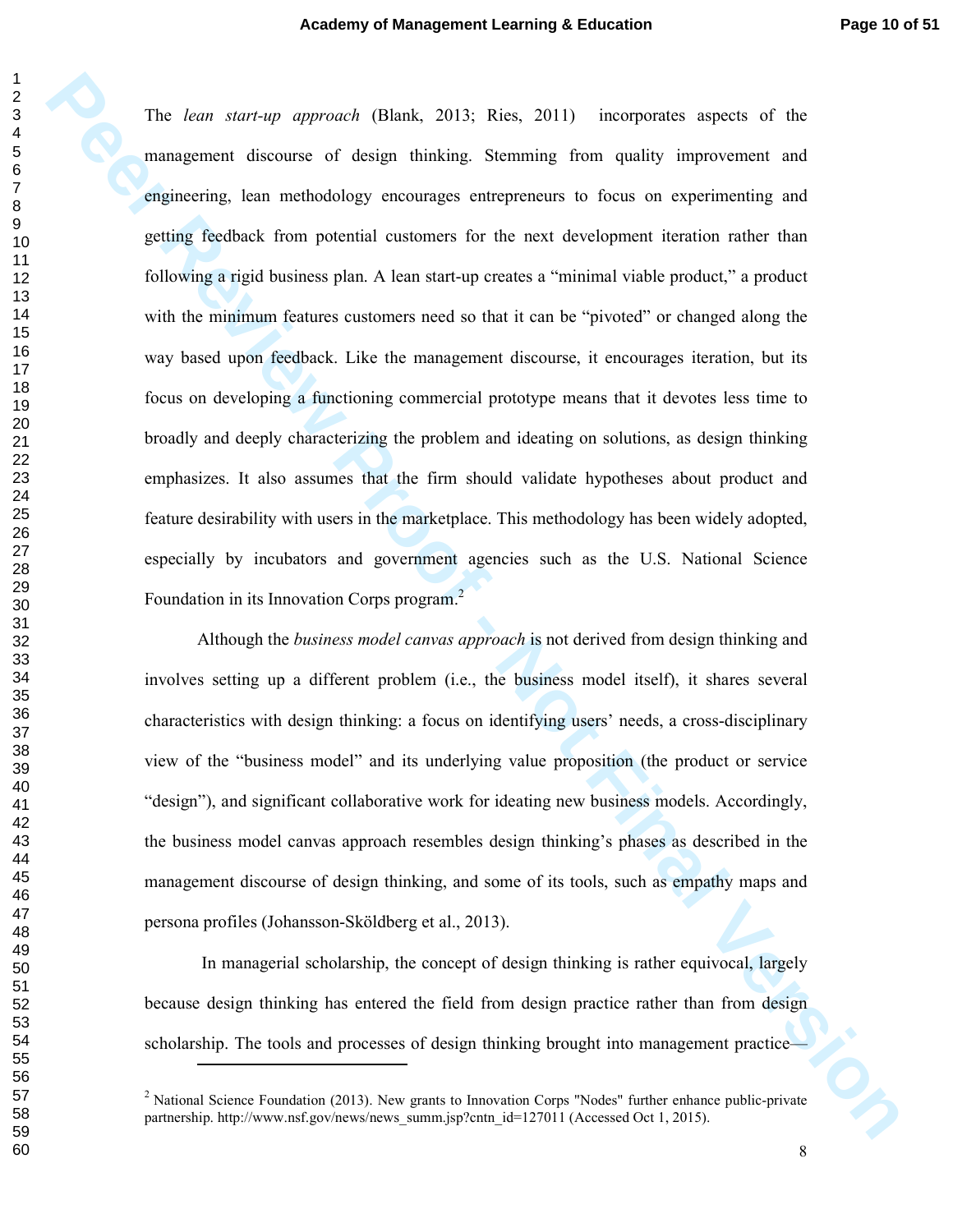The *lean start-up approach* (Blank, 2013; Ries, 2011) incorporates aspects of the management discourse of design thinking. Stemming from quality improvement and engineering, lean methodology encourages entrepreneurs to focus on experimenting and getting feedback from potential customers for the next development iteration rather than following a rigid business plan. A lean start-up creates a "minimal viable product," a product with the minimum features customers need so that it can be "pivoted" or changed along the way based upon feedback. Like the management discourse, it encourages iteration, but its focus on developing a functioning commercial prototype means that it devotes less time to broadly and deeply characterizing the problem and ideating on solutions, as design thinking emphasizes. It also assumes that the firm should validate hypotheses about product and feature desirability with users in the marketplace. This methodology has been widely adopted, especially by incubators and government agencies such as the U.S. National Science Foundation in its Innovation Corps program.[2]

Although the *business model canvas approach* is not derived from design thinking and involves setting up a different problem (i.e., the business model itself), it shares several characteristics with design thinking: a focus on identifying users' needs, a cross-disciplinary view of the "business model" and its underlying value proposition (the product or service "design"), and significant collaborative work for ideating new business models. Accordingly, the business model canvas approach resembles design thinking's phases as described in the management discourse of design thinking, and some of its tools, such as empathy maps and persona profiles (Johansson-Sköldberg et al., 2013).

In managerial scholarship, the concept of design thinking is rather equivocal, largely because design thinking has entered the field from design practice rather than from design scholarship. The tools and processes of design thinking brought into management practice—

[2] National Science Foundation (2013). New grants to Innovation Corps "Nodes" further enhance public-private partnership. http://www.nsf.gov/news/news_summ.jsp?cntn_id=127011 (Accessed Oct 1, 2015).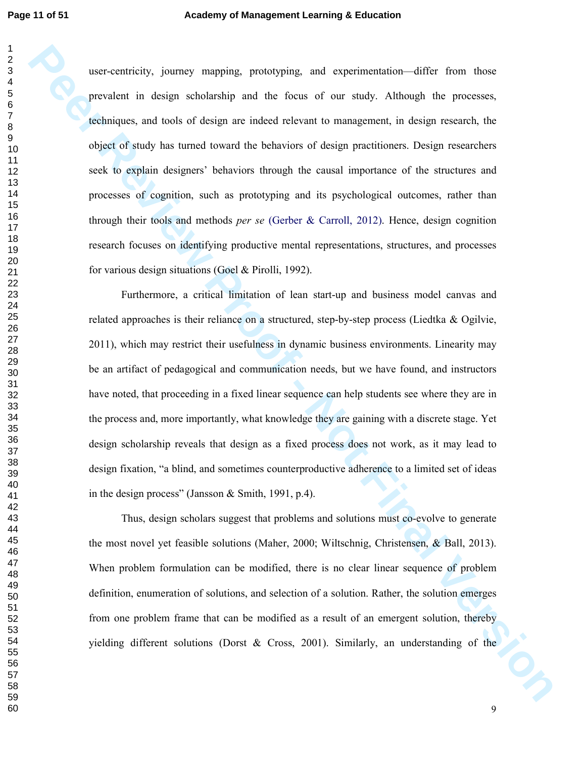user-centricity, journey mapping, prototyping, and experimentation—differ from those prevalent in design scholarship and the focus of our study. Although the processes, techniques, and tools of design are indeed relevant to management, in design research, the object of study has turned toward the behaviors of design practitioners. Design researchers seek to explain designers' behaviors through the causal importance of the structures and processes of cognition, such as prototyping and its psychological outcomes, rather than through their tools and methods *per se* (Gerber & Carroll, 2012). Hence, design cognition research focuses on identifying productive mental representations, structures, and processes for various design situations (Goel & Pirolli, 1992).

Furthermore, a critical limitation of lean start-up and business model canvas and related approaches is their reliance on a structured, step-by-step process (Liedtka & Ogilvie, 2011), which may restrict their usefulness in dynamic business environments. Linearity may be an artifact of pedagogical and communication needs, but we have found, and instructors have noted, that proceeding in a fixed linear sequence can help students see where they are in the process and, more importantly, what knowledge they are gaining with a discrete stage. Yet design scholarship reveals that design as a fixed process does not work, as it may lead to design fixation, "a blind, and sometimes counterproductive adherence to a limited set of ideas in the design process" (Jansson & Smith, 1991, p.4).

Thus, design scholars suggest that problems and solutions must co-evolve to generate the most novel yet feasible solutions (Maher, 2000; Wiltschnig, Christensen, & Ball, 2013). When problem formulation can be modified, there is no clear linear sequence of problem definition, enumeration of solutions, and selection of a solution. Rather, the solution emerges from one problem frame that can be modified as a result of an emergent solution, thereby yielding different solutions (Dorst & Cross, 2001). Similarly, an understanding of the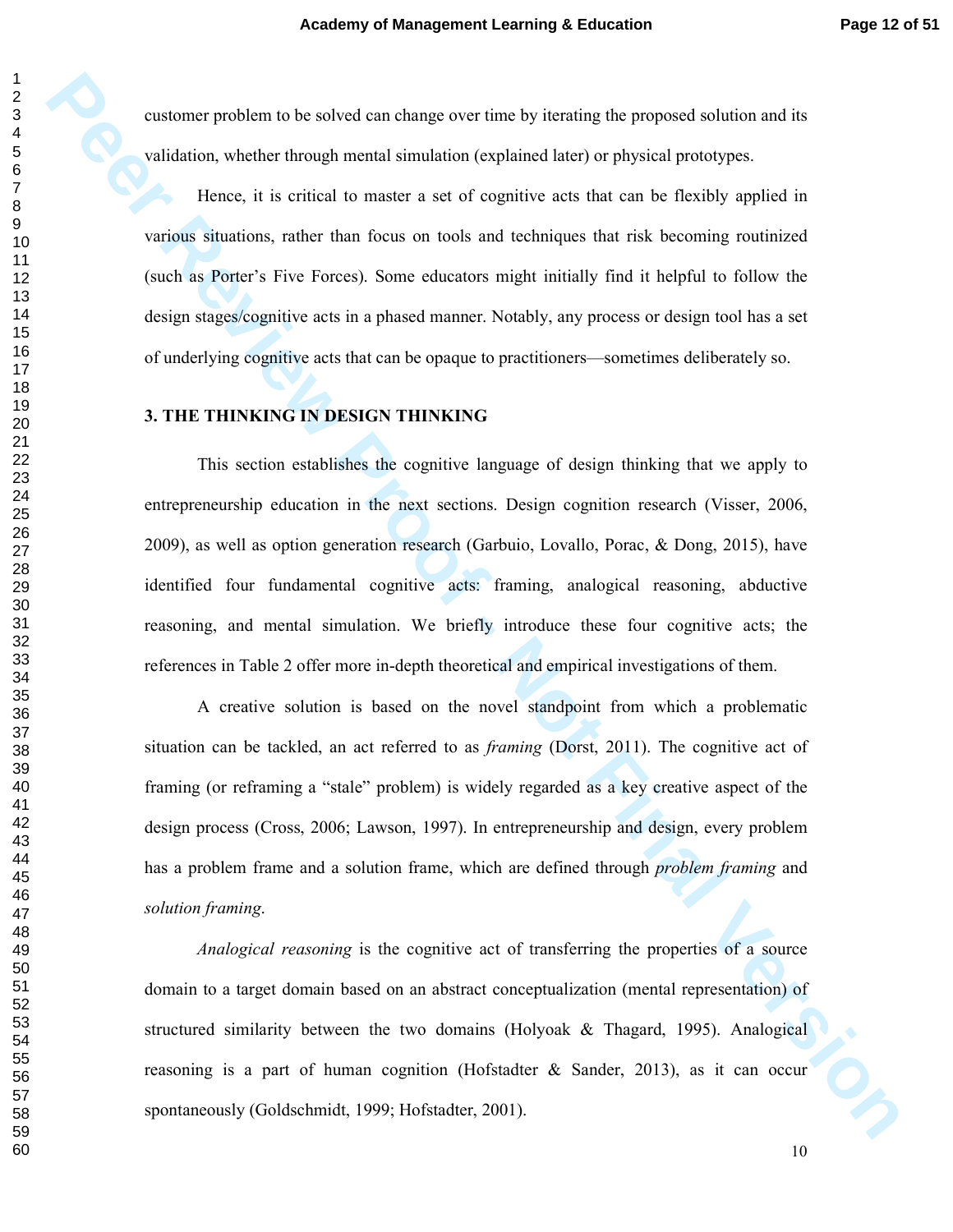customer problem to be solved can change over time by iterating the proposed solution and its validation, whether through mental simulation (explained later) or physical prototypes.

Hence, it is critical to master a set of cognitive acts that can be flexibly applied in various situations, rather than focus on tools and techniques that risk becoming routinized (such as Porter's Five Forces). Some educators might initially find it helpful to follow the design stages/cognitive acts in a phased manner. Notably, any process or design tool has a set of underlying cognitive acts that can be opaque to practitioners—sometimes deliberately so.

## 3. THE THINKING IN DESIGN THINKING

This section establishes the cognitive language of design thinking that we apply to entrepreneurship education in the next sections. Design cognition research (Visser, 2006, 2009), as well as option generation research (Garbuio, Lovallo, Porac, & Dong, 2015), have identified four fundamental cognitive acts: framing, analogical reasoning, abductive reasoning, and mental simulation. We briefly introduce these four cognitive acts; the references in Table 2 offer more in-depth theoretical and empirical investigations of them.

A creative solution is based on the novel standpoint from which a problematic situation can be tackled, an act referred to as *framing* (Dorst, 2011). The cognitive act of framing (or reframing a "stale" problem) is widely regarded as a key creative aspect of the design process (Cross, 2006; Lawson, 1997). In entrepreneurship and design, every problem has a problem frame and a solution frame, which are defined through *problem framing* and *solution framing*.

*Analogical reasoning* is the cognitive act of transferring the properties of a source domain to a target domain based on an abstract conceptualization (mental representation) of structured similarity between the two domains (Holyoak & Thagard, 1995). Analogical reasoning is a part of human cognition (Hofstadter & Sander, 2013), as it can occur spontaneously (Goldschmidt, 1999; Hofstadter, 2001).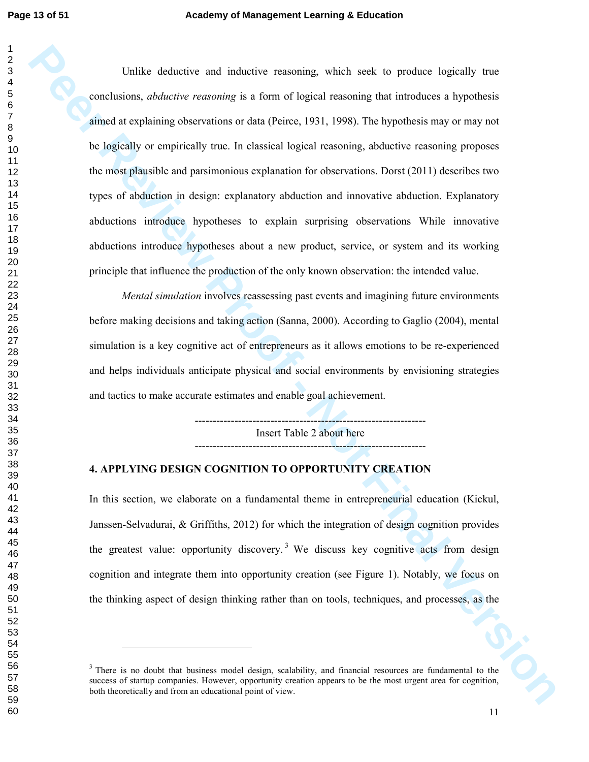Unlike deductive and inductive reasoning, which seek to produce logically true conclusions, *abductive reasoning* is a form of logical reasoning that introduces a hypothesis aimed at explaining observations or data (Peirce, 1931, 1998). The hypothesis may or may not be logically or empirically true. In classical logical reasoning, abductive reasoning proposes the most plausible and parsimonious explanation for observations. Dorst (2011) describes two types of abduction in design: explanatory abduction and innovative abduction. Explanatory abductions introduce hypotheses to explain surprising observations While innovative abductions introduce hypotheses about a new product, service, or system and its working principle that influence the production of the only known observation: the intended value.

*Mental simulation* involves reassessing past events and imagining future environments before making decisions and taking action (Sanna, 2000). According to Gaglio (2004), mental simulation is a key cognitive act of entrepreneurs as it allows emotions to be re-experienced and helps individuals anticipate physical and social environments by envisioning strategies and tactics to make accurate estimates and enable goal achievement.

---

Insert Table 2 about here

---

## 4. APPLYING DESIGN COGNITION TO OPPORTUNITY CREATION

In this section, we elaborate on a fundamental theme in entrepreneurial education (Kickul, Janssen-Selvadurai, & Griffiths, 2012) for which the integration of design cognition provides the greatest value: opportunity discovery.[3] We discuss key cognitive acts from design cognition and integrate them into opportunity creation (see Figure 1). Notably, we focus on the thinking aspect of design thinking rather than on tools, techniques, and processes, as the

[3] There is no doubt that business model design, scalability, and financial resources are fundamental to the success of startup companies. However, opportunity creation appears to be the most urgent area for cognition, both theoretically and from an educational point of view.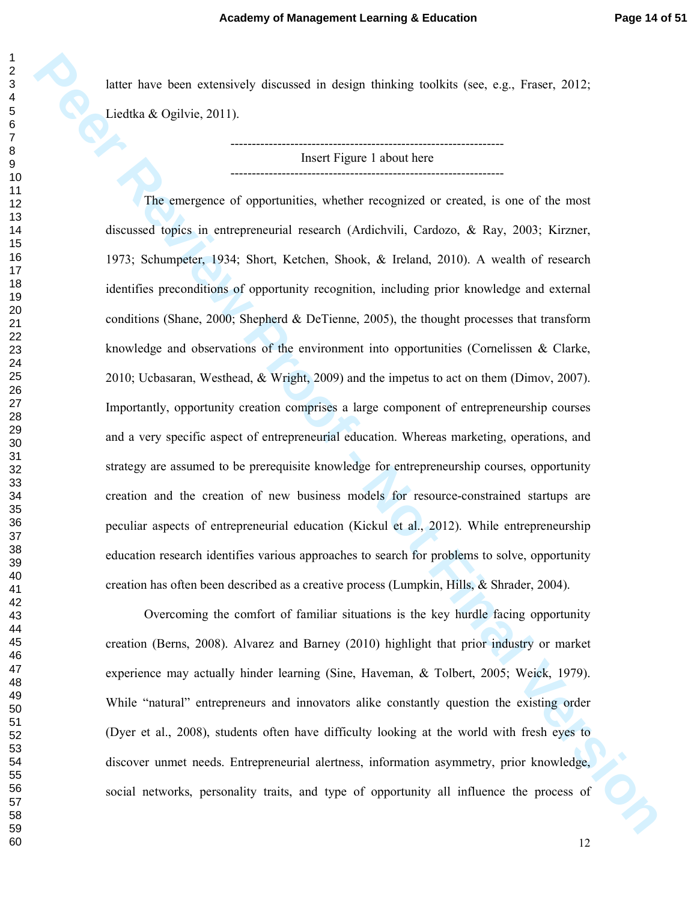latter have been extensively discussed in design thinking toolkits (see, e.g., Fraser, 2012; Liedtka & Ogilvie, 2011).

---

Insert Figure 1 about here

---

The emergence of opportunities, whether recognized or created, is one of the most discussed topics in entrepreneurial research (Ardichvili, Cardozo, & Ray, 2003; Kirzner, 1973; Schumpeter, 1934; Short, Ketchen, Shook, & Ireland, 2010). A wealth of research identifies preconditions of opportunity recognition, including prior knowledge and external conditions (Shane, 2000; Shepherd & DeTienne, 2005), the thought processes that transform knowledge and observations of the environment into opportunities (Cornelissen & Clarke, 2010; Ucbasaran, Westhead, & Wright, 2009) and the impetus to act on them (Dimov, 2007). Importantly, opportunity creation comprises a large component of entrepreneurship courses and a very specific aspect of entrepreneurial education. Whereas marketing, operations, and strategy are assumed to be prerequisite knowledge for entrepreneurship courses, opportunity creation and the creation of new business models for resource-constrained startups are peculiar aspects of entrepreneurial education (Kickul et al., 2012). While entrepreneurship education research identifies various approaches to search for problems to solve, opportunity creation has often been described as a creative process (Lumpkin, Hills, & Shrader, 2004).

Overcoming the comfort of familiar situations is the key hurdle facing opportunity creation (Berns, 2008). Alvarez and Barney (2010) highlight that prior industry or market experience may actually hinder learning (Sine, Haveman, & Tolbert, 2005; Weick, 1979). While "natural" entrepreneurs and innovators alike constantly question the existing order (Dyer et al., 2008), students often have difficulty looking at the world with fresh eyes to discover unmet needs. Entrepreneurial alertness, information asymmetry, prior knowledge, social networks, personality traits, and type of opportunity all influence the process of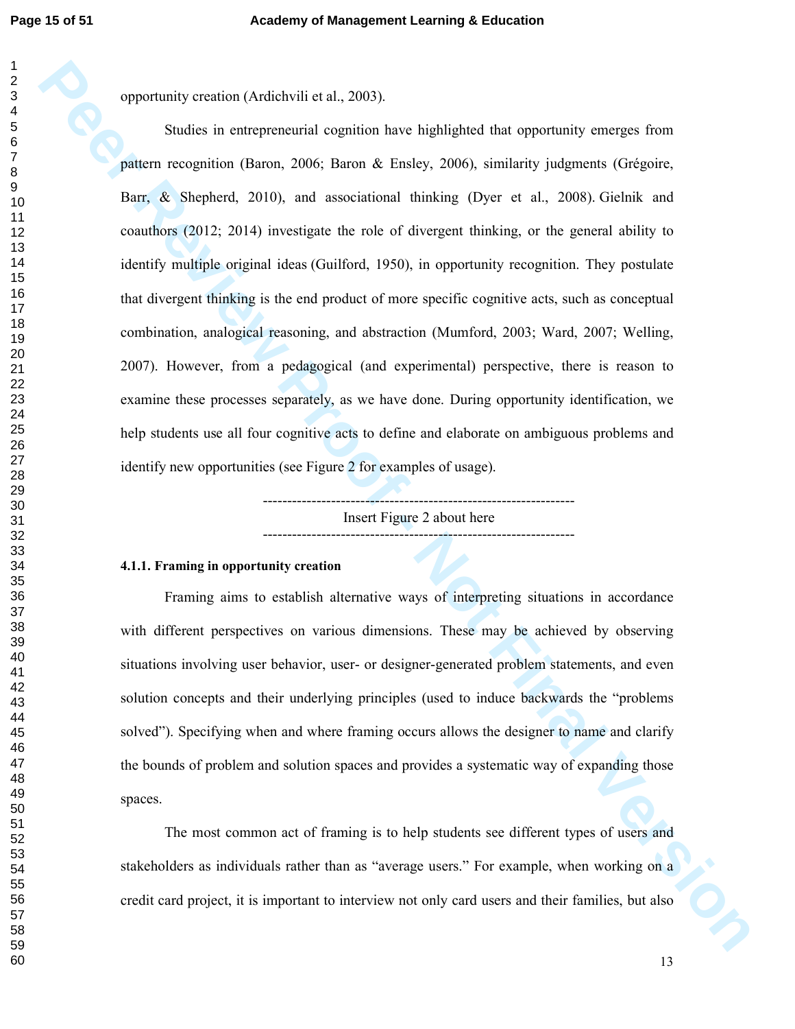opportunity creation (Ardichvili et al., 2003).

Studies in entrepreneurial cognition have highlighted that opportunity emerges from pattern recognition (Baron, 2006; Baron & Ensley, 2006), similarity judgments (Grégoire, Barr, & Shepherd, 2010), and associational thinking (Dyer et al., 2008). Gielnik and coauthors (2012; 2014) investigate the role of divergent thinking, or the general ability to identify multiple original ideas (Guilford, 1950), in opportunity recognition. They postulate that divergent thinking is the end product of more specific cognitive acts, such as conceptual combination, analogical reasoning, and abstraction (Mumford, 2003; Ward, 2007; Welling, 2007). However, from a pedagogical (and experimental) perspective, there is reason to examine these processes separately, as we have done. During opportunity identification, we help students use all four cognitive acts to define and elaborate on ambiguous problems and identify new opportunities (see Figure 2 for examples of usage).

---

Insert Figure 2 about here

---

#### 4.1.1. Framing in opportunity creation

Framing aims to establish alternative ways of interpreting situations in accordance with different perspectives on various dimensions. These may be achieved by observing situations involving user behavior, user- or designer-generated problem statements, and even solution concepts and their underlying principles (used to induce backwards the "problems solved"). Specifying when and where framing occurs allows the designer to name and clarify the bounds of problem and solution spaces and provides a systematic way of expanding those spaces.

The most common act of framing is to help students see different types of users and stakeholders as individuals rather than as "average users." For example, when working on a credit card project, it is important to interview not only card users and their families, but also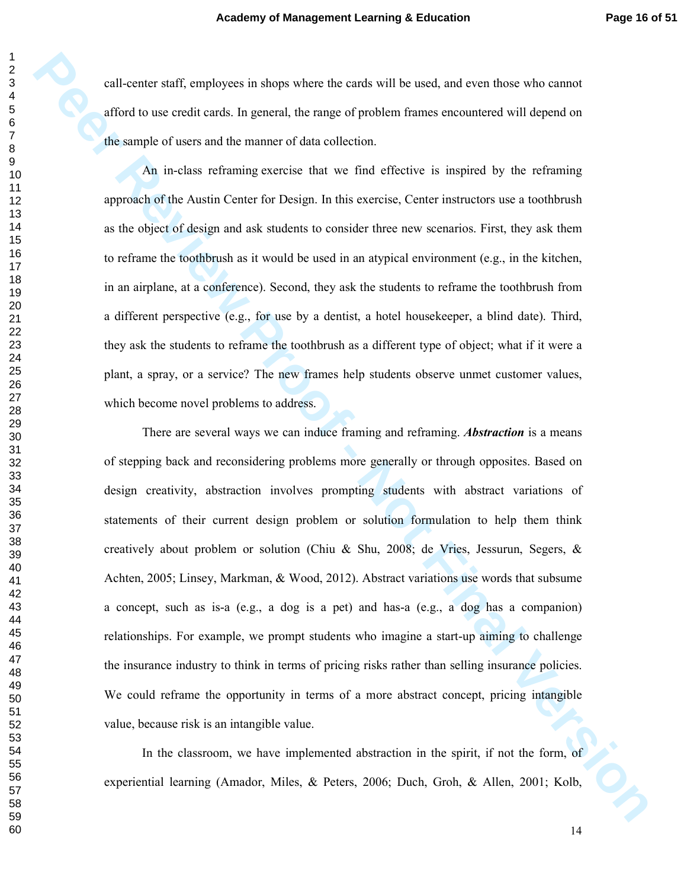call-center staff, employees in shops where the cards will be used, and even those who cannot afford to use credit cards. In general, the range of problem frames encountered will depend on the sample of users and the manner of data collection.

An in-class reframing exercise that we find effective is inspired by the reframing approach of the Austin Center for Design. In this exercise, Center instructors use a toothbrush as the object of design and ask students to consider three new scenarios. First, they ask them to reframe the toothbrush as it would be used in an atypical environment (e.g., in the kitchen, in an airplane, at a conference). Second, they ask the students to reframe the toothbrush from a different perspective (e.g., for use by a dentist, a hotel housekeeper, a blind date). Third, they ask the students to reframe the toothbrush as a different type of object; what if it were a plant, a spray, or a service? The new frames help students observe unmet customer values, which become novel problems to address.

There are several ways we can induce framing and reframing. ***Abstraction*** is a means of stepping back and reconsidering problems more generally or through opposites. Based on design creativity, abstraction involves prompting students with abstract variations of statements of their current design problem or solution formulation to help them think creatively about problem or solution (Chiu & Shu, 2008; de Vries, Jessurun, Segers, & Achten, 2005; Linsey, Markman, & Wood, 2012). Abstract variations use words that subsume a concept, such as is-a (e.g., a dog is a pet) and has-a (e.g., a dog has a companion) relationships. For example, we prompt students who imagine a start-up aiming to challenge the insurance industry to think in terms of pricing risks rather than selling insurance policies. We could reframe the opportunity in terms of a more abstract concept, pricing intangible value, because risk is an intangible value.

In the classroom, we have implemented abstraction in the spirit, if not the form, of experiential learning (Amador, Miles, & Peters, 2006; Duch, Groh, & Allen, 2001; Kolb,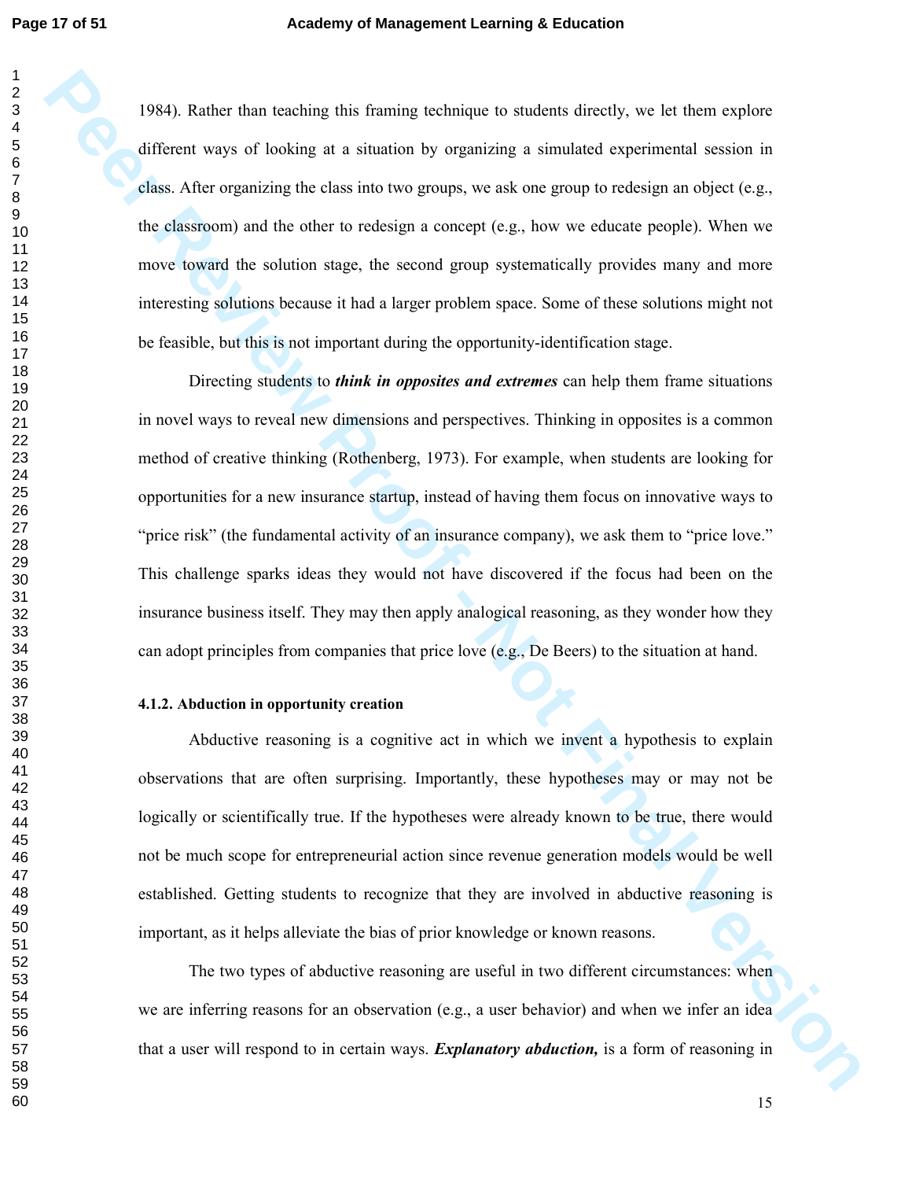1984). Rather than teaching this framing technique to students directly, we let them explore different ways of looking at a situation by organizing a simulated experimental session in class. After organizing the class into two groups, we ask one group to redesign an object (e.g., the classroom) and the other to redesign a concept (e.g., how we educate people). When we move toward the solution stage, the second group systematically provides many and more interesting solutions because it had a larger problem space. Some of these solutions might not be feasible, but this is not important during the opportunity-identification stage.

Directing students to ***think in opposites and extremes*** can help them frame situations in novel ways to reveal new dimensions and perspectives. Thinking in opposites is a common method of creative thinking (Rothenberg, 1973). For example, when students are looking for opportunities for a new insurance startup, instead of having them focus on innovative ways to "price risk" (the fundamental activity of an insurance company), we ask them to "price love." This challenge sparks ideas they would not have discovered if the focus had been on the insurance business itself. They may then apply analogical reasoning, as they wonder how they can adopt principles from companies that price love (e.g., De Beers) to the situation at hand.

#### 4.1.2. Abduction in opportunity creation

Abductive reasoning is a cognitive act in which we invent a hypothesis to explain observations that are often surprising. Importantly, these hypotheses may or may not be logically or scientifically true. If the hypotheses were already known to be true, there would not be much scope for entrepreneurial action since revenue generation models would be well established. Getting students to recognize that they are involved in abductive reasoning is important, as it helps alleviate the bias of prior knowledge or known reasons.

The two types of abductive reasoning are useful in two different circumstances: when we are inferring reasons for an observation (e.g., a user behavior) and when we infer an idea that a user will respond to in certain ways. ***Explanatory abduction,*** is a form of reasoning in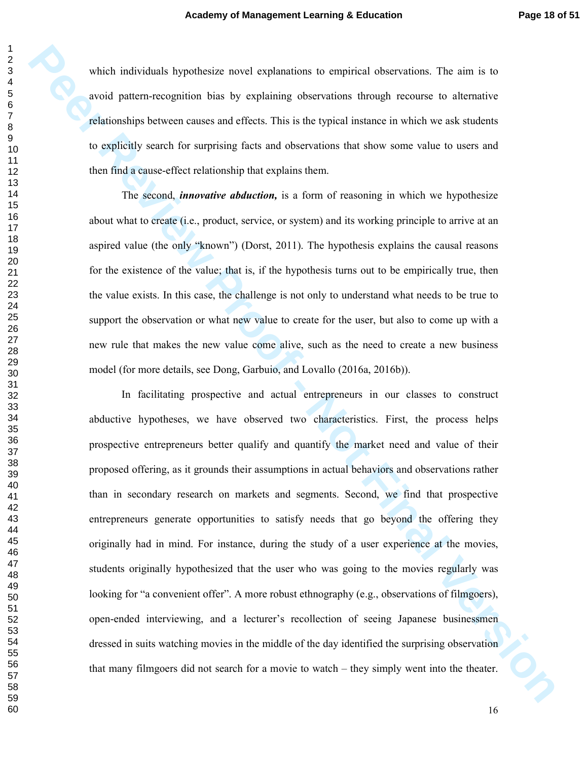which individuals hypothesize novel explanations to empirical observations. The aim is to avoid pattern-recognition bias by explaining observations through recourse to alternative relationships between causes and effects. This is the typical instance in which we ask students to explicitly search for surprising facts and observations that show some value to users and then find a cause-effect relationship that explains them.

The second, ***innovative abduction,*** is a form of reasoning in which we hypothesize about what to create (i.e., product, service, or system) and its working principle to arrive at an aspired value (the only "known") (Dorst, 2011). The hypothesis explains the causal reasons for the existence of the value; that is, if the hypothesis turns out to be empirically true, then the value exists. In this case, the challenge is not only to understand what needs to be true to support the observation or what new value to create for the user, but also to come up with a new rule that makes the new value come alive, such as the need to create a new business model (for more details, see Dong, Garbuio, and Lovallo (2016a, 2016b)).

In facilitating prospective and actual entrepreneurs in our classes to construct abductive hypotheses, we have observed two characteristics. First, the process helps prospective entrepreneurs better qualify and quantify the market need and value of their proposed offering, as it grounds their assumptions in actual behaviors and observations rather than in secondary research on markets and segments. Second, we find that prospective entrepreneurs generate opportunities to satisfy needs that go beyond the offering they originally had in mind. For instance, during the study of a user experience at the movies, students originally hypothesized that the user who was going to the movies regularly was looking for "a convenient offer". A more robust ethnography (e.g., observations of filmgoers), open-ended interviewing, and a lecturer's recollection of seeing Japanese businessmen dressed in suits watching movies in the middle of the day identified the surprising observation that many filmgoers did not search for a movie to watch – they simply went into the theater.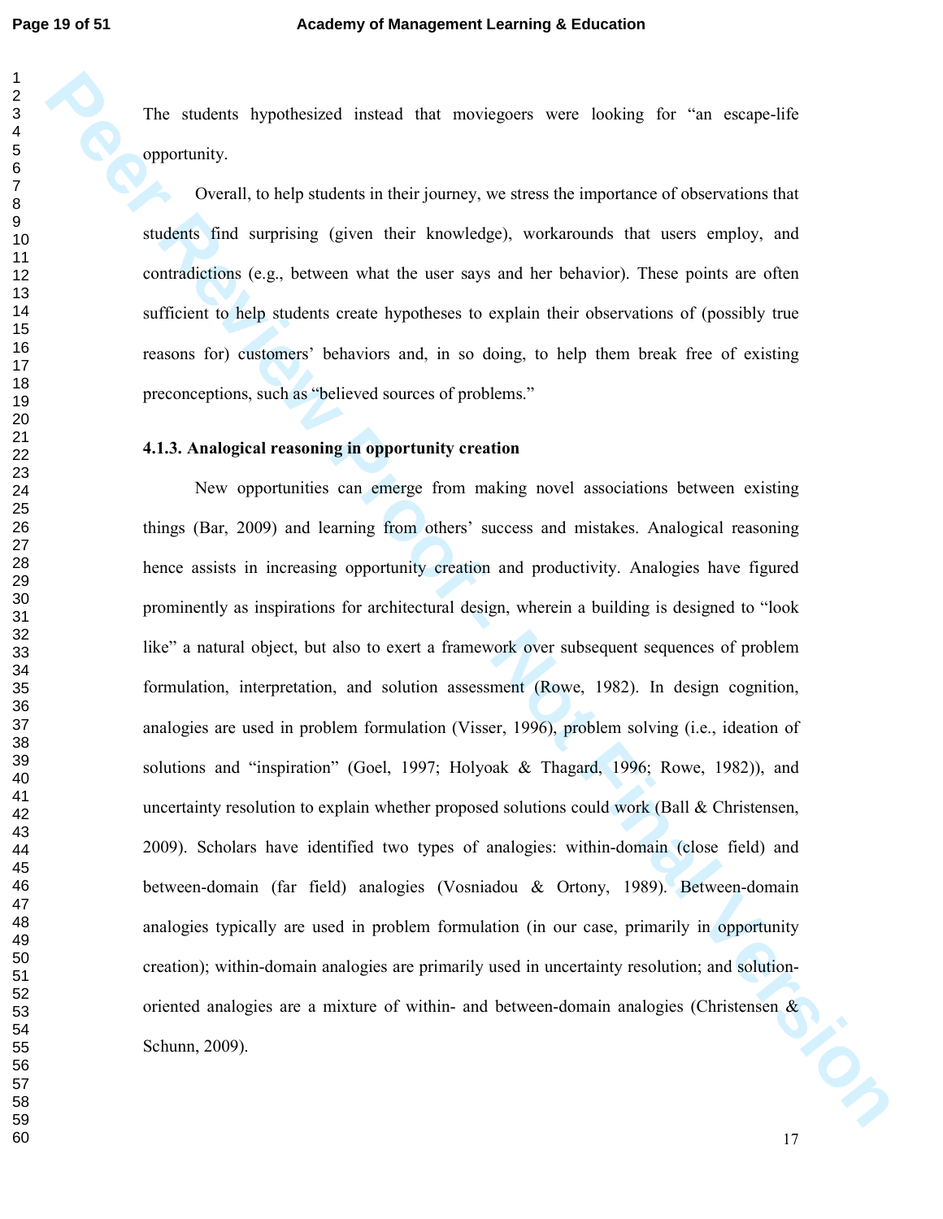The students hypothesized instead that moviegoers were looking for “an escape-life opportunity.

Overall, to help students in their journey, we stress the importance of observations that students find surprising (given their knowledge), workarounds that users employ, and contradictions (e.g., between what the user says and her behavior). These points are often sufficient to help students create hypotheses to explain their observations of (possibly true reasons for) customers’ behaviors and, in so doing, to help them break free of existing preconceptions, such as “believed sources of problems.”

#### 4.1.3. Analogical reasoning in opportunity creation

New opportunities can emerge from making novel associations between existing things (Bar, 2009) and learning from others’ success and mistakes. Analogical reasoning hence assists in increasing opportunity creation and productivity. Analogies have figured prominently as inspirations for architectural design, wherein a building is designed to “look like” a natural object, but also to exert a framework over subsequent sequences of problem formulation, interpretation, and solution assessment (Rowe, 1982). In design cognition, analogies are used in problem formulation (Visser, 1996), problem solving (i.e., ideation of solutions and “inspiration” (Goel, 1997; Holyoak & Thagard, 1996; Rowe, 1982)), and uncertainty resolution to explain whether proposed solutions could work (Ball & Christensen, 2009). Scholars have identified two types of analogies: within-domain (close field) and between-domain (far field) analogies (Vosniadou & Ortony, 1989). Between-domain analogies typically are used in problem formulation (in our case, primarily in opportunity creation); within-domain analogies are primarily used in uncertainty resolution; and solution-oriented analogies are a mixture of within- and between-domain analogies (Christensen & Schunn, 2009).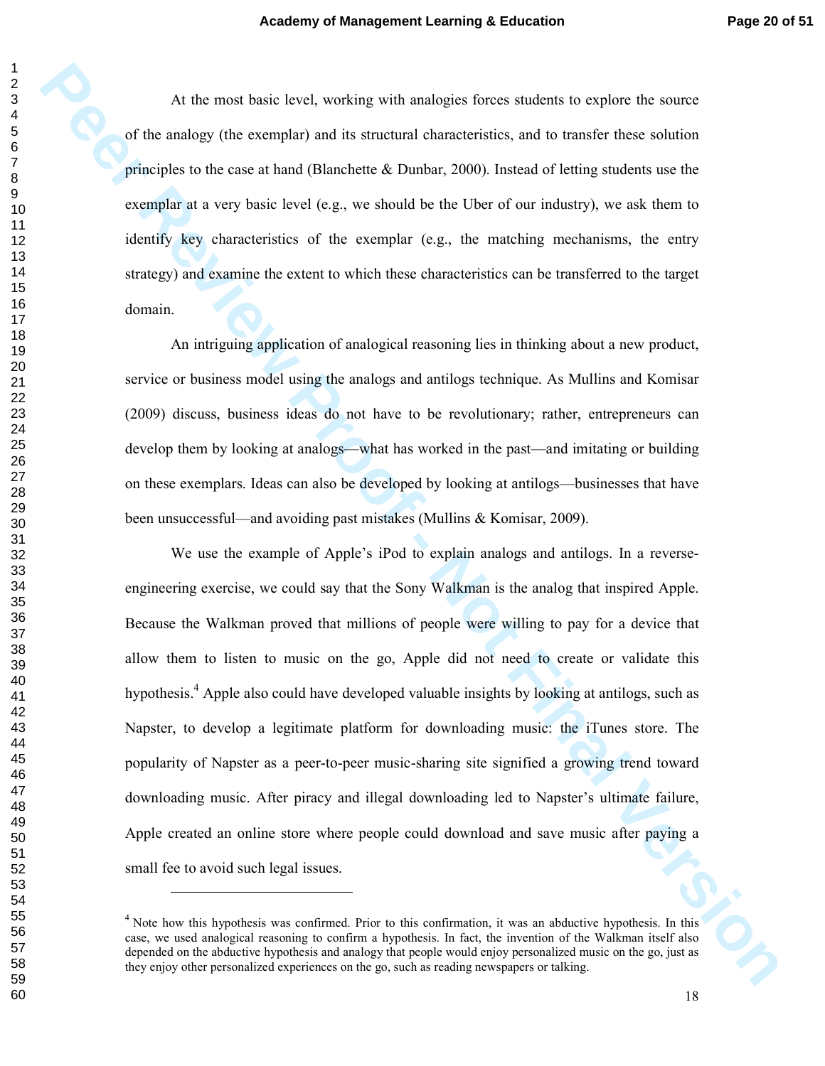At the most basic level, working with analogies forces students to explore the source of the analogy (the exemplar) and its structural characteristics, and to transfer these solution principles to the case at hand (Blanchette & Dunbar, 2000). Instead of letting students use the exemplar at a very basic level (e.g., we should be the Uber of our industry), we ask them to identify key characteristics of the exemplar (e.g., the matching mechanisms, the entry strategy) and examine the extent to which these characteristics can be transferred to the target domain.

An intriguing application of analogical reasoning lies in thinking about a new product, service or business model using the analogs and antilogs technique. As Mullins and Komisar (2009) discuss, business ideas do not have to be revolutionary; rather, entrepreneurs can develop them by looking at analogs—what has worked in the past—and imitating or building on these exemplars. Ideas can also be developed by looking at antilogs—businesses that have been unsuccessful—and avoiding past mistakes (Mullins & Komisar, 2009).

We use the example of Apple's iPod to explain analogs and antilogs. In a reverse-engineering exercise, we could say that the Sony Walkman is the analog that inspired Apple. Because the Walkman proved that millions of people were willing to pay for a device that allow them to listen to music on the go, Apple did not need to create or validate this hypothesis.[4] Apple also could have developed valuable insights by looking at antilogs, such as Napster, to develop a legitimate platform for downloading music: the iTunes store. The popularity of Napster as a peer-to-peer music-sharing site signified a growing trend toward downloading music. After piracy and illegal downloading led to Napster's ultimate failure, Apple created an online store where people could download and save music after paying a small fee to avoid such legal issues.

[4] Note how this hypothesis was confirmed. Prior to this confirmation, it was an abductive hypothesis. In this case, we used analogical reasoning to confirm a hypothesis. In fact, the invention of the Walkman itself also depended on the abductive hypothesis and analogy that people would enjoy personalized music on the go, just as they enjoy other personalized experiences on the go, such as reading newspapers or talking.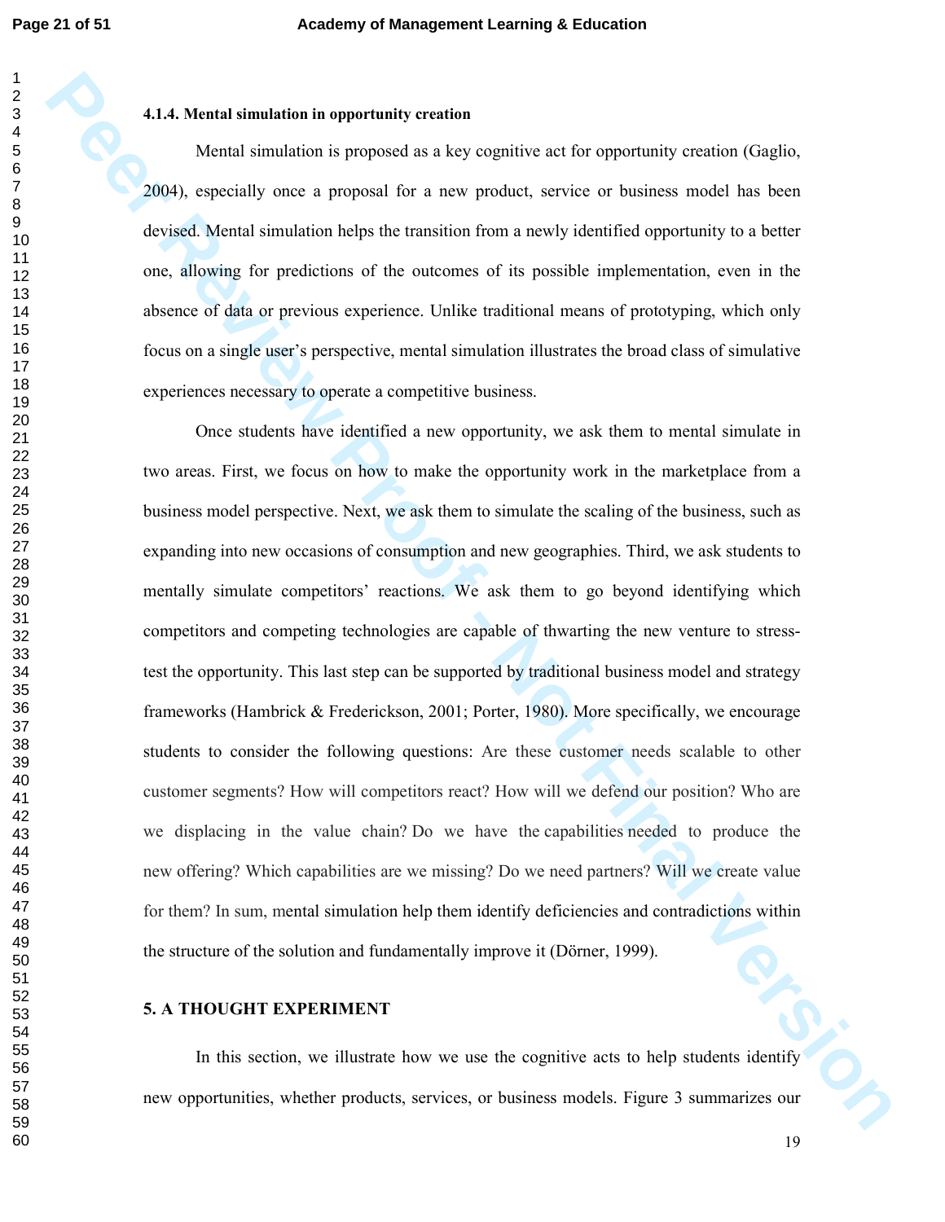#### 4.1.4. Mental simulation in opportunity creation

Mental simulation is proposed as a key cognitive act for opportunity creation (Gaglio, 2004), especially once a proposal for a new product, service or business model has been devised. Mental simulation helps the transition from a newly identified opportunity to a better one, allowing for predictions of the outcomes of its possible implementation, even in the absence of data or previous experience. Unlike traditional means of prototyping, which only focus on a single user's perspective, mental simulation illustrates the broad class of simulative experiences necessary to operate a competitive business.

Once students have identified a new opportunity, we ask them to mental simulate in two areas. First, we focus on how to make the opportunity work in the marketplace from a business model perspective. Next, we ask them to simulate the scaling of the business, such as expanding into new occasions of consumption and new geographies. Third, we ask students to mentally simulate competitors' reactions. We ask them to go beyond identifying which competitors and competing technologies are capable of thwarting the new venture to stress-test the opportunity. This last step can be supported by traditional business model and strategy frameworks (Hambrick & Frederickson, 2001; Porter, 1980). More specifically, we encourage students to consider the following questions: Are these customer needs scalable to other customer segments? How will competitors react? How will we defend our position? Who are we displacing in the value chain? Do we have the capabilities needed to produce the new offering? Which capabilities are we missing? Do we need partners? Will we create value for them? In sum, mental simulation help them identify deficiencies and contradictions within the structure of the solution and fundamentally improve it (Dörner, 1999).

## 5. A THOUGHT EXPERIMENT

In this section, we illustrate how we use the cognitive acts to help students identify new opportunities, whether products, services, or business models. Figure 3 summarizes our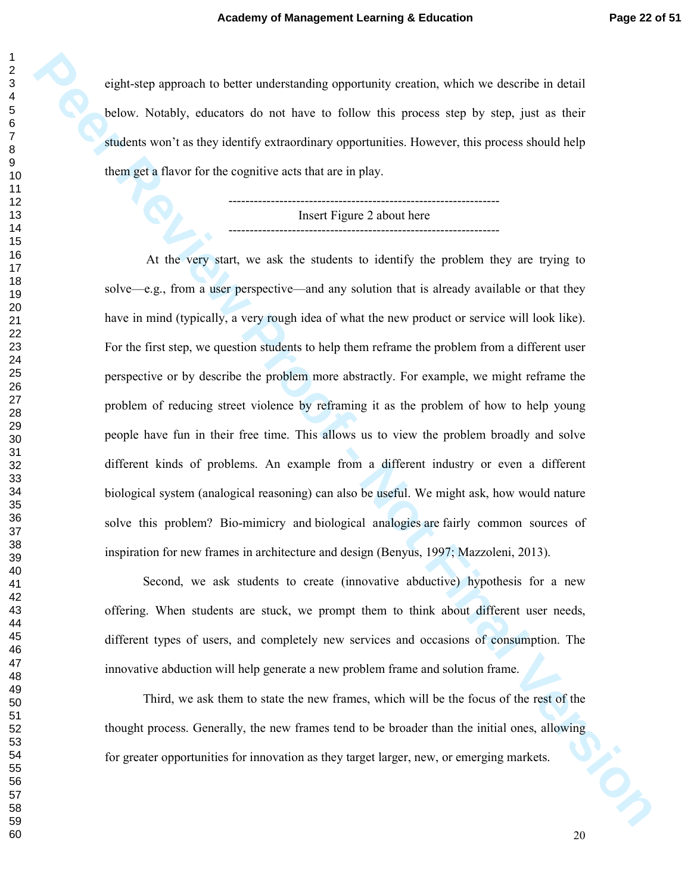eight-step approach to better understanding opportunity creation, which we describe in detail below. Notably, educators do not have to follow this process step by step, just as their students won't as they identify extraordinary opportunities. However, this process should help them get a flavor for the cognitive acts that are in play.

---------------------------------------------------------------
Insert Figure 2 about here
---------------------------------------------------------------

At the very start, we ask the students to identify the problem they are trying to solve—e.g., from a user perspective—and any solution that is already available or that they have in mind (typically, a very rough idea of what the new product or service will look like). For the first step, we question students to help them reframe the problem from a different user perspective or by describe the problem more abstractly. For example, we might reframe the problem of reducing street violence by reframing it as the problem of how to help young people have fun in their free time. This allows us to view the problem broadly and solve different kinds of problems. An example from a different industry or even a different biological system (analogical reasoning) can also be useful. We might ask, how would nature solve this problem? Bio-mimicry and biological analogies are fairly common sources of inspiration for new frames in architecture and design (Benyus, 1997; Mazzoleni, 2013).

Second, we ask students to create (innovative abductive) hypothesis for a new offering. When students are stuck, we prompt them to think about different user needs, different types of users, and completely new services and occasions of consumption. The innovative abduction will help generate a new problem frame and solution frame.

Third, we ask them to state the new frames, which will be the focus of the rest of the thought process. Generally, the new frames tend to be broader than the initial ones, allowing for greater opportunities for innovation as they target larger, new, or emerging markets.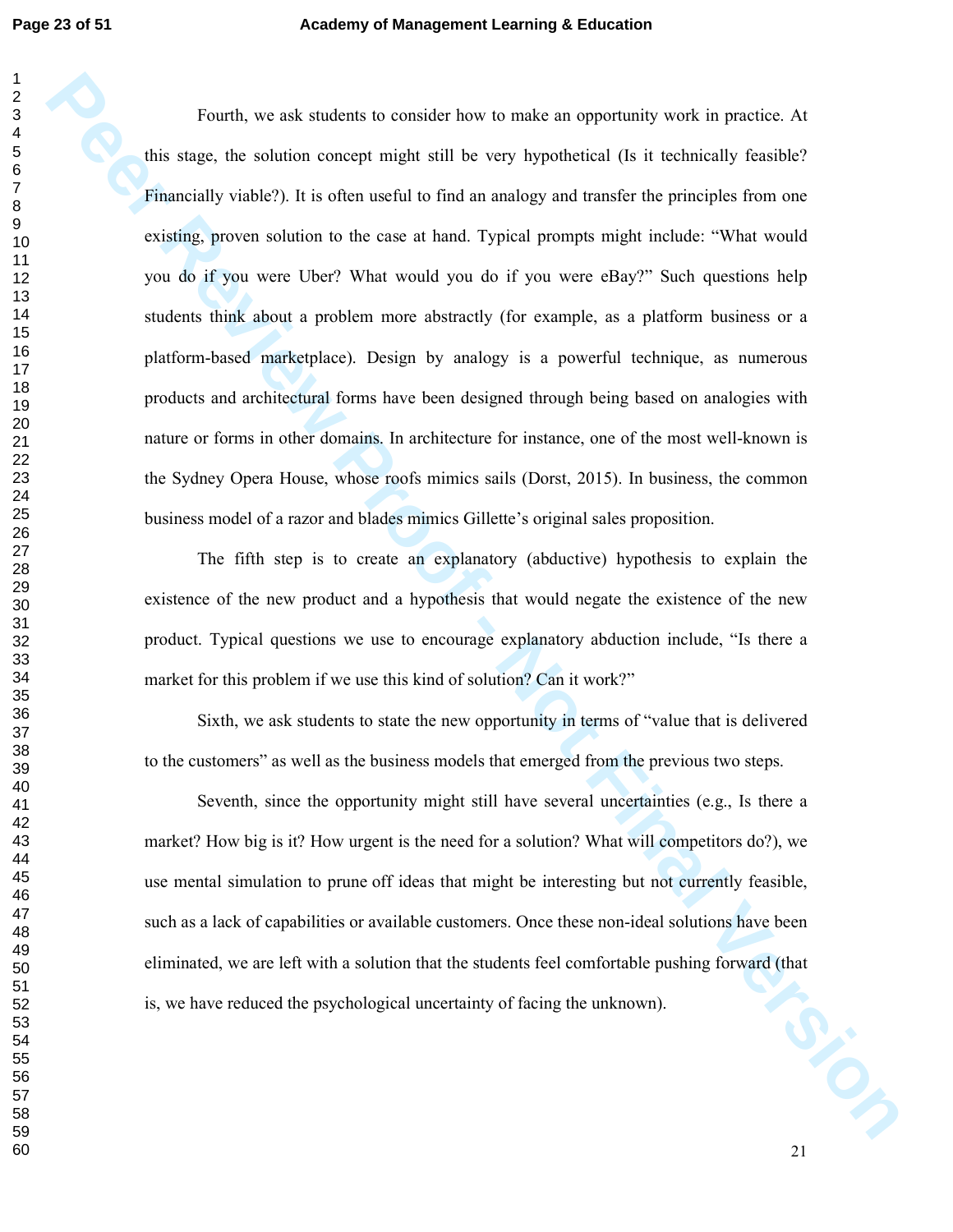Fourth, we ask students to consider how to make an opportunity work in practice. At this stage, the solution concept might still be very hypothetical (Is it technically feasible? Financially viable?). It is often useful to find an analogy and transfer the principles from one existing, proven solution to the case at hand. Typical prompts might include: "What would you do if you were Uber? What would you do if you were eBay?" Such questions help students think about a problem more abstractly (for example, as a platform business or a platform-based marketplace). Design by analogy is a powerful technique, as numerous products and architectural forms have been designed through being based on analogies with nature or forms in other domains. In architecture for instance, one of the most well-known is the Sydney Opera House, whose roofs mimics sails (Dorst, 2015). In business, the common business model of a razor and blades mimics Gillette's original sales proposition.

The fifth step is to create an explanatory (abductive) hypothesis to explain the existence of the new product and a hypothesis that would negate the existence of the new product. Typical questions we use to encourage explanatory abduction include, "Is there a market for this problem if we use this kind of solution? Can it work?"

Sixth, we ask students to state the new opportunity in terms of "value that is delivered to the customers" as well as the business models that emerged from the previous two steps.

Seventh, since the opportunity might still have several uncertainties (e.g., Is there a market? How big is it? How urgent is the need for a solution? What will competitors do?), we use mental simulation to prune off ideas that might be interesting but not currently feasible, such as a lack of capabilities or available customers. Once these non-ideal solutions have been eliminated, we are left with a solution that the students feel comfortable pushing forward (that is, we have reduced the psychological uncertainty of facing the unknown).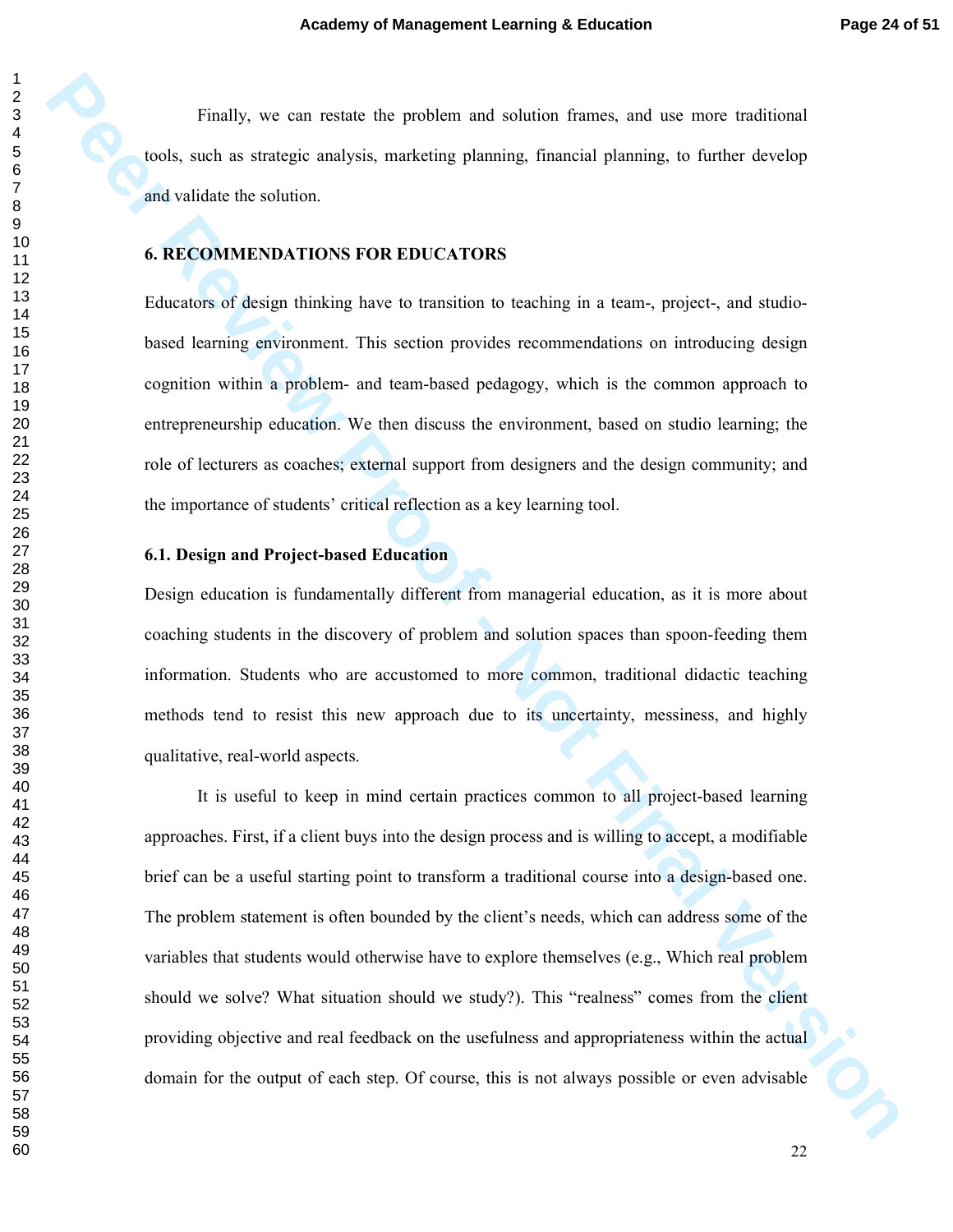Finally, we can restate the problem and solution frames, and use more traditional tools, such as strategic analysis, marketing planning, financial planning, to further develop and validate the solution.

## 6. RECOMMENDATIONS FOR EDUCATORS

Educators of design thinking have to transition to teaching in a team-, project-, and studio-based learning environment. This section provides recommendations on introducing design cognition within a problem- and team-based pedagogy, which is the common approach to entrepreneurship education. We then discuss the environment, based on studio learning; the role of lecturers as coaches; external support from designers and the design community; and the importance of students' critical reflection as a key learning tool.

### 6.1. Design and Project-based Education

Design education is fundamentally different from managerial education, as it is more about coaching students in the discovery of problem and solution spaces than spoon-feeding them information. Students who are accustomed to more common, traditional didactic teaching methods tend to resist this new approach due to its uncertainty, messiness, and highly qualitative, real-world aspects.

It is useful to keep in mind certain practices common to all project-based learning approaches. First, if a client buys into the design process and is willing to accept, a modifiable brief can be a useful starting point to transform a traditional course into a design-based one. The problem statement is often bounded by the client's needs, which can address some of the variables that students would otherwise have to explore themselves (e.g., Which real problem should we solve? What situation should we study?). This "realness" comes from the client providing objective and real feedback on the usefulness and appropriateness within the actual domain for the output of each step. Of course, this is not always possible or even advisable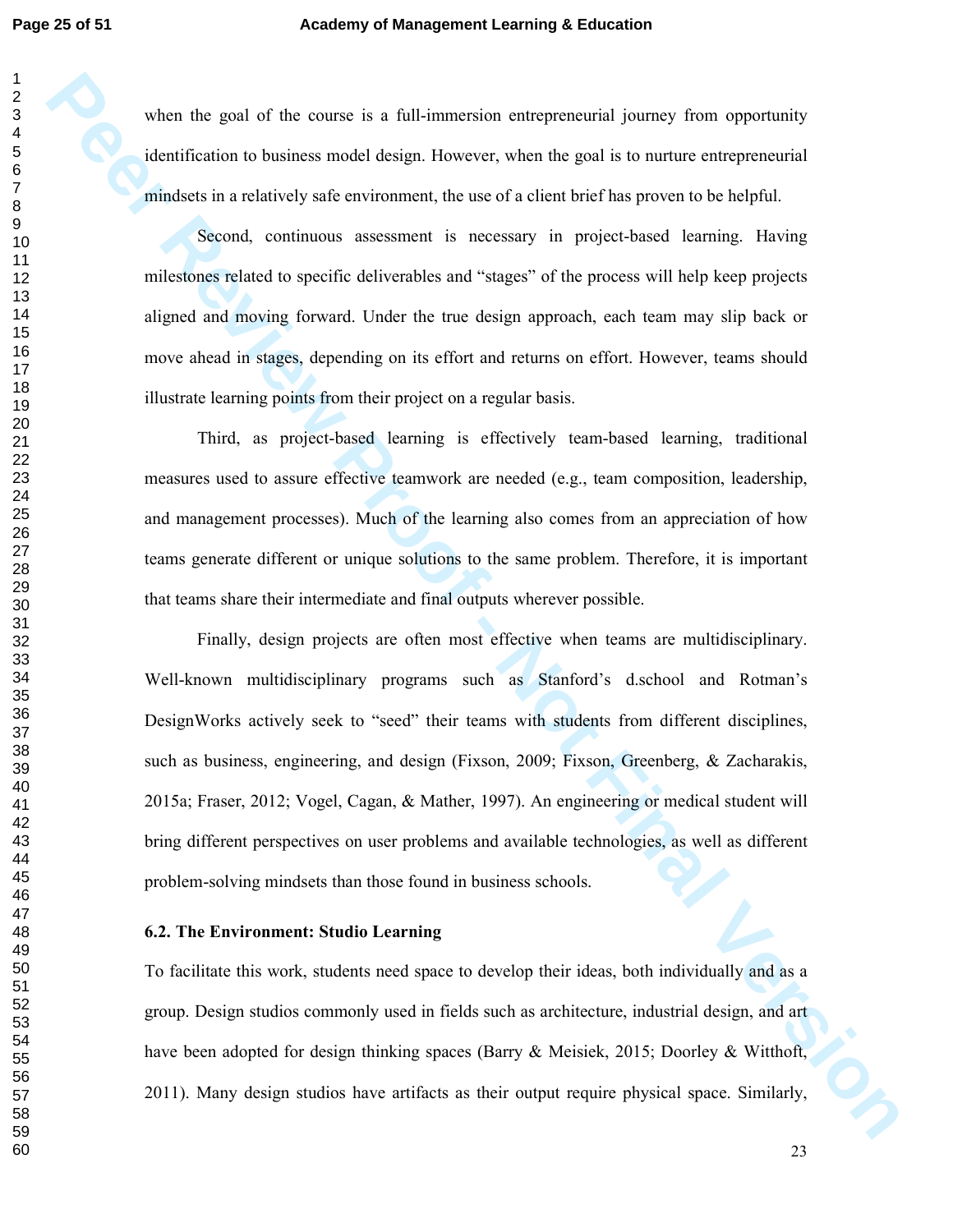when the goal of the course is a full-immersion entrepreneurial journey from opportunity identification to business model design. However, when the goal is to nurture entrepreneurial mindsets in a relatively safe environment, the use of a client brief has proven to be helpful.

Second, continuous assessment is necessary in project-based learning. Having milestones related to specific deliverables and "stages" of the process will help keep projects aligned and moving forward. Under the true design approach, each team may slip back or move ahead in stages, depending on its effort and returns on effort. However, teams should illustrate learning points from their project on a regular basis.

Third, as project-based learning is effectively team-based learning, traditional measures used to assure effective teamwork are needed (e.g., team composition, leadership, and management processes). Much of the learning also comes from an appreciation of how teams generate different or unique solutions to the same problem. Therefore, it is important that teams share their intermediate and final outputs wherever possible.

Finally, design projects are often most effective when teams are multidisciplinary. Well-known multidisciplinary programs such as Stanford's d.school and Rotman's DesignWorks actively seek to "seed" their teams with students from different disciplines, such as business, engineering, and design (Fixson, 2009; Fixson, Greenberg, & Zacharakis, 2015a; Fraser, 2012; Vogel, Cagan, & Mather, 1997). An engineering or medical student will bring different perspectives on user problems and available technologies, as well as different problem-solving mindsets than those found in business schools.

### 6.2. The Environment: Studio Learning

To facilitate this work, students need space to develop their ideas, both individually and as a group. Design studios commonly used in fields such as architecture, industrial design, and art have been adopted for design thinking spaces (Barry & Meisiek, 2015; Doorley & Witthoft, 2011). Many design studios have artifacts as their output require physical space. Similarly,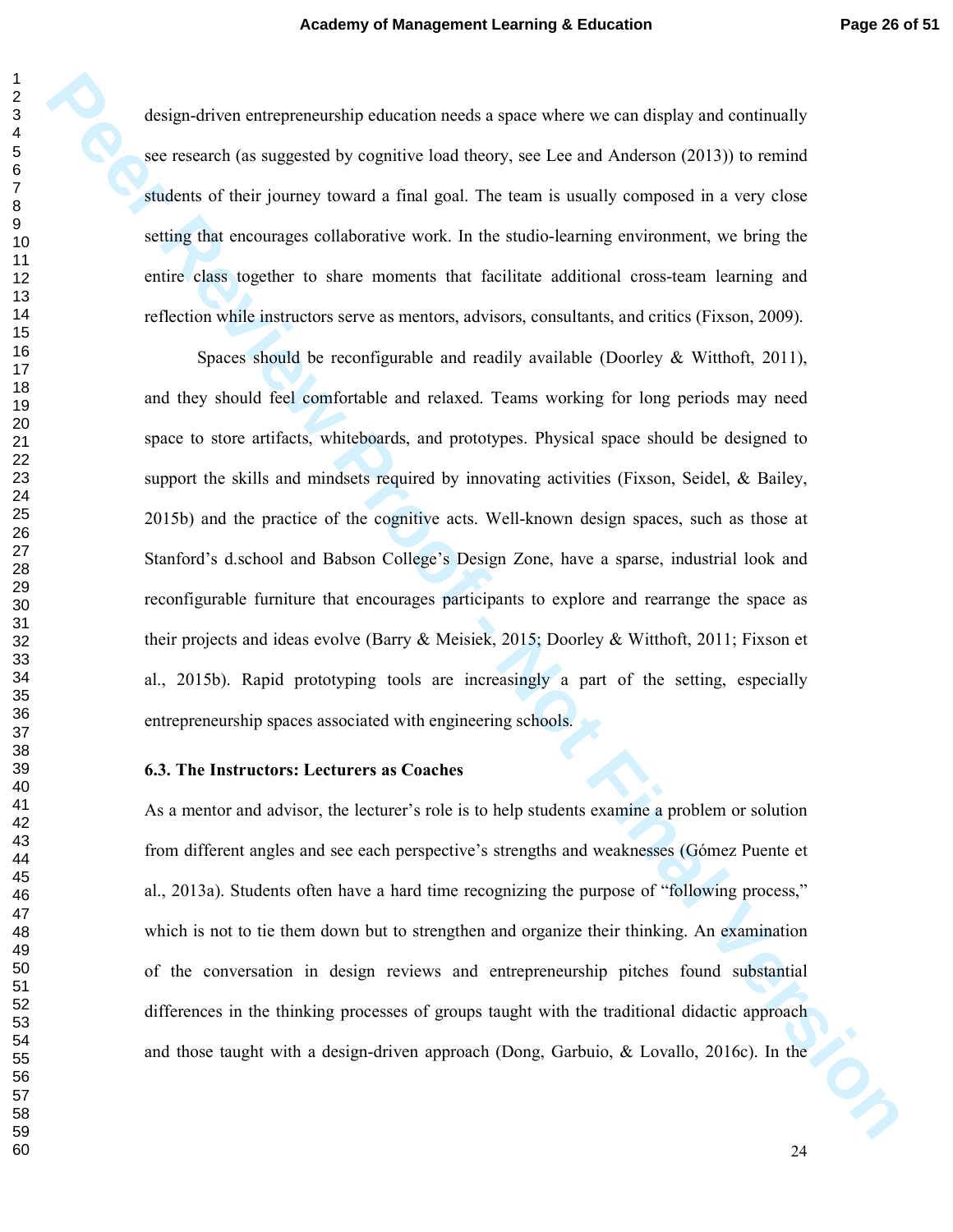design-driven entrepreneurship education needs a space where we can display and continually see research (as suggested by cognitive load theory, see Lee and Anderson (2013)) to remind students of their journey toward a final goal. The team is usually composed in a very close setting that encourages collaborative work. In the studio-learning environment, we bring the entire class together to share moments that facilitate additional cross-team learning and reflection while instructors serve as mentors, advisors, consultants, and critics (Fixson, 2009).

Spaces should be reconfigurable and readily available (Doorley & Witthoft, 2011), and they should feel comfortable and relaxed. Teams working for long periods may need space to store artifacts, whiteboards, and prototypes. Physical space should be designed to support the skills and mindsets required by innovating activities (Fixson, Seidel, & Bailey, 2015b) and the practice of the cognitive acts. Well-known design spaces, such as those at Stanford's d.school and Babson College's Design Zone, have a sparse, industrial look and reconfigurable furniture that encourages participants to explore and rearrange the space as their projects and ideas evolve (Barry & Meisiek, 2015; Doorley & Witthoft, 2011; Fixson et al., 2015b). Rapid prototyping tools are increasingly a part of the setting, especially entrepreneurship spaces associated with engineering schools.

### 6.3. The Instructors: Lecturers as Coaches

As a mentor and advisor, the lecturer's role is to help students examine a problem or solution from different angles and see each perspective's strengths and weaknesses (Gómez Puente et al., 2013a). Students often have a hard time recognizing the purpose of "following process," which is not to tie them down but to strengthen and organize their thinking. An examination of the conversation in design reviews and entrepreneurship pitches found substantial differences in the thinking processes of groups taught with the traditional didactic approach and those taught with a design-driven approach (Dong, Garbuio, & Lovallo, 2016c). In the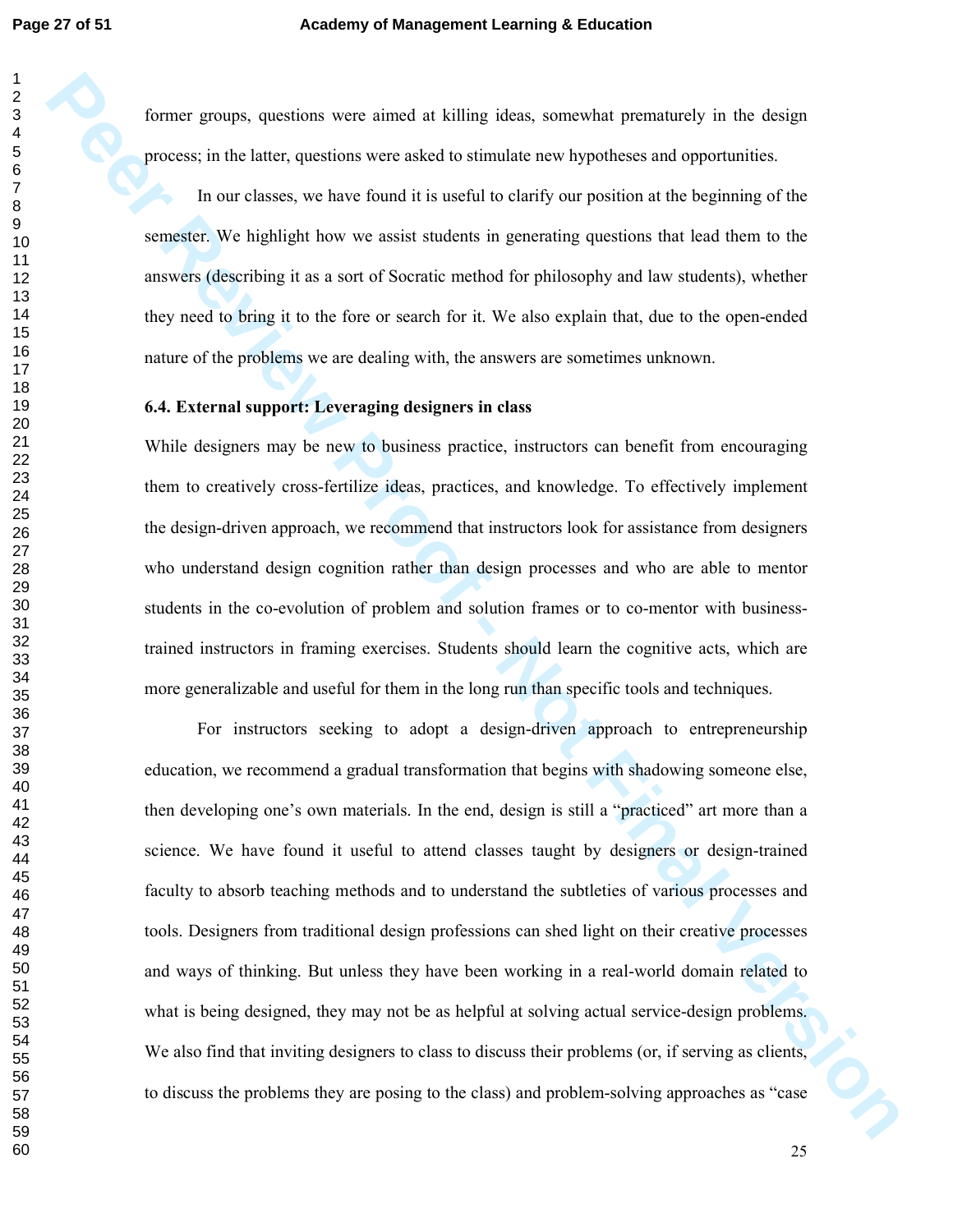former groups, questions were aimed at killing ideas, somewhat prematurely in the design process; in the latter, questions were asked to stimulate new hypotheses and opportunities.

In our classes, we have found it is useful to clarify our position at the beginning of the semester. We highlight how we assist students in generating questions that lead them to the answers (describing it as a sort of Socratic method for philosophy and law students), whether they need to bring it to the fore or search for it. We also explain that, due to the open-ended nature of the problems we are dealing with, the answers are sometimes unknown.

### 6.4. External support: Leveraging designers in class

While designers may be new to business practice, instructors can benefit from encouraging them to creatively cross-fertilize ideas, practices, and knowledge. To effectively implement the design-driven approach, we recommend that instructors look for assistance from designers who understand design cognition rather than design processes and who are able to mentor students in the co-evolution of problem and solution frames or to co-mentor with business-trained instructors in framing exercises. Students should learn the cognitive acts, which are more generalizable and useful for them in the long run than specific tools and techniques.

For instructors seeking to adopt a design-driven approach to entrepreneurship education, we recommend a gradual transformation that begins with shadowing someone else, then developing one's own materials. In the end, design is still a "practiced" art more than a science. We have found it useful to attend classes taught by designers or design-trained faculty to absorb teaching methods and to understand the subtleties of various processes and tools. Designers from traditional design professions can shed light on their creative processes and ways of thinking. But unless they have been working in a real-world domain related to what is being designed, they may not be as helpful at solving actual service-design problems. We also find that inviting designers to class to discuss their problems (or, if serving as clients, to discuss the problems they are posing to the class) and problem-solving approaches as "case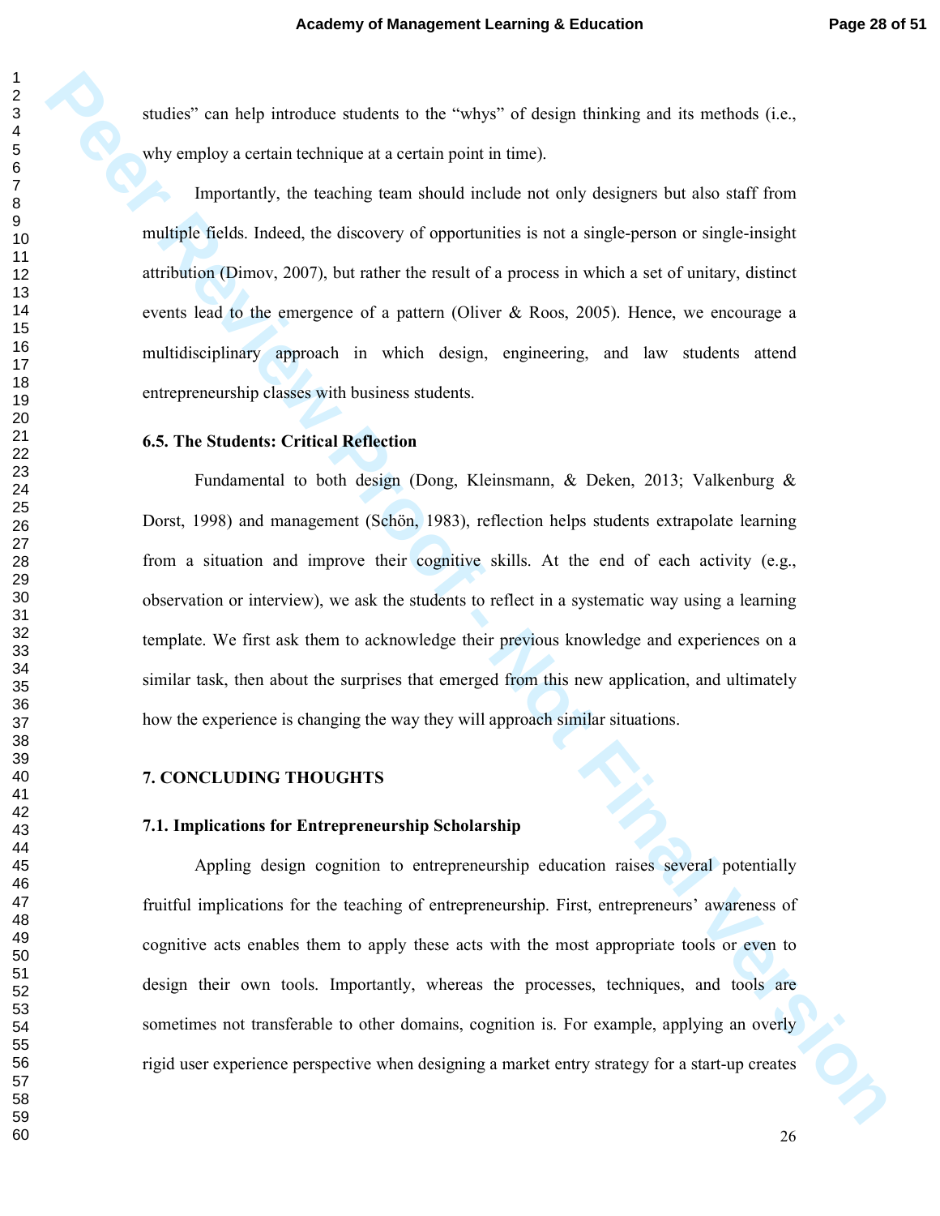studies" can help introduce students to the "whys" of design thinking and its methods (i.e., why employ a certain technique at a certain point in time).

Importantly, the teaching team should include not only designers but also staff from multiple fields. Indeed, the discovery of opportunities is not a single-person or single-insight attribution (Dimov, 2007), but rather the result of a process in which a set of unitary, distinct events lead to the emergence of a pattern (Oliver & Roos, 2005). Hence, we encourage a multidisciplinary approach in which design, engineering, and law students attend entrepreneurship classes with business students.

### 6.5. The Students: Critical Reflection

Fundamental to both design (Dong, Kleinsmann, & Deken, 2013; Valkenburg & Dorst, 1998) and management (Schön, 1983), reflection helps students extrapolate learning from a situation and improve their cognitive skills. At the end of each activity (e.g., observation or interview), we ask the students to reflect in a systematic way using a learning template. We first ask them to acknowledge their previous knowledge and experiences on a similar task, then about the surprises that emerged from this new application, and ultimately how the experience is changing the way they will approach similar situations.

## 7. CONCLUDING THOUGHTS

### 7.1. Implications for Entrepreneurship Scholarship

Appling design cognition to entrepreneurship education raises several potentially fruitful implications for the teaching of entrepreneurship. First, entrepreneurs' awareness of cognitive acts enables them to apply these acts with the most appropriate tools or even to design their own tools. Importantly, whereas the processes, techniques, and tools are sometimes not transferable to other domains, cognition is. For example, applying an overly rigid user experience perspective when designing a market entry strategy for a start-up creates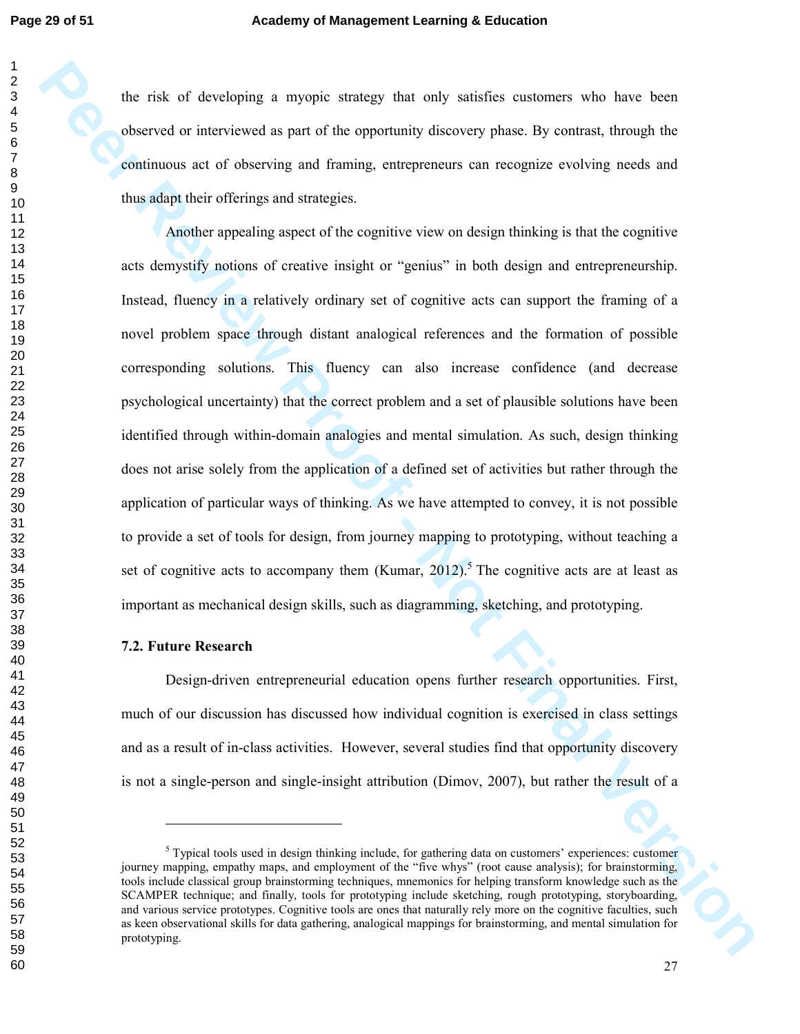the risk of developing a myopic strategy that only satisfies customers who have been observed or interviewed as part of the opportunity discovery phase. By contrast, through the continuous act of observing and framing, entrepreneurs can recognize evolving needs and thus adapt their offerings and strategies.

Another appealing aspect of the cognitive view on design thinking is that the cognitive acts demystify notions of creative insight or "genius" in both design and entrepreneurship. Instead, fluency in a relatively ordinary set of cognitive acts can support the framing of a novel problem space through distant analogical references and the formation of possible corresponding solutions. This fluency can also increase confidence (and decrease psychological uncertainty) that the correct problem and a set of plausible solutions have been identified through within-domain analogies and mental simulation. As such, design thinking does not arise solely from the application of a defined set of activities but rather through the application of particular ways of thinking. As we have attempted to convey, it is not possible to provide a set of tools for design, from journey mapping to prototyping, without teaching a set of cognitive acts to accompany them (Kumar, 2012).[5] The cognitive acts are at least as important as mechanical design skills, such as diagramming, sketching, and prototyping.

### 7.2. Future Research

Design-driven entrepreneurial education opens further research opportunities. First, much of our discussion has discussed how individual cognition is exercised in class settings and as a result of in-class activities. However, several studies find that opportunity discovery is not a single-person and single-insight attribution (Dimov, 2007), but rather the result of a

---

[5] Typical tools used in design thinking include, for gathering data on customers' experiences: customer journey mapping, empathy maps, and employment of the "five whys" (root cause analysis); for brainstorming, tools include classical group brainstorming techniques, mnemonics for helping transform knowledge such as the SCAMPER technique; and finally, tools for prototyping include sketching, rough prototyping, storyboarding, and various service prototypes. Cognitive tools are ones that naturally rely more on the cognitive faculties, such as keen observational skills for data gathering, analogical mappings for brainstorming, and mental simulation for prototyping.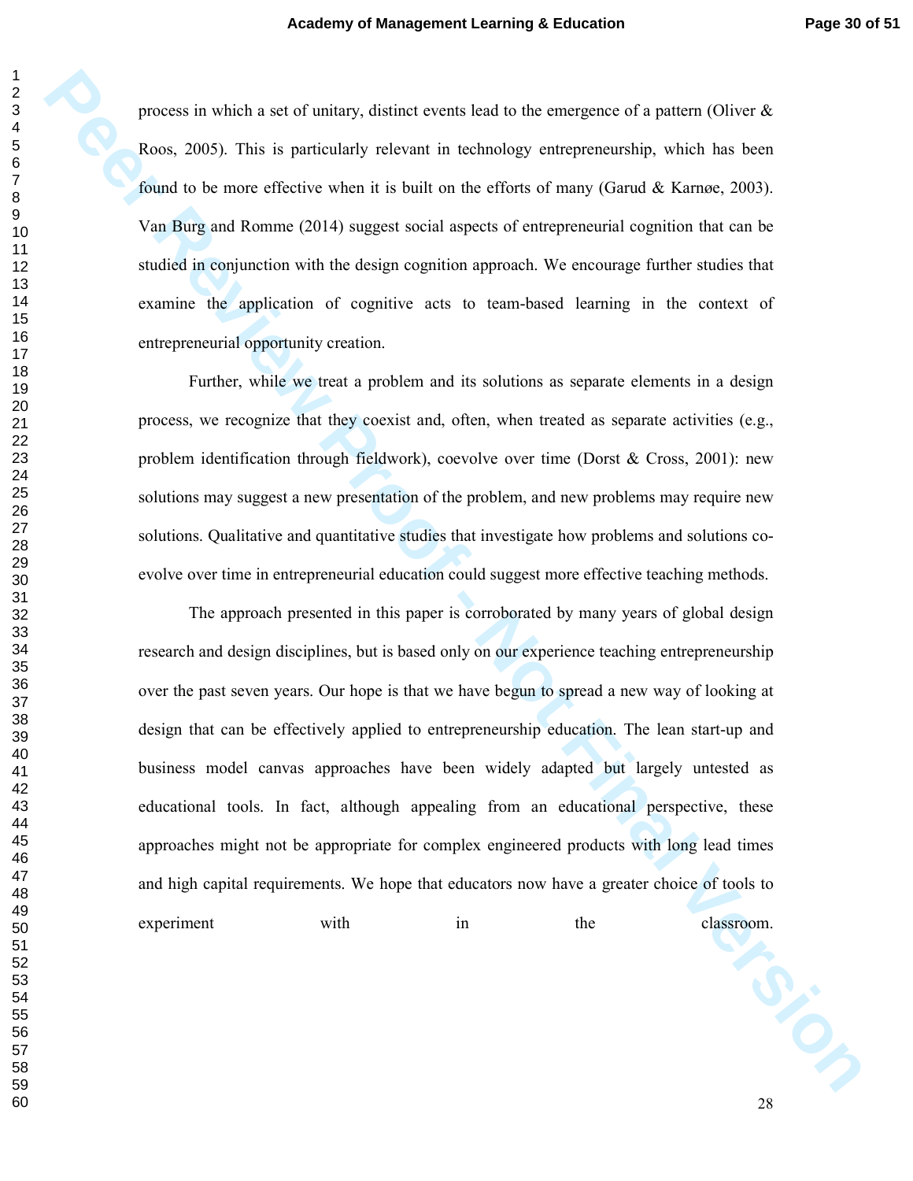process in which a set of unitary, distinct events lead to the emergence of a pattern (Oliver & Roos, 2005). This is particularly relevant in technology entrepreneurship, which has been found to be more effective when it is built on the efforts of many (Garud & Karnøe, 2003). Van Burg and Romme (2014) suggest social aspects of entrepreneurial cognition that can be studied in conjunction with the design cognition approach. We encourage further studies that examine the application of cognitive acts to team-based learning in the context of entrepreneurial opportunity creation.

Further, while we treat a problem and its solutions as separate elements in a design process, we recognize that they coexist and, often, when treated as separate activities (e.g., problem identification through fieldwork), coevolve over time (Dorst & Cross, 2001): new solutions may suggest a new presentation of the problem, and new problems may require new solutions. Qualitative and quantitative studies that investigate how problems and solutions co-evolve over time in entrepreneurial education could suggest more effective teaching methods.

The approach presented in this paper is corroborated by many years of global design research and design disciplines, but is based only on our experience teaching entrepreneurship over the past seven years. Our hope is that we have begun to spread a new way of looking at design that can be effectively applied to entrepreneurship education. The lean start-up and business model canvas approaches have been widely adapted but largely untested as educational tools. In fact, although appealing from an educational perspective, these approaches might not be appropriate for complex engineered products with long lead times and high capital requirements. We hope that educators now have a greater choice of tools to experiment with in the classroom.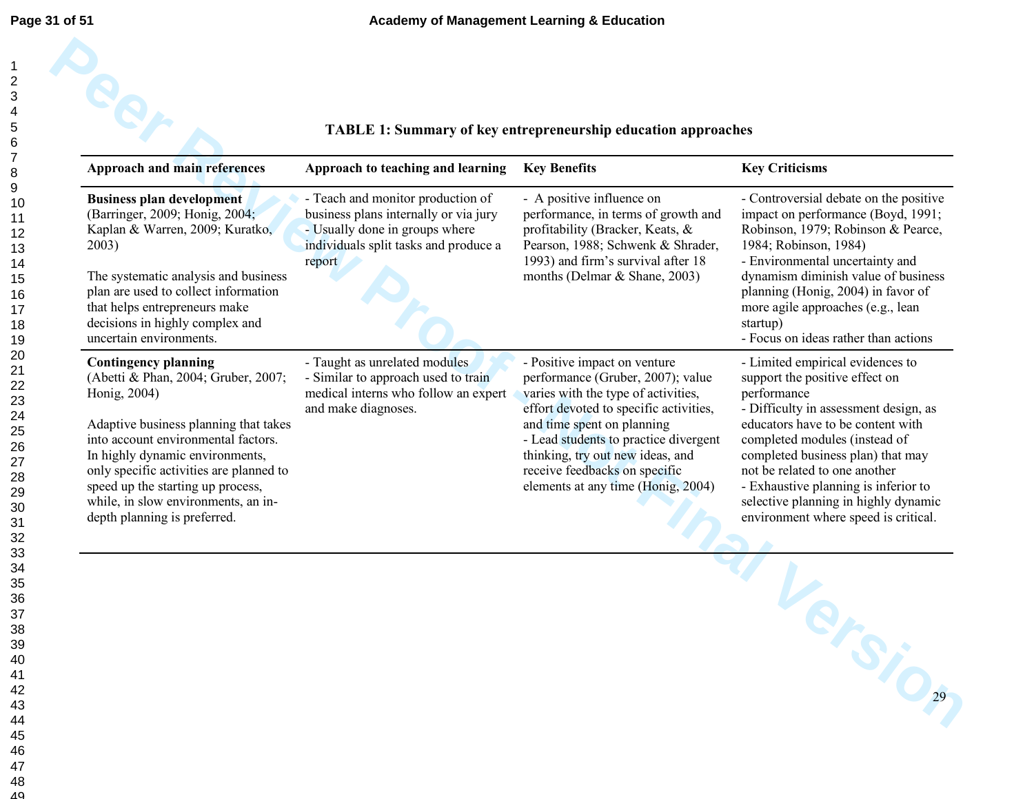**TABLE 1: Summary of key entrepreneurship education approaches**

| Approach and main references | Approach to teaching and learning | Key Benefits | Key Criticisms |
|---|---|---|---|
| **Business plan development** (Barringer, 2009; Honig, 2004; Kaplan & Warren, 2009; Kuratko, 2003)<br><br>The systematic analysis and business plan are used to collect information that helps entrepreneurs make decisions in highly complex and uncertain environments. | - Teach and monitor production of business plans internally or via jury<br>- Usually done in groups where individuals split tasks and produce a report | - A positive influence on performance, in terms of growth and profitability (Bracker, Keats, & Pearson, 1988; Schwenk & Shrader, 1993) and firm's survival after 18 months (Delmar & Shane, 2003) | - Controversial debate on the positive impact on performance (Boyd, 1991; Robinson, 1979; Robinson & Pearce, 1984; Robinson, 1984)<br>- Environmental uncertainty and dynamism diminish value of business planning (Honig, 2004) in favor of more agile approaches (e.g., lean startup)<br>- Focus on ideas rather than actions |
| **Contingency planning** (Abetti & Phan, 2004; Gruber, 2007; Honig, 2004)<br><br>Adaptive business planning that takes into account environmental factors. In highly dynamic environments, only specific activities are planned to speed up the starting up process, while, in slow environments, an in-depth planning is preferred. | - Taught as unrelated modules<br>- Similar to approach used to train medical interns who follow an expert and make diagnoses. | - Positive impact on venture performance (Gruber, 2007); value varies with the type of activities, effort devoted to specific activities, and time spent on planning<br>- Lead students to practice divergent thinking, try out new ideas, and receive feedbacks on specific elements at any time (Honig, 2004) | - Limited empirical evidences to support the positive effect on performance<br>- Difficulty in assessment design, as educators have to be content with completed modules (instead of completed business plan) that may not be related to one another<br>- Exhaustive planning is inferior to selective planning in highly dynamic environment where speed is critical. |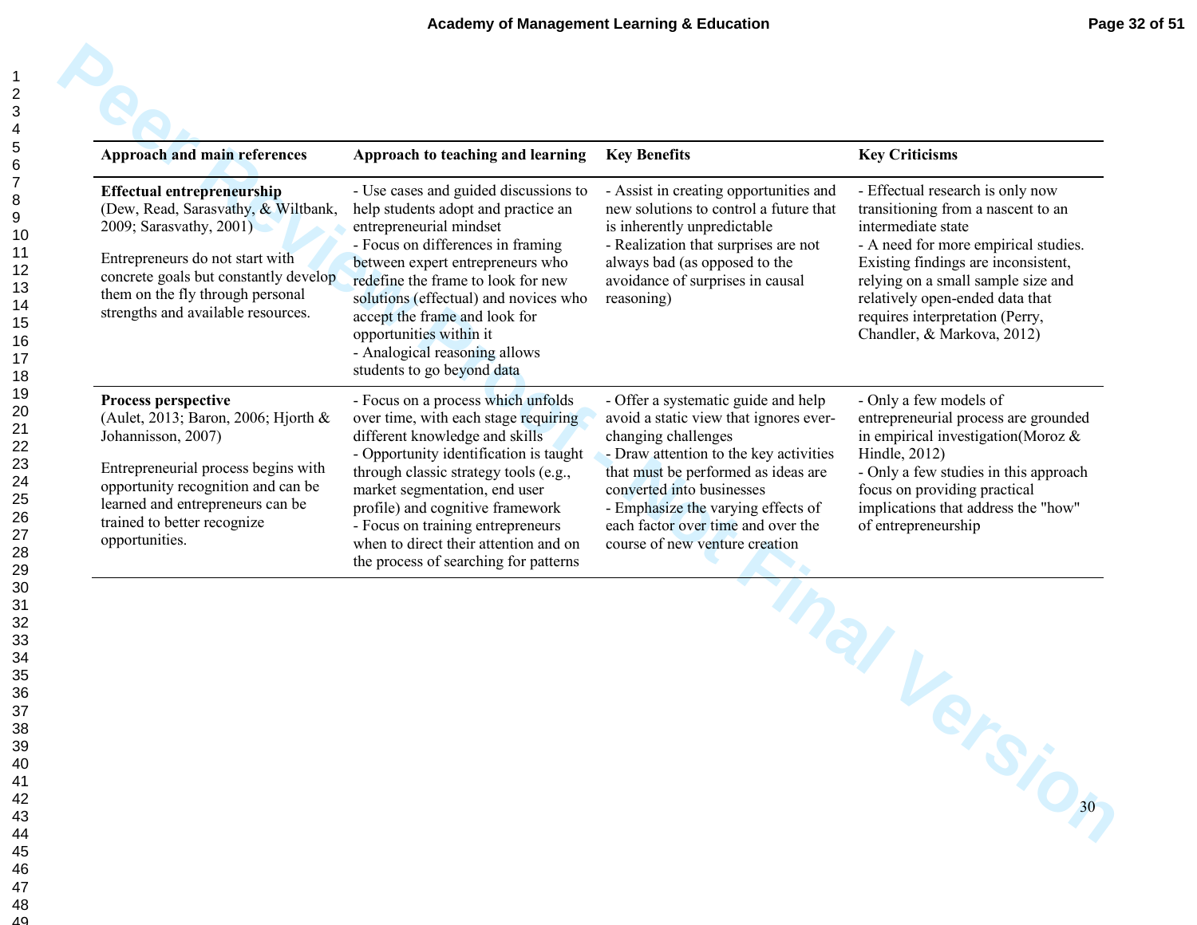| Approach and main references | Approach to teaching and learning | Key Benefits | Key Criticisms |
|---|---|---|---|
| **Effectual entrepreneurship** (Dew, Read, Sarasvathy, & Wiltbank, 2009; Sarasvathy, 2001)<br><br>Entrepreneurs do not start with concrete goals but constantly develop them on the fly through personal strengths and available resources. | - Use cases and guided discussions to help students adopt and practice an entrepreneurial mindset<br>- Focus on differences in framing between expert entrepreneurs who redefine the frame to look for new solutions (effectual) and novices who accept the frame and look for opportunities within it<br>- Analogical reasoning allows students to go beyond data | - Assist in creating opportunities and new solutions to control a future that is inherently unpredictable<br>- Realization that surprises are not always bad (as opposed to the avoidance of surprises in causal reasoning) | - Effectual research is only now transitioning from a nascent to an intermediate state<br>- A need for more empirical studies. Existing findings are inconsistent, relying on a small sample size and relatively open-ended data that requires interpretation (Perry, Chandler, & Markova, 2012) |
| **Process perspective** (Aulet, 2013; Baron, 2006; Hjorth & Johannisson, 2007)<br><br>Entrepreneurial process begins with opportunity recognition and can be learned and entrepreneurs can be trained to better recognize opportunities. | - Focus on a process which unfolds over time, with each stage requiring different knowledge and skills<br>- Opportunity identification is taught through classic strategy tools (e.g., market segmentation, end user profile) and cognitive framework<br>- Focus on training entrepreneurs when to direct their attention and on the process of searching for patterns | - Offer a systematic guide and help avoid a static view that ignores ever-changing challenges<br>- Draw attention to the key activities that must be performed as ideas are converted into businesses<br>- Emphasize the varying effects of each factor over time and over the course of new venture creation | - Only a few models of entrepreneurial process are grounded in empirical investigation(Moroz & Hindle, 2012)<br>- Only a few studies in this approach focus on providing practical implications that address the "how" of entrepreneurship |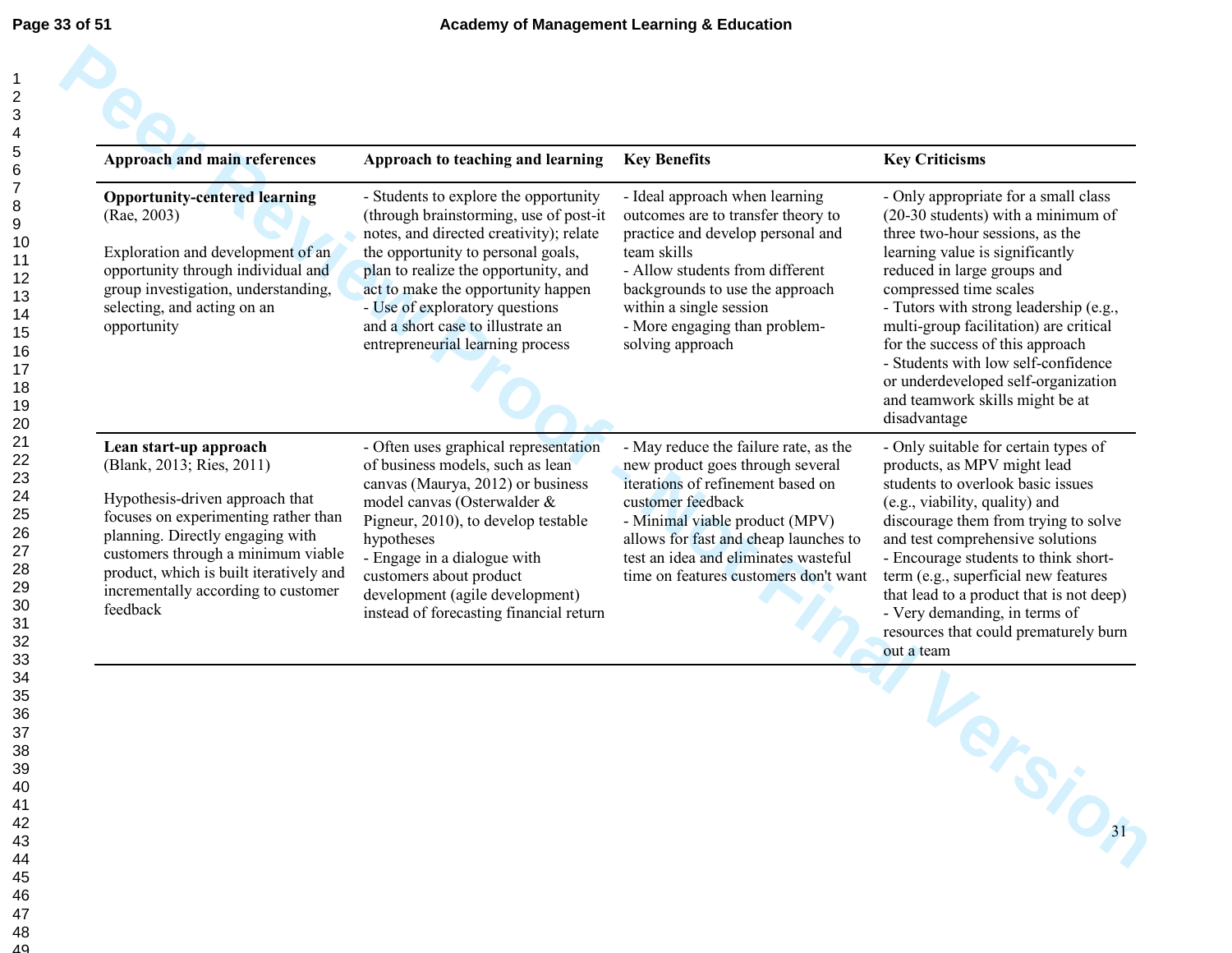| Approach and main references | Approach to teaching and learning | Key Benefits | Key Criticisms |
|---|---|---|---|
| **Opportunity-centered learning** (Rae, 2003)<br><br>Exploration and development of an opportunity through individual and group investigation, understanding, selecting, and acting on an opportunity | - Students to explore the opportunity (through brainstorming, use of post-it notes, and directed creativity); relate the opportunity to personal goals, plan to realize the opportunity, and act to make the opportunity happen<br>- Use of exploratory questions and a short case to illustrate an entrepreneurial learning process | - Ideal approach when learning outcomes are to transfer theory to practice and develop personal and team skills<br>- Allow students from different backgrounds to use the approach within a single session<br>- More engaging than problem-solving approach | - Only appropriate for a small class (20-30 students) with a minimum of three two-hour sessions, as the learning value is significantly reduced in large groups and compressed time scales<br>- Tutors with strong leadership (e.g., multi-group facilitation) are critical for the success of this approach<br>- Students with low self-confidence or underdeveloped self-organization and teamwork skills might be at disadvantage |
| **Lean start-up approach** (Blank, 2013; Ries, 2011)<br><br>Hypothesis-driven approach that focuses on experimenting rather than planning. Directly engaging with customers through a minimum viable product, which is built iteratively and incrementally according to customer feedback | - Often uses graphical representation of business models, such as lean canvas (Maurya, 2012) or business model canvas (Osterwalder & Pigneur, 2010), to develop testable hypotheses<br>- Engage in a dialogue with customers about product development (agile development) instead of forecasting financial return | - May reduce the failure rate, as the new product goes through several iterations of refinement based on customer feedback<br>- Minimal viable product (MPV) allows for fast and cheap launches to test an idea and eliminates wasteful time on features customers don't want | - Only suitable for certain types of products, as MPV might lead students to overlook basic issues (e.g., viability, quality) and discourage them from trying to solve and test comprehensive solutions<br>- Encourage students to think short-term (e.g., superficial new features that lead to a product that is not deep)<br>- Very demanding, in terms of resources that could prematurely burn out a team |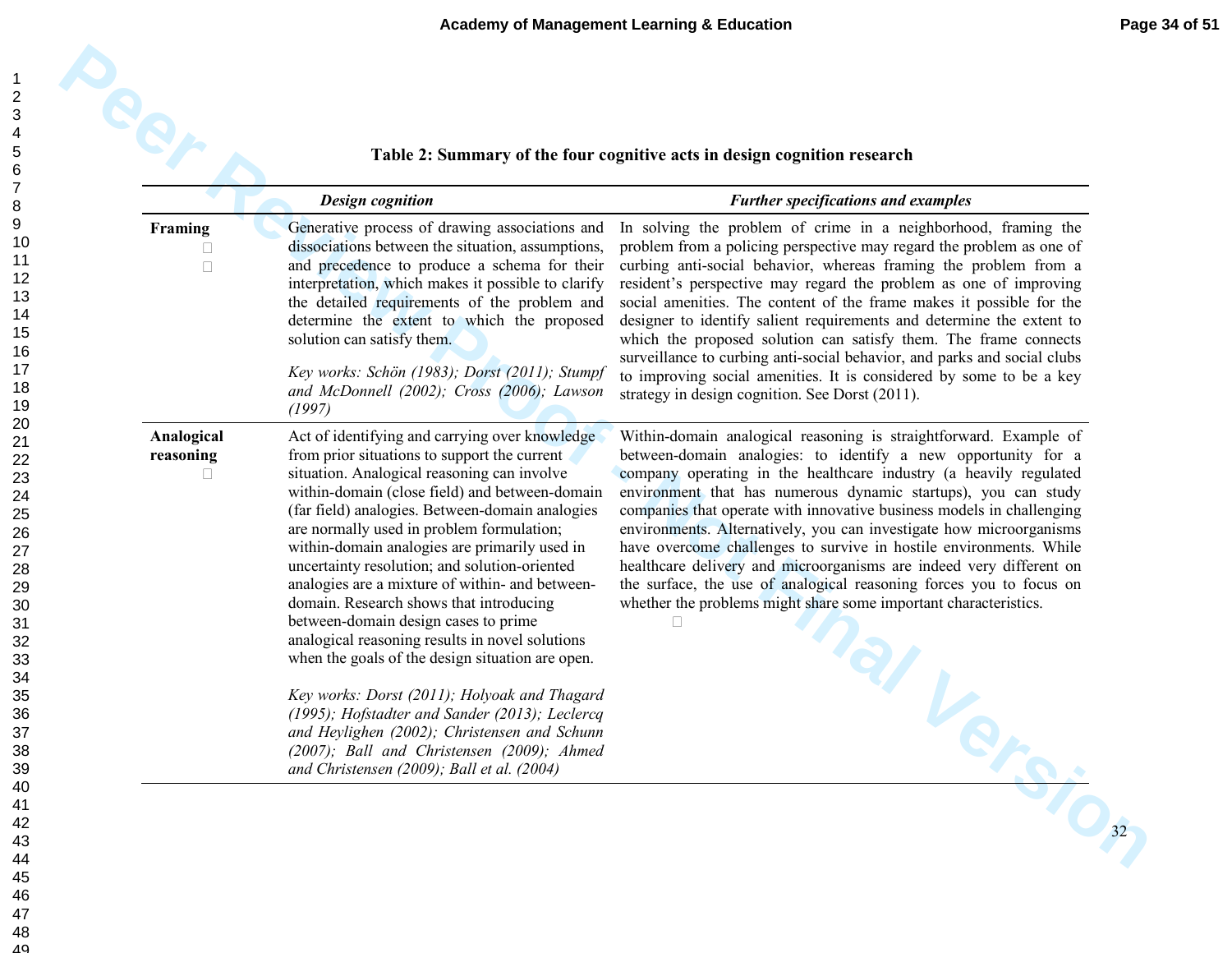**Table 2: Summary of the four cognitive acts in design cognition research**

| | *Design cognition* | *Further specifications and examples* |
|---|---|---|
| **Framing** | Generative process of drawing associations and dissociations between the situation, assumptions, and precedence to produce a schema for their interpretation, which makes it possible to clarify the detailed requirements of the problem and determine the extent to which the proposed solution can satisfy them. *Key works: Schön (1983); Dorst (2011); Stumpf and McDonnell (2002); Cross (2006); Lawson (1997)* | In solving the problem of crime in a neighborhood, framing the problem from a policing perspective may regard the problem as one of curbing anti-social behavior, whereas framing the problem from a resident's perspective may regard the problem as one of improving social amenities. The content of the frame makes it possible for the designer to identify salient requirements and determine the extent to which the proposed solution can satisfy them. The frame connects surveillance to curbing anti-social behavior, and parks and social clubs to improving social amenities. It is considered by some to be a key strategy in design cognition. See Dorst (2011). |
| **Analogical reasoning** | Act of identifying and carrying over knowledge from prior situations to support the current situation. Analogical reasoning can involve within-domain (close field) and between-domain (far field) analogies. Between-domain analogies are normally used in problem formulation; within-domain analogies are primarily used in uncertainty resolution; and solution-oriented analogies are a mixture of within- and between-domain. Research shows that introducing between-domain design cases to prime analogical reasoning results in novel solutions when the goals of the design situation are open. *Key works: Dorst (2011); Holyoak and Thagard (1995); Hofstadter and Sander (2013); Leclercq and Heylighen (2002); Christensen and Schunn (2007); Ball and Christensen (2009); Ahmed and Christensen (2009); Ball et al. (2004)* | Within-domain analogical reasoning is straightforward. Example of between-domain analogies: to identify a new opportunity for a company operating in the healthcare industry (a heavily regulated environment that has numerous dynamic startups), you can study companies that operate with innovative business models in challenging environments. Alternatively, you can investigate how microorganisms have overcome challenges to survive in hostile environments. While healthcare delivery and microorganisms are indeed very different on the surface, the use of analogical reasoning forces you to focus on whether the problems might share some important characteristics. |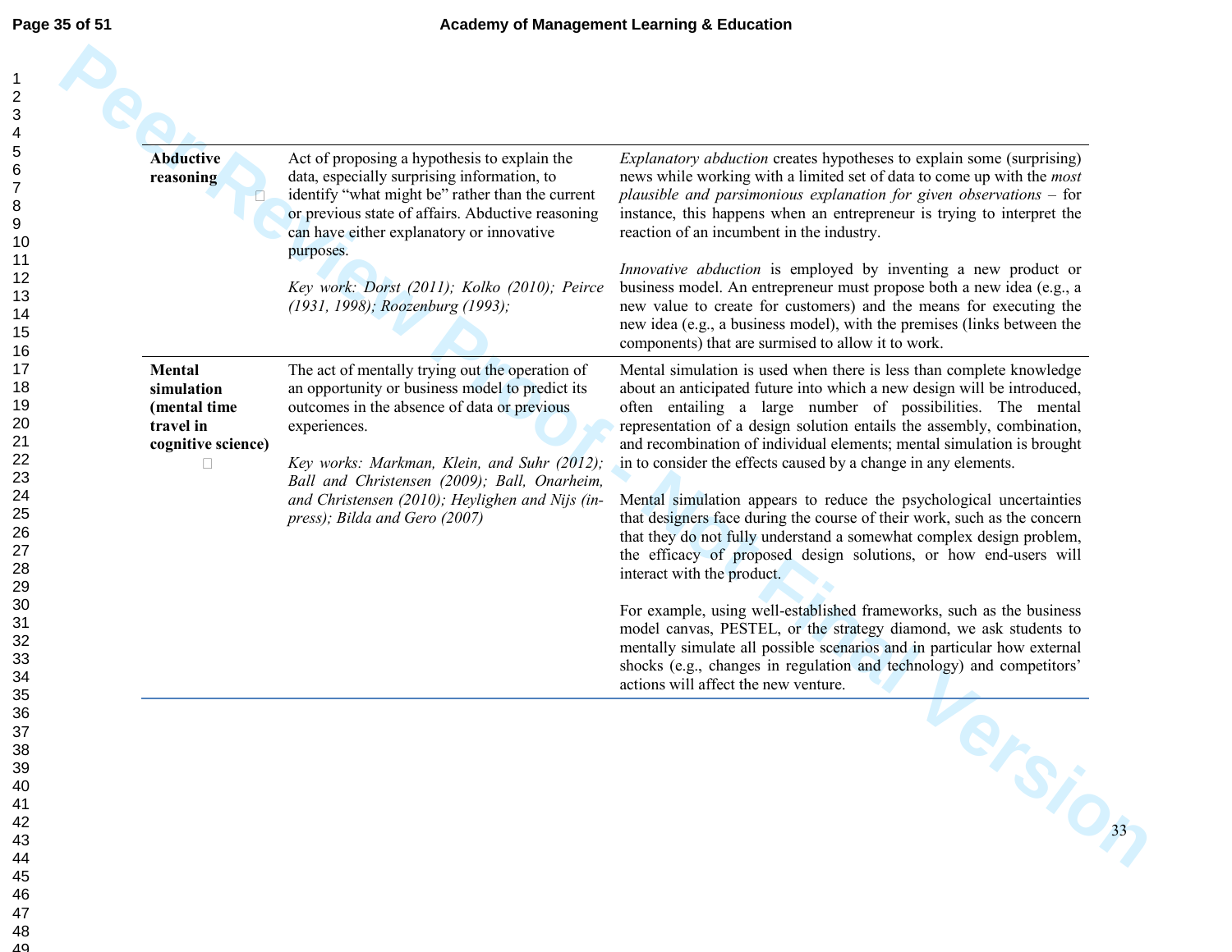| | | |
|---|---|---|
| **Abductive reasoning** | Act of proposing a hypothesis to explain the data, especially surprising information, to identify "what might be" rather than the current or previous state of affairs. Abductive reasoning can have either explanatory or innovative purposes.<br><br>*Key work: Dorst (2011); Kolko (2010); Peirce (1931, 1998); Roozenburg (1993);* | *Explanatory abduction* creates hypotheses to explain some (surprising) news while working with a limited set of data to come up with the *most plausible and parsimonious explanation for given observations* – for instance, this happens when an entrepreneur is trying to interpret the reaction of an incumbent in the industry.<br><br>*Innovative abduction* is employed by inventing a new product or business model. An entrepreneur must propose both a new idea (e.g., a new value to create for customers) and the means for executing the new idea (e.g., a business model), with the premises (links between the components) that are surmised to allow it to work. |
| **Mental simulation (mental time travel in cognitive science)** | The act of mentally trying out the operation of an opportunity or business model to predict its outcomes in the absence of data or previous experiences.<br><br>*Key works: Markman, Klein, and Suhr (2012); Ball and Christensen (2009); Ball, Onarheim, and Christensen (2010); Heylighen and Nijs (in-press); Bilda and Gero (2007)* | Mental simulation is used when there is less than complete knowledge about an anticipated future into which a new design will be introduced, often entailing a large number of possibilities. The mental representation of a design solution entails the assembly, combination, and recombination of individual elements; mental simulation is brought in to consider the effects caused by a change in any elements.<br><br>Mental simulation appears to reduce the psychological uncertainties that designers face during the course of their work, such as the concern that they do not fully understand a somewhat complex design problem, the efficacy of proposed design solutions, or how end-users will interact with the product.<br><br>For example, using well-established frameworks, such as the business model canvas, PESTEL, or the strategy diamond, we ask students to mentally simulate all possible scenarios and in particular how external shocks (e.g., changes in regulation and technology) and competitors' actions will affect the new venture. |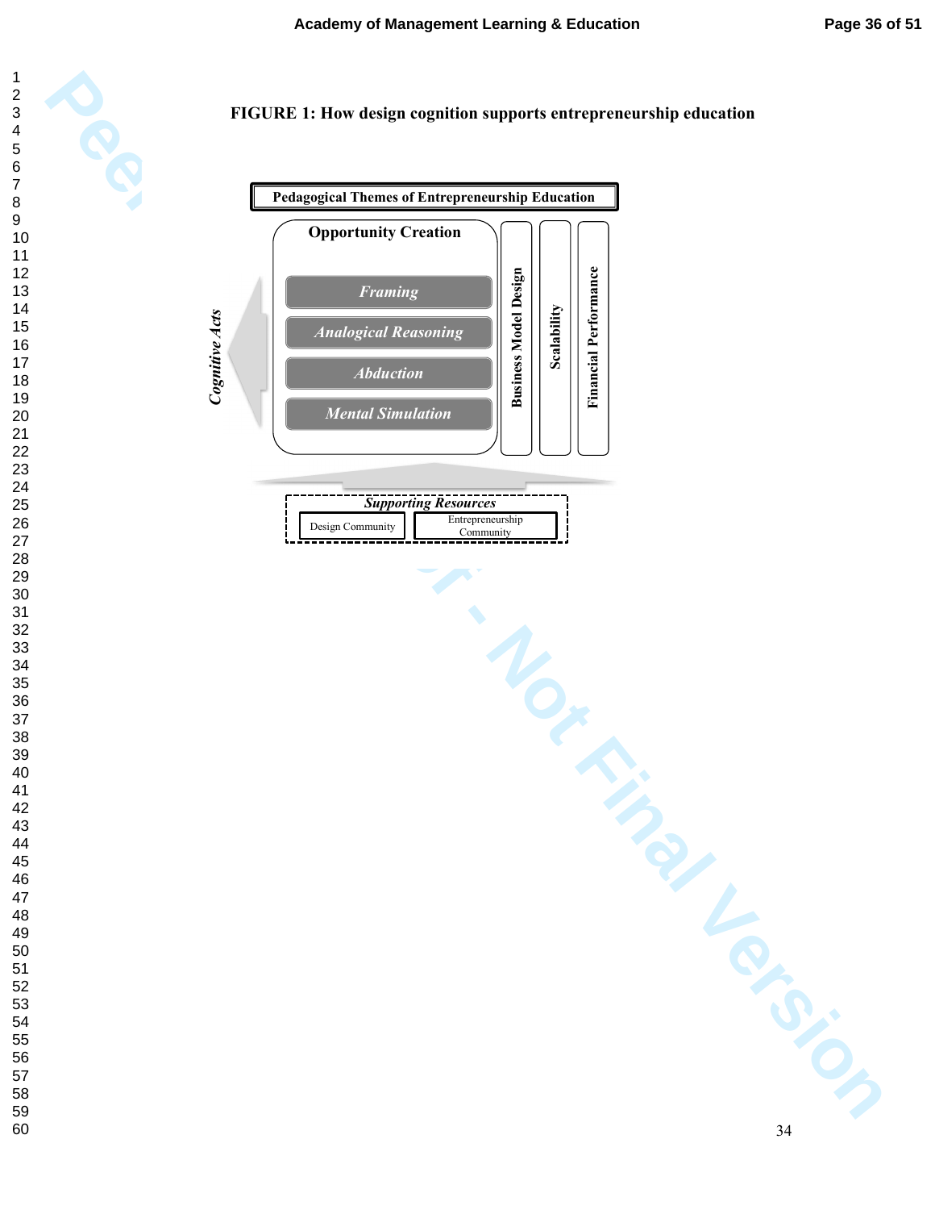**FIGURE 1: How design cognition supports entrepreneurship education**

**Pedagogical Themes of Entrepreneurship Education**

**Opportunity Creation**

*Cognitive Acts*

- *Framing*
- *Analogical Reasoning*
- *Abduction*
- *Mental Simulation*

**Business Model Design**

**Scalability**

**Financial Performance**

*Supporting Resources*

- Design Community
- Entrepreneurship Community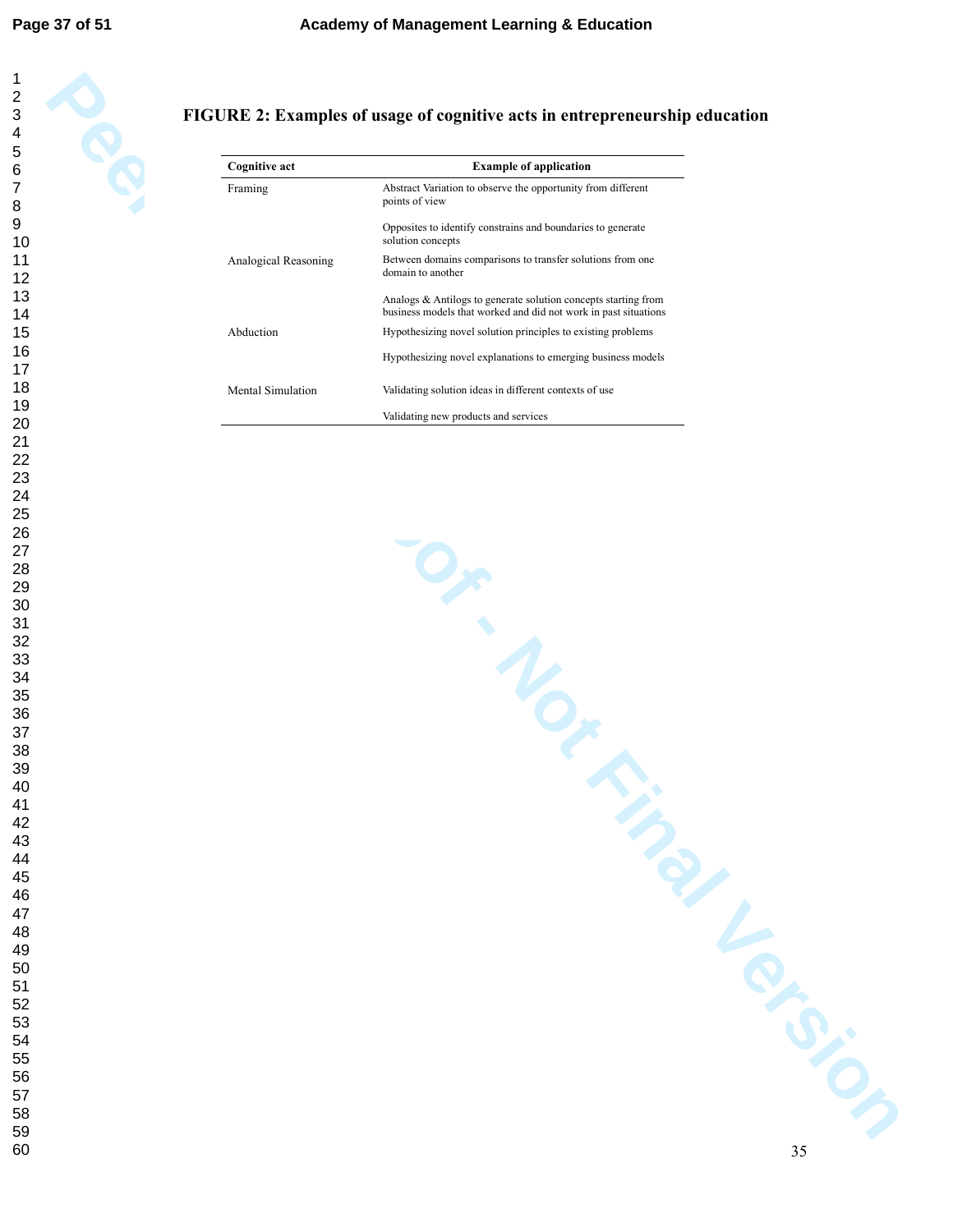**FIGURE 2: Examples of usage of cognitive acts in entrepreneurship education**

| Cognitive act | Example of application |
| --- | --- |
| Framing | Abstract Variation to observe the opportunity from different points of view |
| | Opposites to identify constrains and boundaries to generate solution concepts |
| Analogical Reasoning | Between domains comparisons to transfer solutions from one domain to another |
| | Analogs & Antilogs to generate solution concepts starting from business models that worked and did not work in past situations |
| Abduction | Hypothesizing novel solution principles to existing problems |
| | Hypothesizing novel explanations to emerging business models |
| Mental Simulation | Validating solution ideas in different contexts of use |
| | Validating new products and services |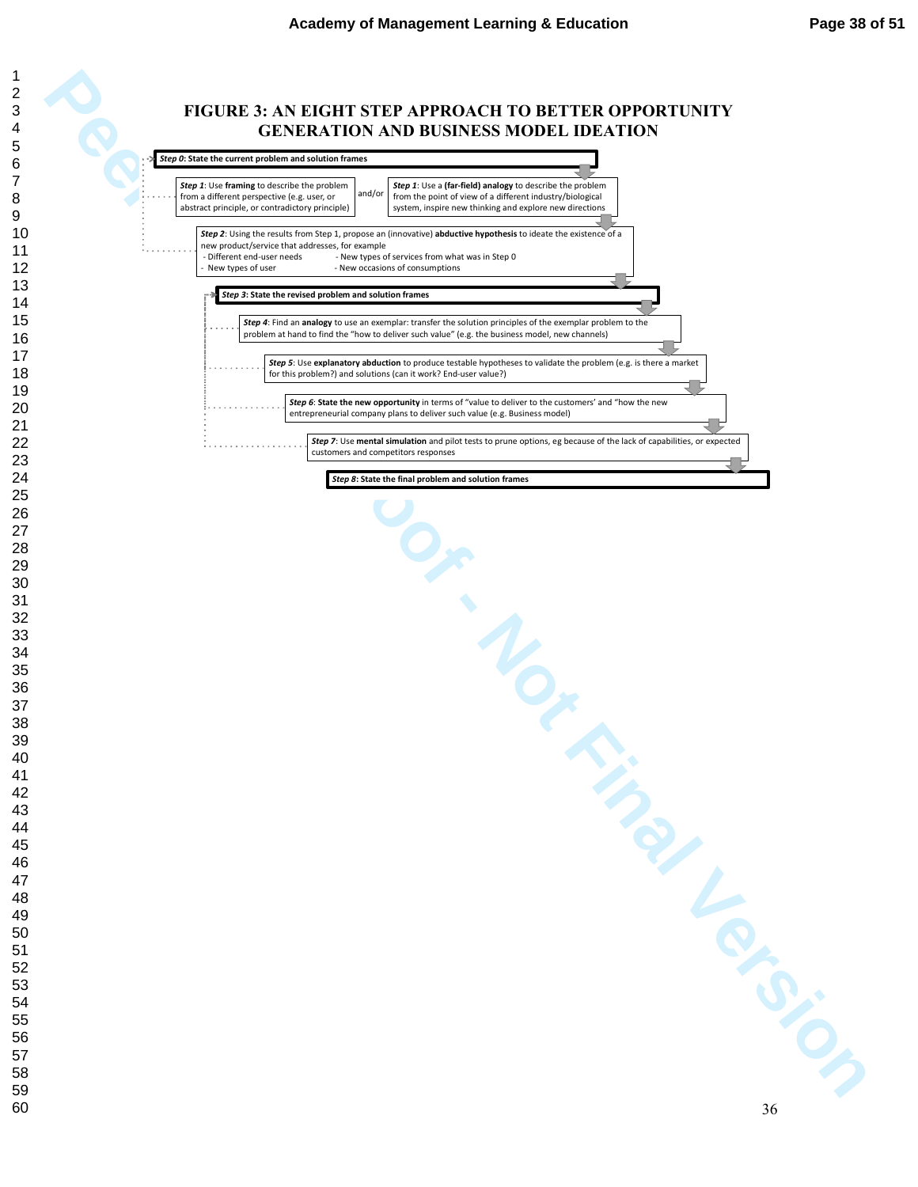# FIGURE 3: AN EIGHT STEP APPROACH TO BETTER OPPORTUNITY GENERATION AND BUSINESS MODEL IDEATION

***Step 0*: State the current problem and solution frames**

*Step 1*: Use **framing** to describe the problem from a different perspective (e.g. user, or abstract principle, or contradictory principle)

and/or

*Step 1*: Use a **(far-field) analogy** to describe the problem from the point of view of a different industry/biological system, inspire new thinking and explore new directions

*Step 2*: Using the results from Step 1, propose an (innovative) **abductive hypothesis** to ideate the existence of a new product/service that addresses, for example

- Different end-user needs
- New types of user
- New types of services from what was in Step 0
- New occasions of consumptions

***Step 3*: State the revised problem and solution frames**

*Step 4*: Find an **analogy** to use an exemplar: transfer the solution principles of the exemplar problem to the problem at hand to find the "how to deliver such value" (e.g. the business model, new channels)

*Step 5*: Use **explanatory abduction** to produce testable hypotheses to validate the problem (e.g. is there a market for this problem?) and solutions (can it work? End-user value?)

*Step 6*: **State the new opportunity** in terms of "value to deliver to the customers' and "how the new entrepreneurial company plans to deliver such value (e.g. Business model)

*Step 7*: Use **mental simulation** and pilot tests to prune options, eg because of the lack of capabilities, or expected customers and competitors responses

***Step 8*: State the final problem and solution frames**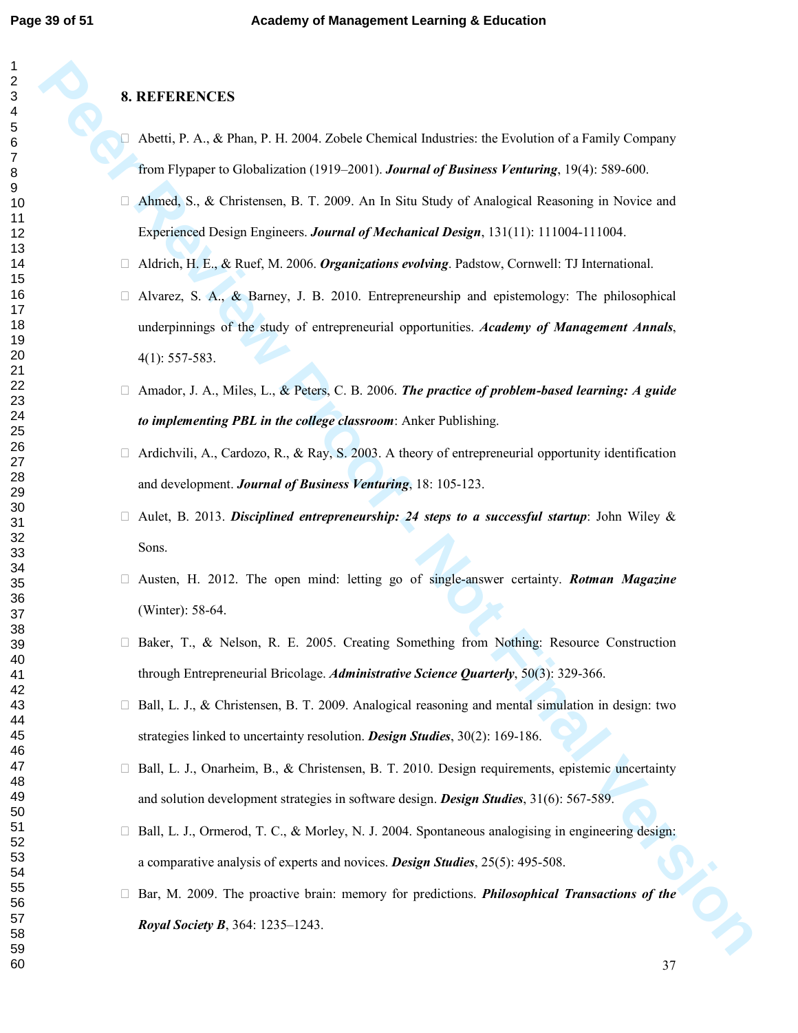## 8. REFERENCES

- Abetti, P. A., & Phan, P. H. 2004. Zobele Chemical Industries: the Evolution of a Family Company from Flypaper to Globalization (1919–2001). ***Journal of Business Venturing***, 19(4): 589-600.
- Ahmed, S., & Christensen, B. T. 2009. An In Situ Study of Analogical Reasoning in Novice and Experienced Design Engineers. ***Journal of Mechanical Design***, 131(11): 111004-111004.
- Aldrich, H. E., & Ruef, M. 2006. ***Organizations evolving***. Padstow, Cornwell: TJ International.
- Alvarez, S. A., & Barney, J. B. 2010. Entrepreneurship and epistemology: The philosophical underpinnings of the study of entrepreneurial opportunities. ***Academy of Management Annals***, 4(1): 557-583.
- Amador, J. A., Miles, L., & Peters, C. B. 2006. ***The practice of problem-based learning: A guide to implementing PBL in the college classroom***: Anker Publishing.
- Ardichvili, A., Cardozo, R., & Ray, S. 2003. A theory of entrepreneurial opportunity identification and development. ***Journal of Business Venturing***, 18: 105-123.
- Aulet, B. 2013. ***Disciplined entrepreneurship: 24 steps to a successful startup***: John Wiley & Sons.
- Austen, H. 2012. The open mind: letting go of single-answer certainty. ***Rotman Magazine*** (Winter): 58-64.
- Baker, T., & Nelson, R. E. 2005. Creating Something from Nothing: Resource Construction through Entrepreneurial Bricolage. ***Administrative Science Quarterly***, 50(3): 329-366.
- Ball, L. J., & Christensen, B. T. 2009. Analogical reasoning and mental simulation in design: two strategies linked to uncertainty resolution. ***Design Studies***, 30(2): 169-186.
- Ball, L. J., Onarheim, B., & Christensen, B. T. 2010. Design requirements, epistemic uncertainty and solution development strategies in software design. ***Design Studies***, 31(6): 567-589.
- Ball, L. J., Ormerod, T. C., & Morley, N. J. 2004. Spontaneous analogising in engineering design: a comparative analysis of experts and novices. ***Design Studies***, 25(5): 495-508.
- Bar, M. 2009. The proactive brain: memory for predictions. ***Philosophical Transactions of the Royal Society B***, 364: 1235–1243.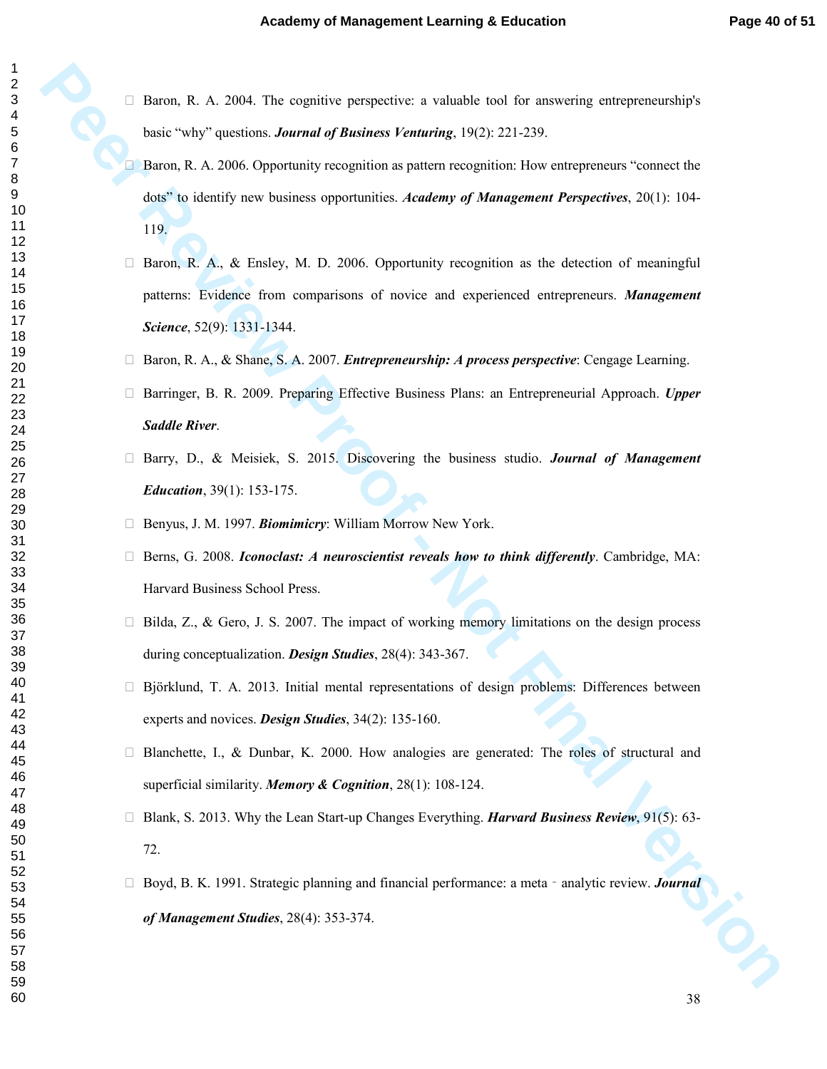- Baron, R. A. 2004. The cognitive perspective: a valuable tool for answering entrepreneurship's basic "why" questions. ***Journal of Business Venturing***, 19(2): 221-239.
- Baron, R. A. 2006. Opportunity recognition as pattern recognition: How entrepreneurs "connect the dots" to identify new business opportunities. ***Academy of Management Perspectives***, 20(1): 104-119.
- Baron, R. A., & Ensley, M. D. 2006. Opportunity recognition as the detection of meaningful patterns: Evidence from comparisons of novice and experienced entrepreneurs. ***Management Science***, 52(9): 1331-1344.
- Baron, R. A., & Shane, S. A. 2007. ***Entrepreneurship: A process perspective***: Cengage Learning.
- Barringer, B. R. 2009. Preparing Effective Business Plans: an Entrepreneurial Approach. ***Upper Saddle River***.
- Barry, D., & Meisiek, S. 2015. Discovering the business studio. ***Journal of Management Education***, 39(1): 153-175.
- Benyus, J. M. 1997. ***Biomimicry***: William Morrow New York.
- Berns, G. 2008. ***Iconoclast: A neuroscientist reveals how to think differently***. Cambridge, MA: Harvard Business School Press.
- Bilda, Z., & Gero, J. S. 2007. The impact of working memory limitations on the design process during conceptualization. ***Design Studies***, 28(4): 343-367.
- Björklund, T. A. 2013. Initial mental representations of design problems: Differences between experts and novices. ***Design Studies***, 34(2): 135-160.
- Blanchette, I., & Dunbar, K. 2000. How analogies are generated: The roles of structural and superficial similarity. ***Memory & Cognition***, 28(1): 108-124.
- Blank, S. 2013. Why the Lean Start-up Changes Everything. ***Harvard Business Review***, 91(5): 63-72.
- Boyd, B. K. 1991. Strategic planning and financial performance: a meta‐analytic review. ***Journal of Management Studies***, 28(4): 353-374.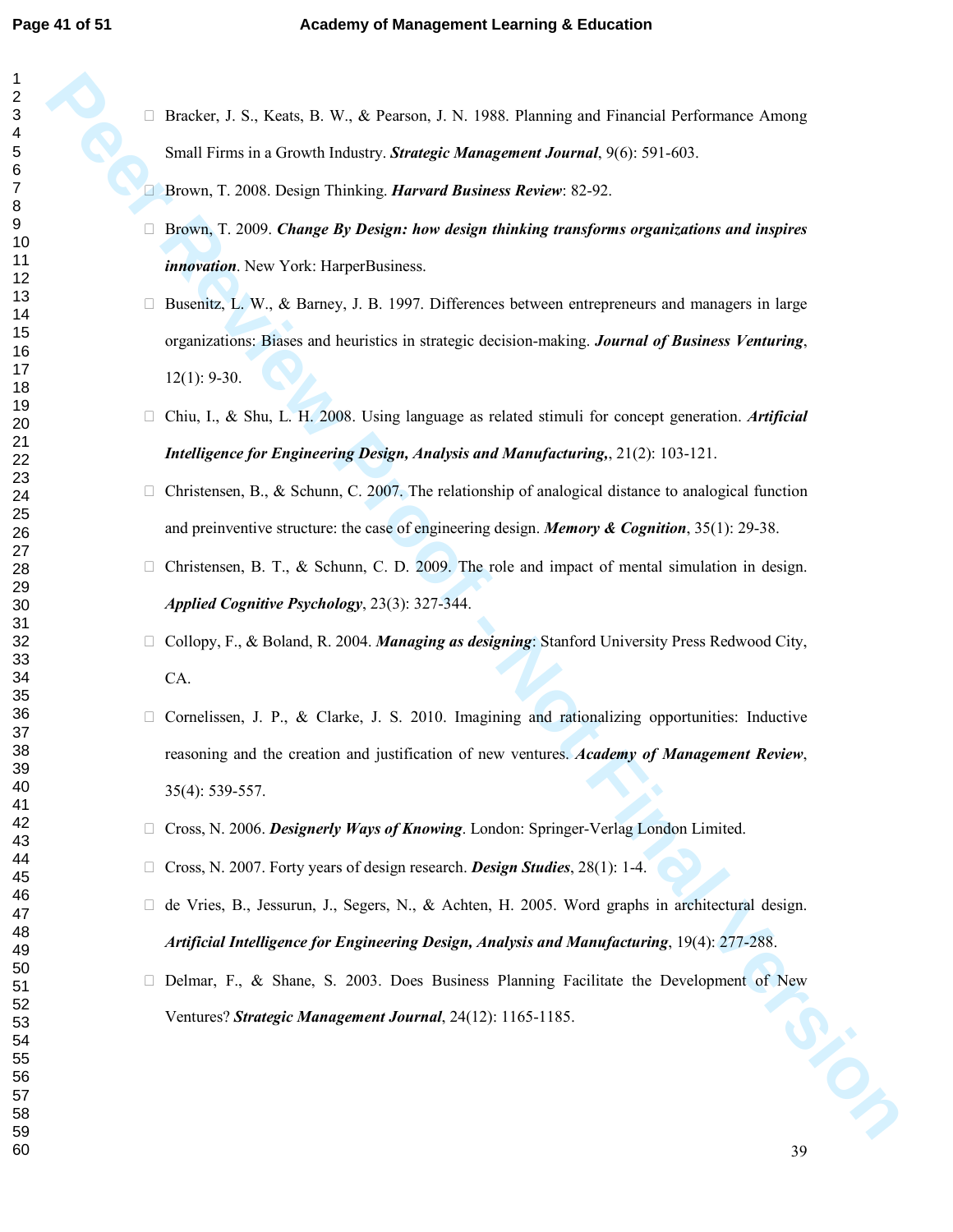- Bracker, J. S., Keats, B. W., & Pearson, J. N. 1988. Planning and Financial Performance Among Small Firms in a Growth Industry. ***Strategic Management Journal***, 9(6): 591-603.
- Brown, T. 2008. Design Thinking. ***Harvard Business Review***: 82-92.
- Brown, T. 2009. ***Change By Design: how design thinking transforms organizations and inspires innovation***. New York: HarperBusiness.
- Busenitz, L. W., & Barney, J. B. 1997. Differences between entrepreneurs and managers in large organizations: Biases and heuristics in strategic decision-making. ***Journal of Business Venturing***, 12(1): 9-30.
- Chiu, I., & Shu, L. H. 2008. Using language as related stimuli for concept generation. ***Artificial Intelligence for Engineering Design, Analysis and Manufacturing,***, 21(2): 103-121.
- Christensen, B., & Schunn, C. 2007. The relationship of analogical distance to analogical function and preinventive structure: the case of engineering design. ***Memory & Cognition***, 35(1): 29-38.
- Christensen, B. T., & Schunn, C. D. 2009. The role and impact of mental simulation in design. ***Applied Cognitive Psychology***, 23(3): 327-344.
- Collopy, F., & Boland, R. 2004. ***Managing as designing***: Stanford University Press Redwood City, CA.
- Cornelissen, J. P., & Clarke, J. S. 2010. Imagining and rationalizing opportunities: Inductive reasoning and the creation and justification of new ventures. ***Academy of Management Review***, 35(4): 539-557.
- Cross, N. 2006. ***Designerly Ways of Knowing***. London: Springer-Verlag London Limited.
- Cross, N. 2007. Forty years of design research. ***Design Studies***, 28(1): 1-4.
- de Vries, B., Jessurun, J., Segers, N., & Achten, H. 2005. Word graphs in architectural design. ***Artificial Intelligence for Engineering Design, Analysis and Manufacturing***, 19(4): 277-288.
- Delmar, F., & Shane, S. 2003. Does Business Planning Facilitate the Development of New Ventures? ***Strategic Management Journal***, 24(12): 1165-1185.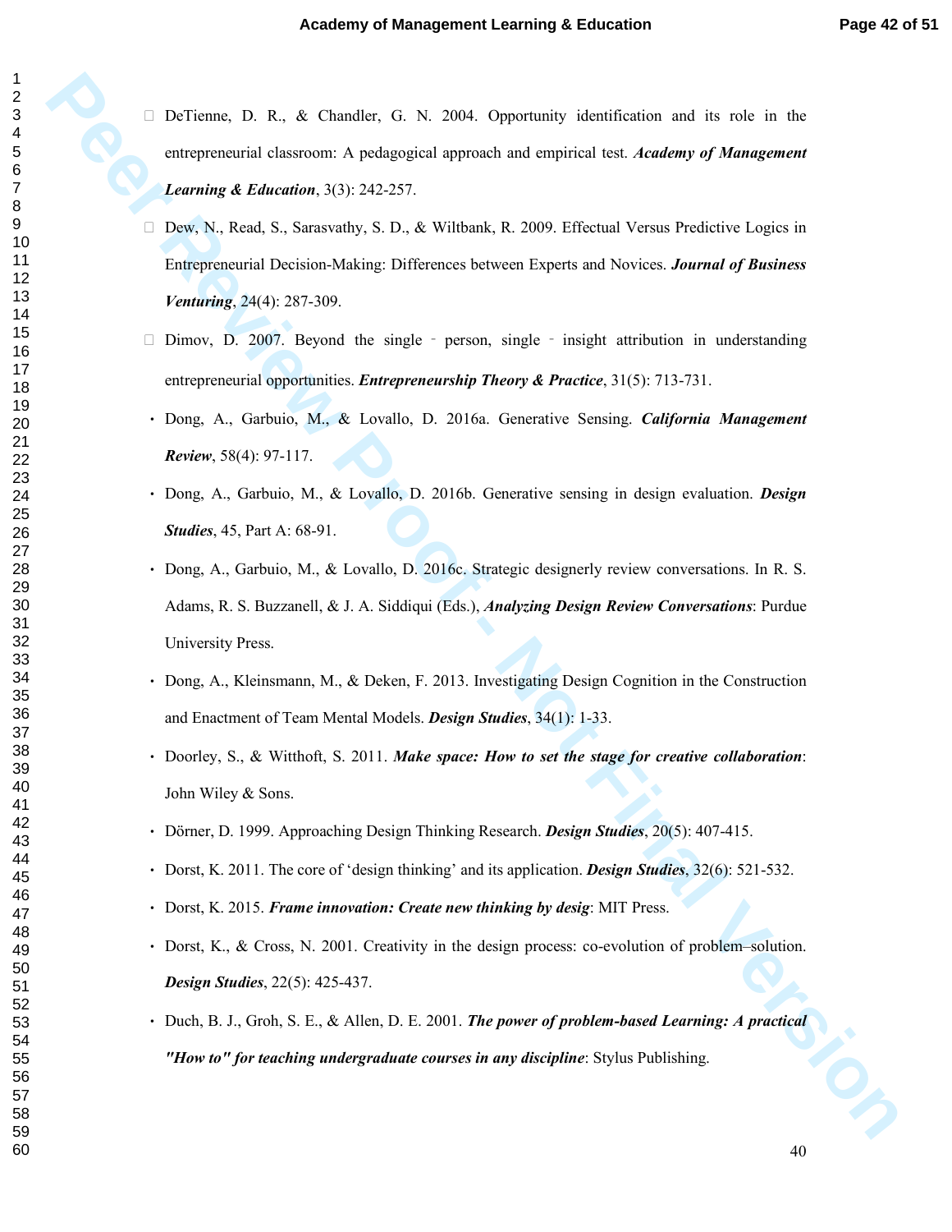- DeTienne, D. R., & Chandler, G. N. 2004. Opportunity identification and its role in the entrepreneurial classroom: A pedagogical approach and empirical test. ***Academy of Management Learning & Education***, 3(3): 242-257.
- Dew, N., Read, S., Sarasvathy, S. D., & Wiltbank, R. 2009. Effectual Versus Predictive Logics in Entrepreneurial Decision-Making: Differences between Experts and Novices. ***Journal of Business Venturing***, 24(4): 287-309.
- Dimov, D. 2007. Beyond the single ‐ person, single ‐ insight attribution in understanding entrepreneurial opportunities. ***Entrepreneurship Theory & Practice***, 31(5): 713-731.
- Dong, A., Garbuio, M., & Lovallo, D. 2016a. Generative Sensing. ***California Management Review***, 58(4): 97-117.
- Dong, A., Garbuio, M., & Lovallo, D. 2016b. Generative sensing in design evaluation. ***Design Studies***, 45, Part A: 68-91.
- Dong, A., Garbuio, M., & Lovallo, D. 2016c. Strategic designerly review conversations. In R. S. Adams, R. S. Buzzanell, & J. A. Siddiqui (Eds.), ***Analyzing Design Review Conversations***: Purdue University Press.
- Dong, A., Kleinsmann, M., & Deken, F. 2013. Investigating Design Cognition in the Construction and Enactment of Team Mental Models. ***Design Studies***, 34(1): 1-33.
- Doorley, S., & Witthoft, S. 2011. ***Make space: How to set the stage for creative collaboration***: John Wiley & Sons.
- Dörner, D. 1999. Approaching Design Thinking Research. ***Design Studies***, 20(5): 407-415.
- Dorst, K. 2011. The core of 'design thinking' and its application. ***Design Studies***, 32(6): 521-532.
- Dorst, K. 2015. ***Frame innovation: Create new thinking by desig***: MIT Press.
- Dorst, K., & Cross, N. 2001. Creativity in the design process: co-evolution of problem–solution. ***Design Studies***, 22(5): 425-437.
- Duch, B. J., Groh, S. E., & Allen, D. E. 2001. ***The power of problem-based Learning: A practical "How to" for teaching undergraduate courses in any discipline***: Stylus Publishing.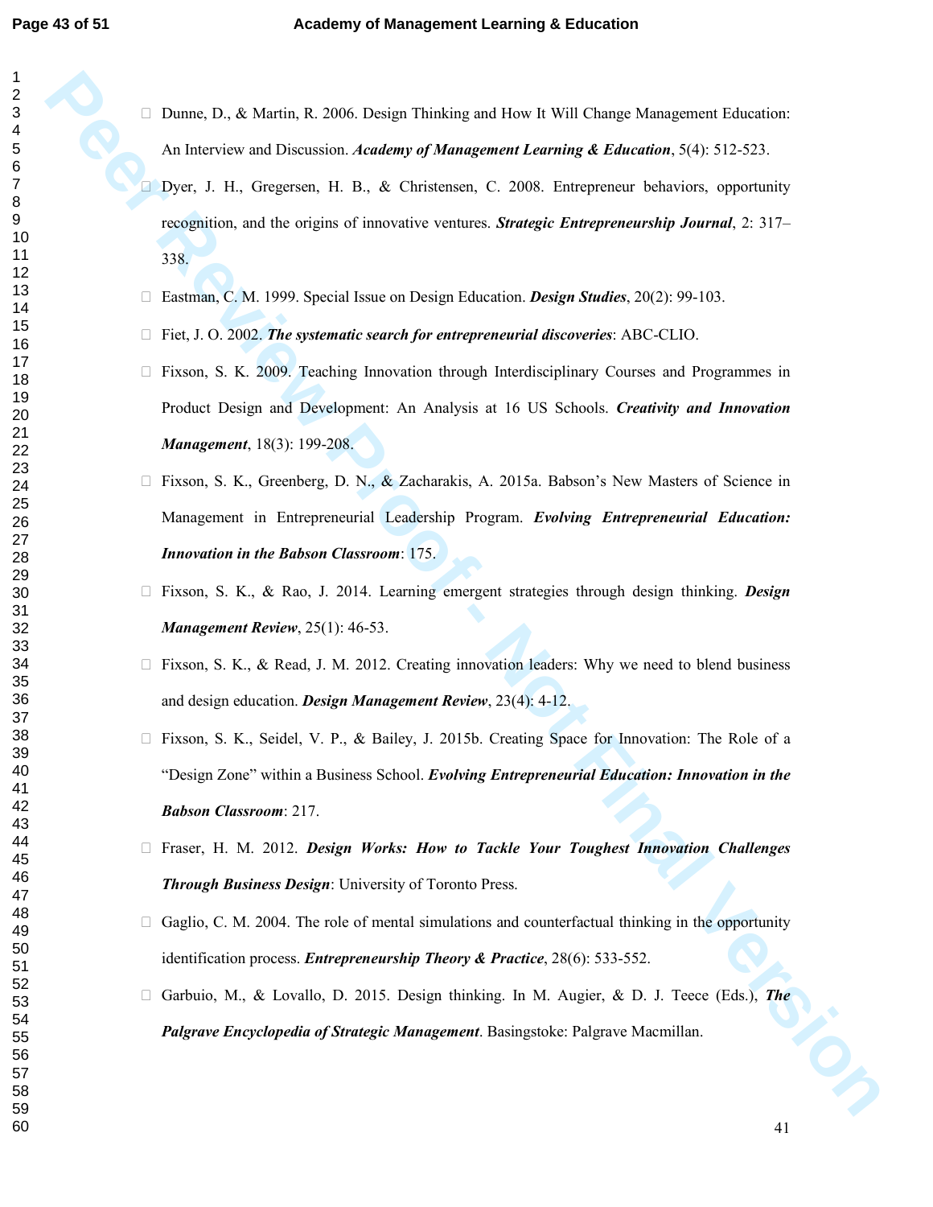- Dunne, D., & Martin, R. 2006. Design Thinking and How It Will Change Management Education: An Interview and Discussion. ***Academy of Management Learning & Education***, 5(4): 512-523.
- Dyer, J. H., Gregersen, H. B., & Christensen, C. 2008. Entrepreneur behaviors, opportunity recognition, and the origins of innovative ventures. ***Strategic Entrepreneurship Journal***, 2: 317–338.
- Eastman, C. M. 1999. Special Issue on Design Education. ***Design Studies***, 20(2): 99-103.
- Fiet, J. O. 2002. ***The systematic search for entrepreneurial discoveries***: ABC-CLIO.
- Fixson, S. K. 2009. Teaching Innovation through Interdisciplinary Courses and Programmes in Product Design and Development: An Analysis at 16 US Schools. ***Creativity and Innovation Management***, 18(3): 199-208.
- Fixson, S. K., Greenberg, D. N., & Zacharakis, A. 2015a. Babson's New Masters of Science in Management in Entrepreneurial Leadership Program. ***Evolving Entrepreneurial Education: Innovation in the Babson Classroom***: 175.
- Fixson, S. K., & Rao, J. 2014. Learning emergent strategies through design thinking. ***Design Management Review***, 25(1): 46-53.
- Fixson, S. K., & Read, J. M. 2012. Creating innovation leaders: Why we need to blend business and design education. ***Design Management Review***, 23(4): 4-12.
- Fixson, S. K., Seidel, V. P., & Bailey, J. 2015b. Creating Space for Innovation: The Role of a "Design Zone" within a Business School. ***Evolving Entrepreneurial Education: Innovation in the Babson Classroom***: 217.
- Fraser, H. M. 2012. ***Design Works: How to Tackle Your Toughest Innovation Challenges Through Business Design***: University of Toronto Press.
- Gaglio, C. M. 2004. The role of mental simulations and counterfactual thinking in the opportunity identification process. ***Entrepreneurship Theory & Practice***, 28(6): 533-552.
- Garbuio, M., & Lovallo, D. 2015. Design thinking. In M. Augier, & D. J. Teece (Eds.), ***The Palgrave Encyclopedia of Strategic Management***. Basingstoke: Palgrave Macmillan.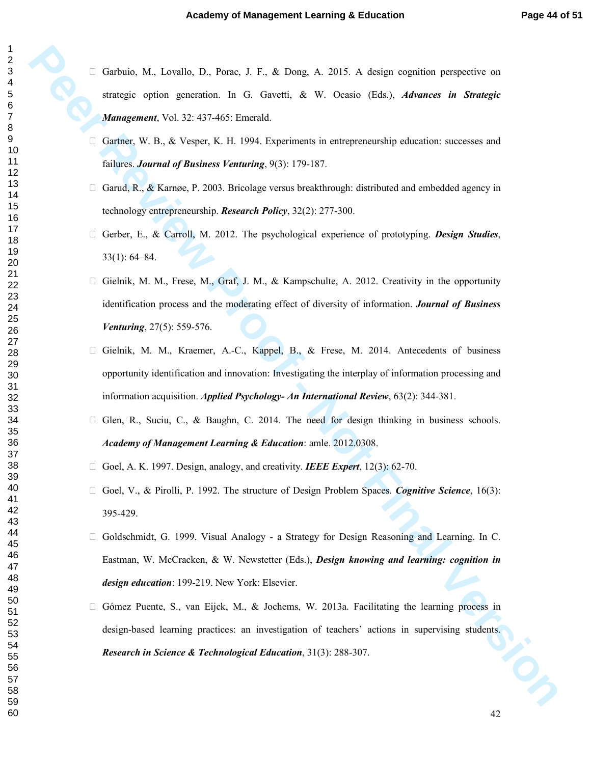- Garbuio, M., Lovallo, D., Porac, J. F., & Dong, A. 2015. A design cognition perspective on strategic option generation. In G. Gavetti, & W. Ocasio (Eds.), ***Advances in Strategic Management***, Vol. 32: 437-465: Emerald.

- Gartner, W. B., & Vesper, K. H. 1994. Experiments in entrepreneurship education: successes and failures. ***Journal of Business Venturing***, 9(3): 179-187.

- Garud, R., & Karnøe, P. 2003. Bricolage versus breakthrough: distributed and embedded agency in technology entrepreneurship. ***Research Policy***, 32(2): 277-300.

- Gerber, E., & Carroll, M. 2012. The psychological experience of prototyping. ***Design Studies***, 33(1): 64–84.

- Gielnik, M. M., Frese, M., Graf, J. M., & Kampschulte, A. 2012. Creativity in the opportunity identification process and the moderating effect of diversity of information. ***Journal of Business Venturing***, 27(5): 559-576.

- Gielnik, M. M., Kraemer, A.-C., Kappel, B., & Frese, M. 2014. Antecedents of business opportunity identification and innovation: Investigating the interplay of information processing and information acquisition. ***Applied Psychology- An International Review***, 63(2): 344-381.

- Glen, R., Suciu, C., & Baughn, C. 2014. The need for design thinking in business schools. ***Academy of Management Learning & Education***: amle. 2012.0308.

- Goel, A. K. 1997. Design, analogy, and creativity. ***IEEE Expert***, 12(3): 62-70.

- Goel, V., & Pirolli, P. 1992. The structure of Design Problem Spaces. ***Cognitive Science***, 16(3): 395-429.

- Goldschmidt, G. 1999. Visual Analogy - a Strategy for Design Reasoning and Learning. In C. Eastman, W. McCracken, & W. Newstetter (Eds.), ***Design knowing and learning: cognition in design education***: 199-219. New York: Elsevier.

- Gómez Puente, S., van Eijck, M., & Jochems, W. 2013a. Facilitating the learning process in design-based learning practices: an investigation of teachers' actions in supervising students. ***Research in Science & Technological Education***, 31(3): 288-307.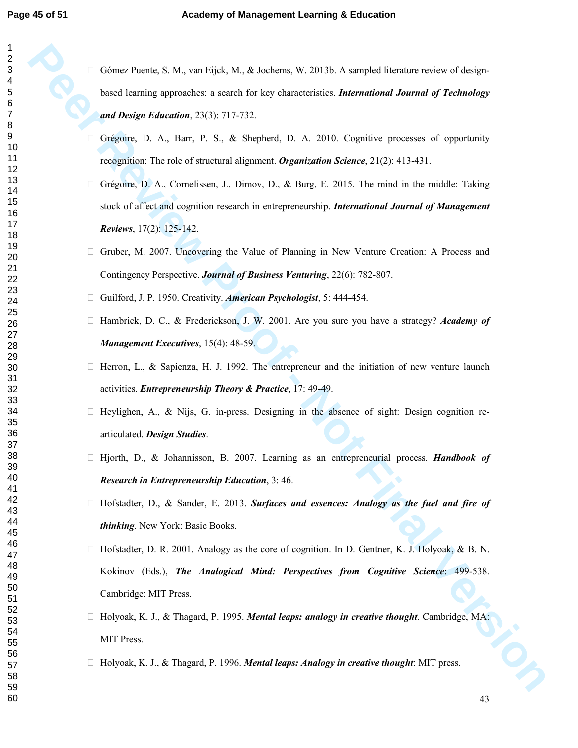- Gómez Puente, S. M., van Eijck, M., & Jochems, W. 2013b. A sampled literature review of design-based learning approaches: a search for key characteristics. ***International Journal of Technology and Design Education***, 23(3): 717-732.
- Grégoire, D. A., Barr, P. S., & Shepherd, D. A. 2010. Cognitive processes of opportunity recognition: The role of structural alignment. ***Organization Science***, 21(2): 413-431.
- Grégoire, D. A., Cornelissen, J., Dimov, D., & Burg, E. 2015. The mind in the middle: Taking stock of affect and cognition research in entrepreneurship. ***International Journal of Management Reviews***, 17(2): 125-142.
- Gruber, M. 2007. Uncovering the Value of Planning in New Venture Creation: A Process and Contingency Perspective. ***Journal of Business Venturing***, 22(6): 782-807.
- Guilford, J. P. 1950. Creativity. ***American Psychologist***, 5: 444-454.
- Hambrick, D. C., & Frederickson, J. W. 2001. Are you sure you have a strategy? ***Academy of Management Executives***, 15(4): 48-59.
- Herron, L., & Sapienza, H. J. 1992. The entrepreneur and the initiation of new venture launch activities. ***Entrepreneurship Theory & Practice***, 17: 49-49.
- Heylighen, A., & Nijs, G. in-press. Designing in the absence of sight: Design cognition re-articulated. ***Design Studies***.
- Hjorth, D., & Johannisson, B. 2007. Learning as an entrepreneurial process. ***Handbook of Research in Entrepreneurship Education***, 3: 46.
- Hofstadter, D., & Sander, E. 2013. ***Surfaces and essences: Analogy as the fuel and fire of thinking***. New York: Basic Books.
- Hofstadter, D. R. 2001. Analogy as the core of cognition. In D. Gentner, K. J. Holyoak, & B. N. Kokinov (Eds.), ***The Analogical Mind: Perspectives from Cognitive Science***: 499-538. Cambridge: MIT Press.
- Holyoak, K. J., & Thagard, P. 1995. ***Mental leaps: analogy in creative thought***. Cambridge, MA: MIT Press.
- Holyoak, K. J., & Thagard, P. 1996. ***Mental leaps: Analogy in creative thought***: MIT press.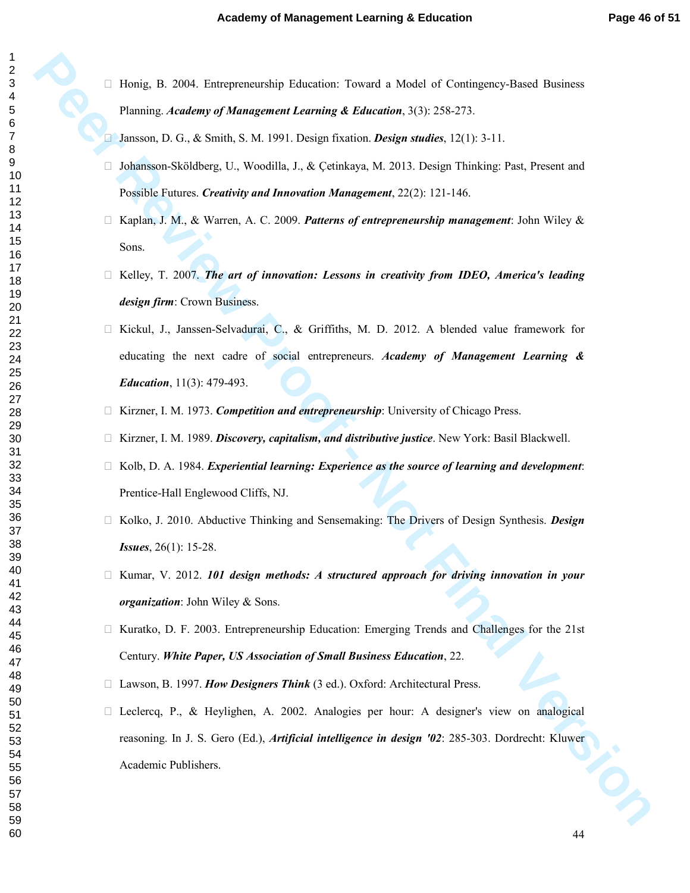- Honig, B. 2004. Entrepreneurship Education: Toward a Model of Contingency-Based Business Planning. ***Academy of Management Learning & Education***, 3(3): 258-273.
- Jansson, D. G., & Smith, S. M. 1991. Design fixation. ***Design studies***, 12(1): 3-11.
- Johansson-Sköldberg, U., Woodilla, J., & Çetinkaya, M. 2013. Design Thinking: Past, Present and Possible Futures. ***Creativity and Innovation Management***, 22(2): 121-146.
- Kaplan, J. M., & Warren, A. C. 2009. ***Patterns of entrepreneurship management***: John Wiley & Sons.
- Kelley, T. 2007. ***The art of innovation: Lessons in creativity from IDEO, America's leading design firm***: Crown Business.
- Kickul, J., Janssen-Selvadurai, C., & Griffiths, M. D. 2012. A blended value framework for educating the next cadre of social entrepreneurs. ***Academy of Management Learning & Education***, 11(3): 479-493.
- Kirzner, I. M. 1973. ***Competition and entrepreneurship***: University of Chicago Press.
- Kirzner, I. M. 1989. ***Discovery, capitalism, and distributive justice***. New York: Basil Blackwell.
- Kolb, D. A. 1984. ***Experiential learning: Experience as the source of learning and development***: Prentice-Hall Englewood Cliffs, NJ.
- Kolko, J. 2010. Abductive Thinking and Sensemaking: The Drivers of Design Synthesis. ***Design Issues***, 26(1): 15-28.
- Kumar, V. 2012. ***101 design methods: A structured approach for driving innovation in your organization***: John Wiley & Sons.
- Kuratko, D. F. 2003. Entrepreneurship Education: Emerging Trends and Challenges for the 21st Century. ***White Paper, US Association of Small Business Education***, 22.
- Lawson, B. 1997. ***How Designers Think*** (3 ed.). Oxford: Architectural Press.
- Leclercq, P., & Heylighen, A. 2002. Analogies per hour: A designer's view on analogical reasoning. In J. S. Gero (Ed.), ***Artificial intelligence in design '02***: 285-303. Dordrecht: Kluwer Academic Publishers.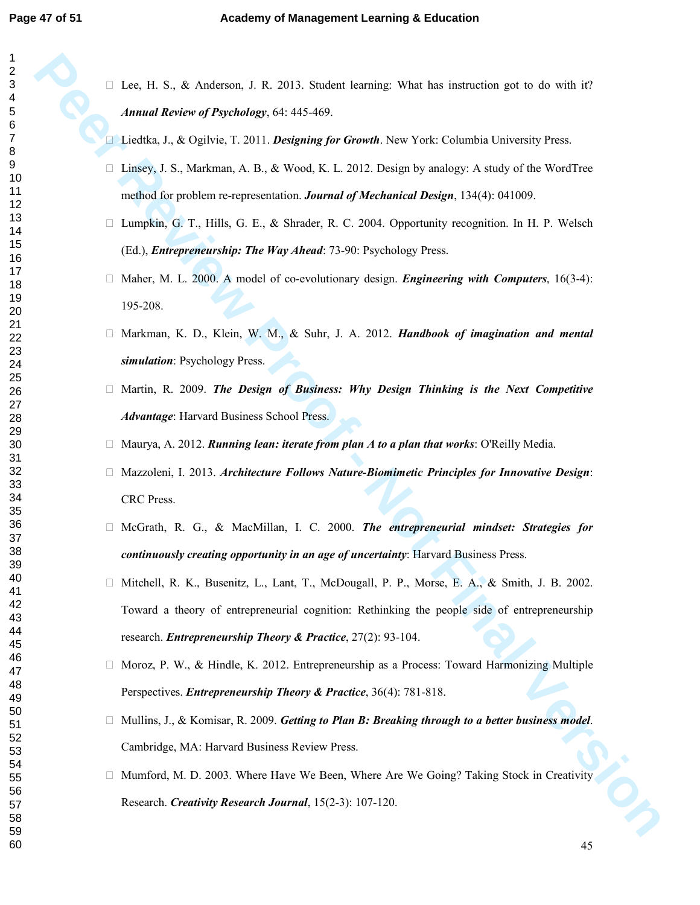- Lee, H. S., & Anderson, J. R. 2013. Student learning: What has instruction got to do with it? ***Annual Review of Psychology***, 64: 445-469.
- Liedtka, J., & Ogilvie, T. 2011. ***Designing for Growth***. New York: Columbia University Press.
- Linsey, J. S., Markman, A. B., & Wood, K. L. 2012. Design by analogy: A study of the WordTree method for problem re-representation. ***Journal of Mechanical Design***, 134(4): 041009.
- Lumpkin, G. T., Hills, G. E., & Shrader, R. C. 2004. Opportunity recognition. In H. P. Welsch (Ed.), ***Entrepreneurship: The Way Ahead***: 73-90: Psychology Press.
- Maher, M. L. 2000. A model of co-evolutionary design. ***Engineering with Computers***, 16(3-4): 195-208.
- Markman, K. D., Klein, W. M., & Suhr, J. A. 2012. ***Handbook of imagination and mental simulation***: Psychology Press.
- Martin, R. 2009. ***The Design of Business: Why Design Thinking is the Next Competitive Advantage***: Harvard Business School Press.
- Maurya, A. 2012. ***Running lean: iterate from plan A to a plan that works***: O'Reilly Media.
- Mazzoleni, I. 2013. ***Architecture Follows Nature-Biomimetic Principles for Innovative Design***: CRC Press.
- McGrath, R. G., & MacMillan, I. C. 2000. ***The entrepreneurial mindset: Strategies for continuously creating opportunity in an age of uncertainty***: Harvard Business Press.
- Mitchell, R. K., Busenitz, L., Lant, T., McDougall, P. P., Morse, E. A., & Smith, J. B. 2002. Toward a theory of entrepreneurial cognition: Rethinking the people side of entrepreneurship research. ***Entrepreneurship Theory & Practice***, 27(2): 93-104.
- Moroz, P. W., & Hindle, K. 2012. Entrepreneurship as a Process: Toward Harmonizing Multiple Perspectives. ***Entrepreneurship Theory & Practice***, 36(4): 781-818.
- Mullins, J., & Komisar, R. 2009. ***Getting to Plan B: Breaking through to a better business model***. Cambridge, MA: Harvard Business Review Press.
- Mumford, M. D. 2003. Where Have We Been, Where Are We Going? Taking Stock in Creativity Research. ***Creativity Research Journal***, 15(2-3): 107-120.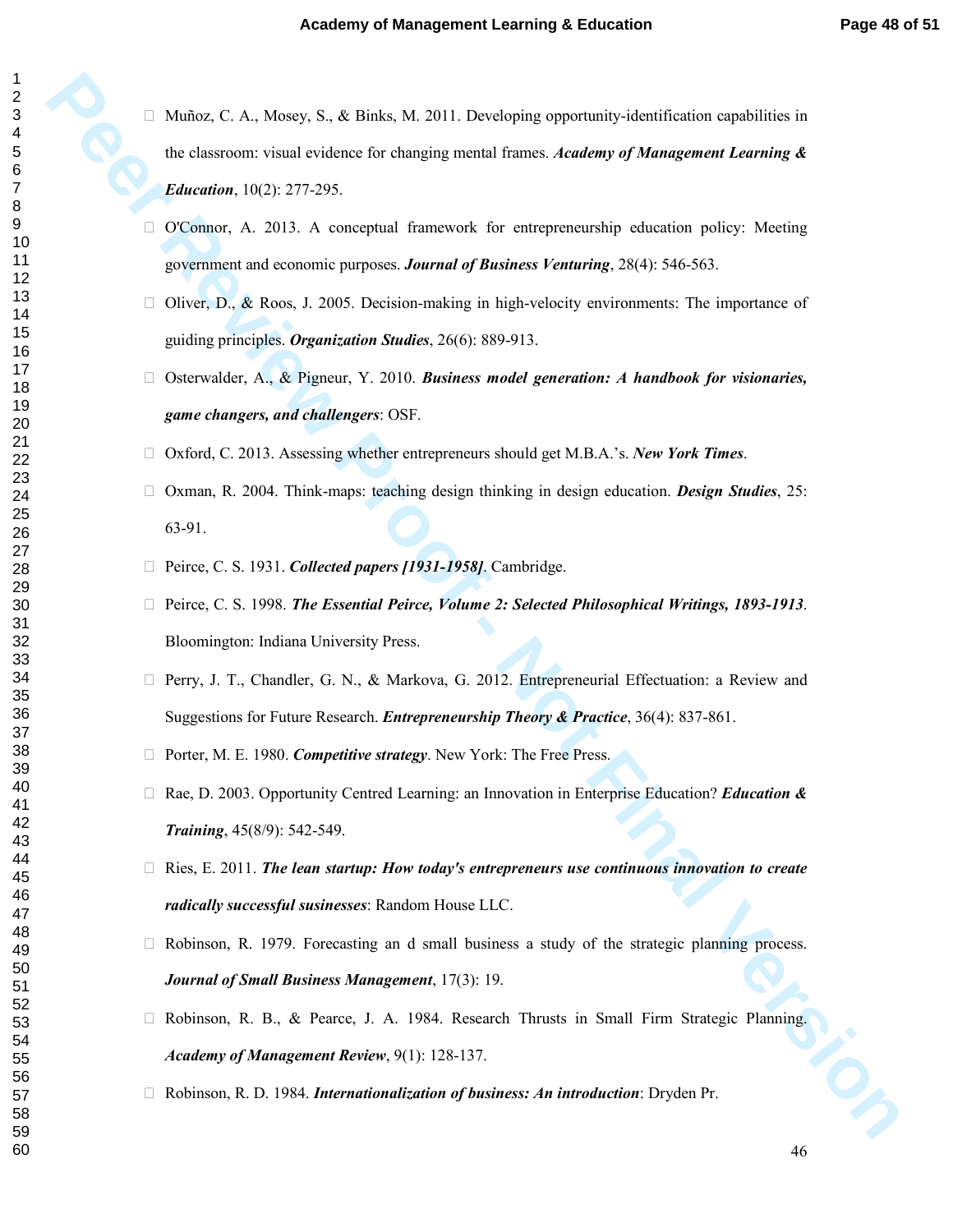- Muñoz, C. A., Mosey, S., & Binks, M. 2011. Developing opportunity-identification capabilities in the classroom: visual evidence for changing mental frames. ***Academy of Management Learning & Education***, 10(2): 277-295.
- O'Connor, A. 2013. A conceptual framework for entrepreneurship education policy: Meeting government and economic purposes. ***Journal of Business Venturing***, 28(4): 546-563.
- Oliver, D., & Roos, J. 2005. Decision-making in high-velocity environments: The importance of guiding principles. ***Organization Studies***, 26(6): 889-913.
- Osterwalder, A., & Pigneur, Y. 2010. ***Business model generation: A handbook for visionaries, game changers, and challengers***: OSF.
- Oxford, C. 2013. Assessing whether entrepreneurs should get M.B.A.'s. ***New York Times***.
- Oxman, R. 2004. Think-maps: teaching design thinking in design education. ***Design Studies***, 25: 63-91.
- Peirce, C. S. 1931. ***Collected papers [1931-1958]***. Cambridge.
- Peirce, C. S. 1998. ***The Essential Peirce, Volume 2: Selected Philosophical Writings, 1893-1913***. Bloomington: Indiana University Press.
- Perry, J. T., Chandler, G. N., & Markova, G. 2012. Entrepreneurial Effectuation: a Review and Suggestions for Future Research. ***Entrepreneurship Theory & Practice***, 36(4): 837-861.
- Porter, M. E. 1980. ***Competitive strategy***. New York: The Free Press.
- Rae, D. 2003. Opportunity Centred Learning: an Innovation in Enterprise Education? ***Education & Training***, 45(8/9): 542-549.
- Ries, E. 2011. ***The lean startup: How today's entrepreneurs use continuous innovation to create radically successful susinesses***: Random House LLC.
- Robinson, R. 1979. Forecasting an d small business a study of the strategic planning process. ***Journal of Small Business Management***, 17(3): 19.
- Robinson, R. B., & Pearce, J. A. 1984. Research Thrusts in Small Firm Strategic Planning. ***Academy of Management Review***, 9(1): 128-137.
- Robinson, R. D. 1984. ***Internationalization of business: An introduction***: Dryden Pr.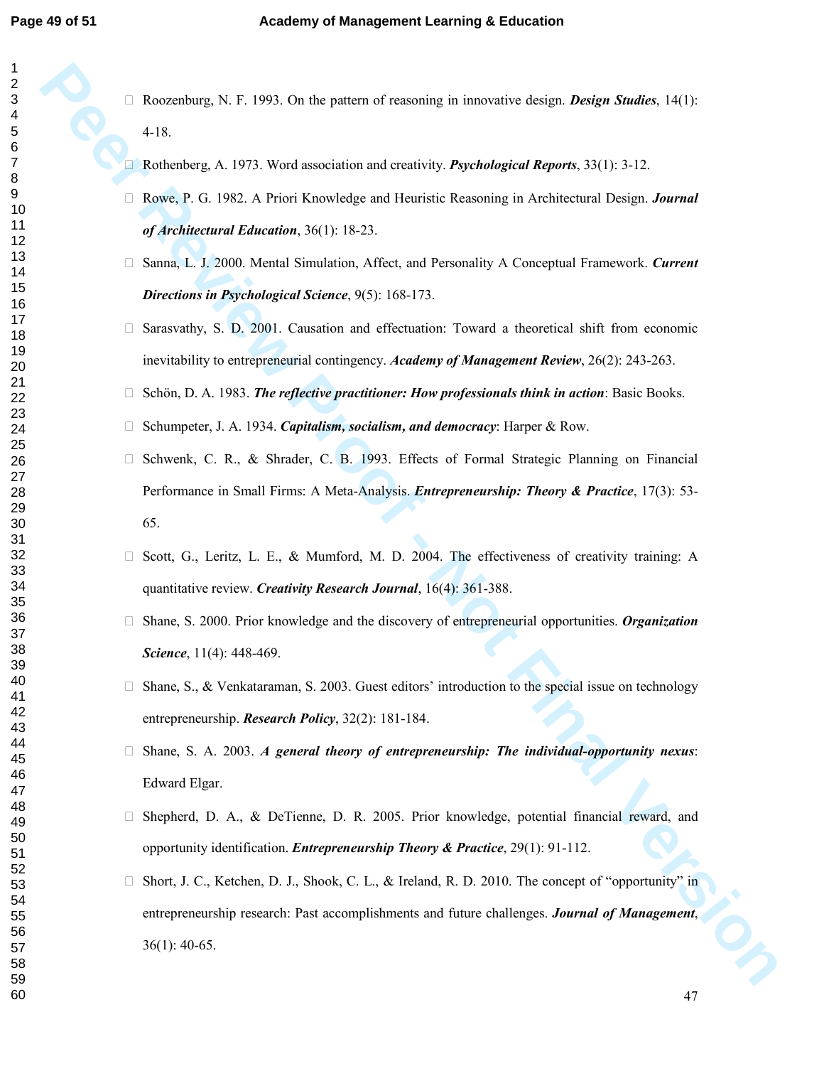- Roozenburg, N. F. 1993. On the pattern of reasoning in innovative design. ***Design Studies***, 14(1): 4-18.
- Rothenberg, A. 1973. Word association and creativity. ***Psychological Reports***, 33(1): 3-12.
- Rowe, P. G. 1982. A Priori Knowledge and Heuristic Reasoning in Architectural Design. ***Journal of Architectural Education***, 36(1): 18-23.
- Sanna, L. J. 2000. Mental Simulation, Affect, and Personality A Conceptual Framework. ***Current Directions in Psychological Science***, 9(5): 168-173.
- Sarasvathy, S. D. 2001. Causation and effectuation: Toward a theoretical shift from economic inevitability to entrepreneurial contingency. ***Academy of Management Review***, 26(2): 243-263.
- Schön, D. A. 1983. ***The reflective practitioner: How professionals think in action***: Basic Books.
- Schumpeter, J. A. 1934. ***Capitalism, socialism, and democracy***: Harper & Row.
- Schwenk, C. R., & Shrader, C. B. 1993. Effects of Formal Strategic Planning on Financial Performance in Small Firms: A Meta-Analysis. ***Entrepreneurship: Theory & Practice***, 17(3): 53-65.
- Scott, G., Leritz, L. E., & Mumford, M. D. 2004. The effectiveness of creativity training: A quantitative review. ***Creativity Research Journal***, 16(4): 361-388.
- Shane, S. 2000. Prior knowledge and the discovery of entrepreneurial opportunities. ***Organization Science***, 11(4): 448-469.
- Shane, S., & Venkataraman, S. 2003. Guest editors' introduction to the special issue on technology entrepreneurship. ***Research Policy***, 32(2): 181-184.
- Shane, S. A. 2003. ***A general theory of entrepreneurship: The individual-opportunity nexus***: Edward Elgar.
- Shepherd, D. A., & DeTienne, D. R. 2005. Prior knowledge, potential financial reward, and opportunity identification. ***Entrepreneurship Theory & Practice***, 29(1): 91-112.
- Short, J. C., Ketchen, D. J., Shook, C. L., & Ireland, R. D. 2010. The concept of "opportunity" in entrepreneurship research: Past accomplishments and future challenges. ***Journal of Management***, 36(1): 40-65.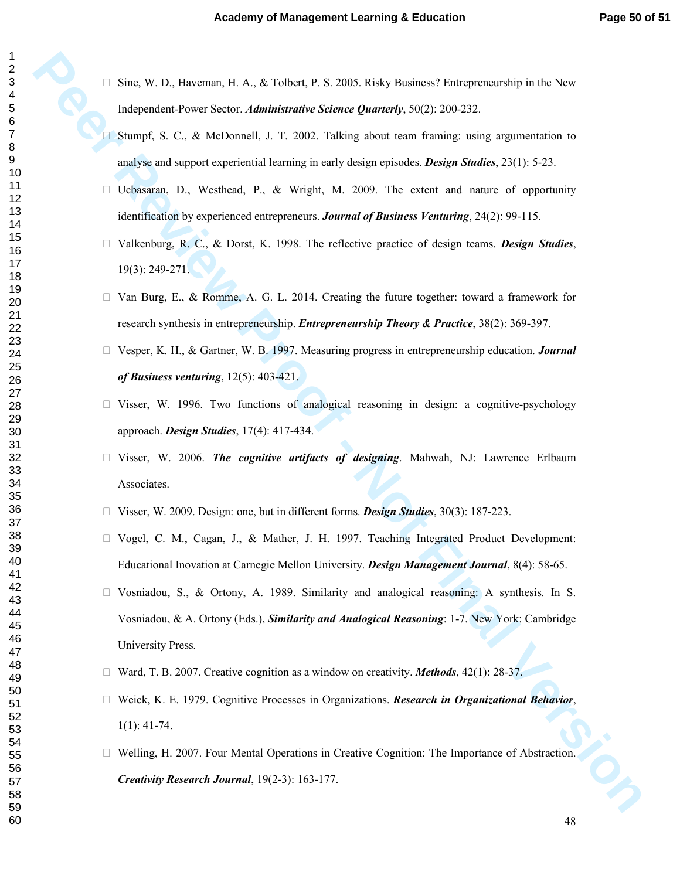- Sine, W. D., Haveman, H. A., & Tolbert, P. S. 2005. Risky Business? Entrepreneurship in the New Independent-Power Sector. ***Administrative Science Quarterly***, 50(2): 200-232.
- Stumpf, S. C., & McDonnell, J. T. 2002. Talking about team framing: using argumentation to analyse and support experiential learning in early design episodes. ***Design Studies***, 23(1): 5-23.
- Ucbasaran, D., Westhead, P., & Wright, M. 2009. The extent and nature of opportunity identification by experienced entrepreneurs. ***Journal of Business Venturing***, 24(2): 99-115.
- Valkenburg, R. C., & Dorst, K. 1998. The reflective practice of design teams. ***Design Studies***, 19(3): 249-271.
- Van Burg, E., & Romme, A. G. L. 2014. Creating the future together: toward a framework for research synthesis in entrepreneurship. ***Entrepreneurship Theory & Practice***, 38(2): 369-397.
- Vesper, K. H., & Gartner, W. B. 1997. Measuring progress in entrepreneurship education. ***Journal of Business venturing***, 12(5): 403-421.
- Visser, W. 1996. Two functions of analogical reasoning in design: a cognitive-psychology approach. ***Design Studies***, 17(4): 417-434.
- Visser, W. 2006. ***The cognitive artifacts of designing***. Mahwah, NJ: Lawrence Erlbaum Associates.
- Visser, W. 2009. Design: one, but in different forms. ***Design Studies***, 30(3): 187-223.
- Vogel, C. M., Cagan, J., & Mather, J. H. 1997. Teaching Integrated Product Development: Educational Inovation at Carnegie Mellon University. ***Design Management Journal***, 8(4): 58-65.
- Vosniadou, S., & Ortony, A. 1989. Similarity and analogical reasoning: A synthesis. In S. Vosniadou, & A. Ortony (Eds.), ***Similarity and Analogical Reasoning***: 1-7. New York: Cambridge University Press.
- Ward, T. B. 2007. Creative cognition as a window on creativity. ***Methods***, 42(1): 28-37.
- Weick, K. E. 1979. Cognitive Processes in Organizations. ***Research in Organizational Behavior***, 1(1): 41-74.
- Welling, H. 2007. Four Mental Operations in Creative Cognition: The Importance of Abstraction. ***Creativity Research Journal***, 19(2-3): 163-177.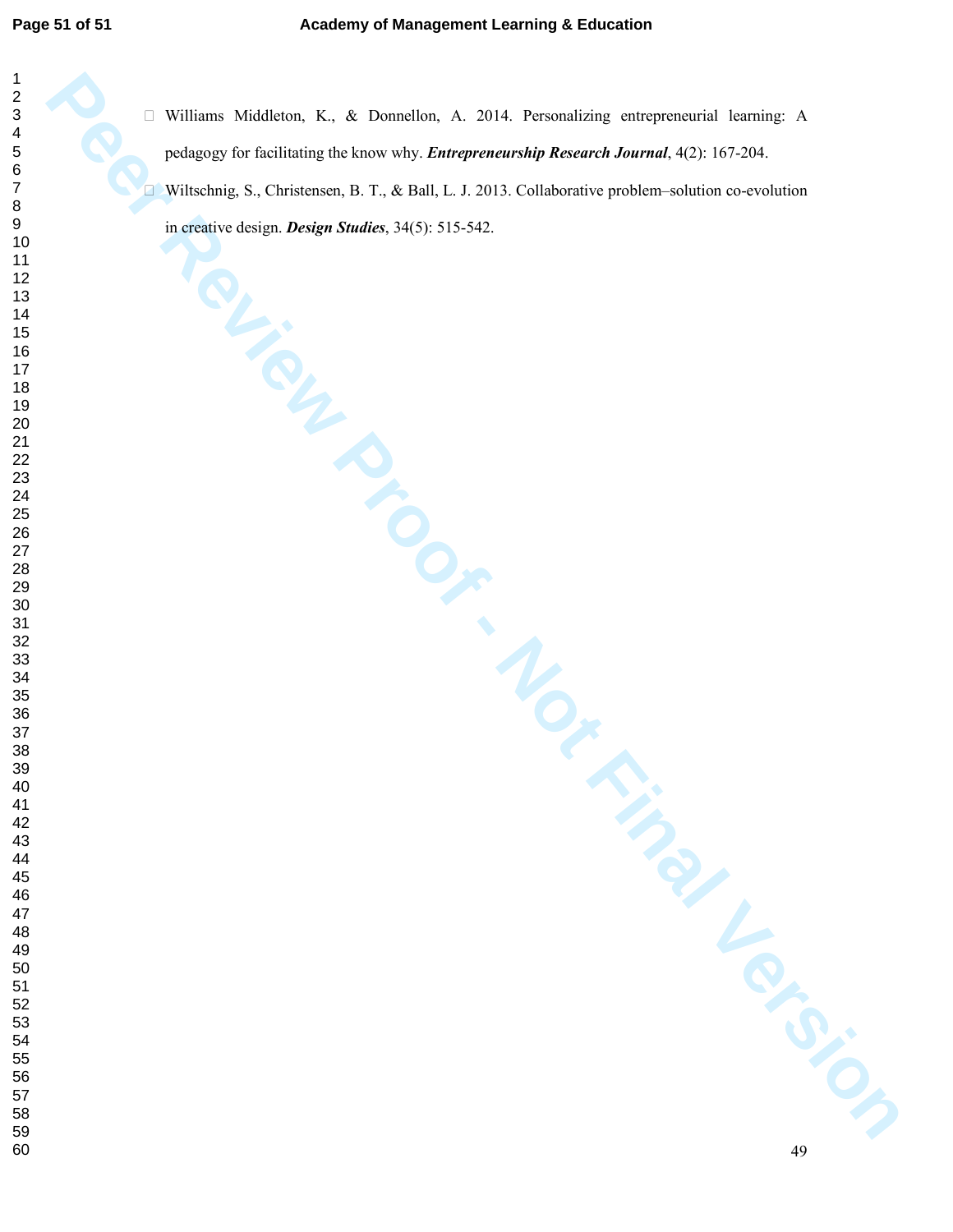Williams Middleton, K., & Donnellon, A. 2014. Personalizing entrepreneurial learning: A pedagogy for facilitating the know why. ***Entrepreneurship Research Journal***, 4(2): 167-204.

Wiltschnig, S., Christensen, B. T., & Ball, L. J. 2013. Collaborative problem–solution co-evolution in creative design. ***Design Studies***, 34(5): 515-542.